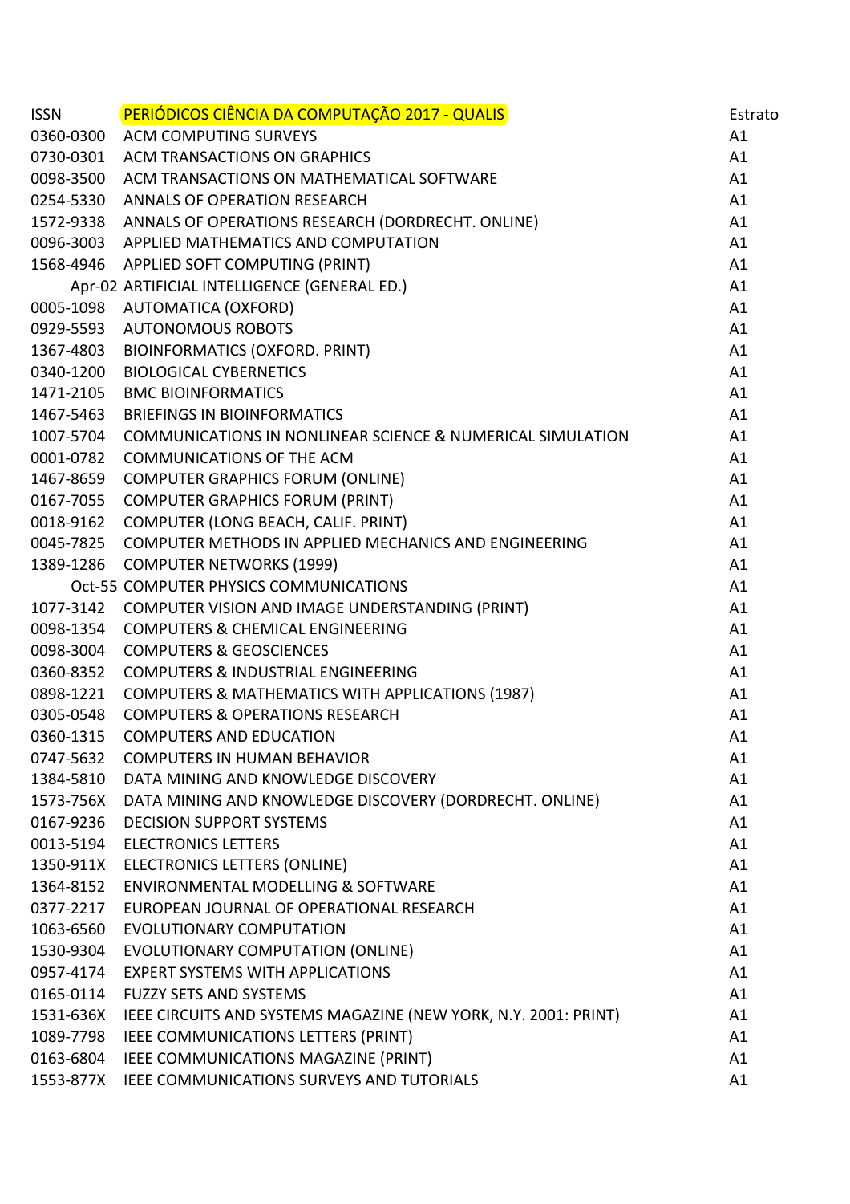| ISSN | PERIÓDICOS CIÊNCIA DA COMPUTAÇÃO 2017 - QUALIS | Estrato |
|---|---|---|
| 0360-0300 | ACM COMPUTING SURVEYS | A1 |
| 0730-0301 | ACM TRANSACTIONS ON GRAPHICS | A1 |
| 0098-3500 | ACM TRANSACTIONS ON MATHEMATICAL SOFTWARE | A1 |
| 0254-5330 | ANNALS OF OPERATION RESEARCH | A1 |
| 1572-9338 | ANNALS OF OPERATIONS RESEARCH (DORDRECHT. ONLINE) | A1 |
| 0096-3003 | APPLIED MATHEMATICS AND COMPUTATION | A1 |
| 1568-4946 | APPLIED SOFT COMPUTING (PRINT) | A1 |
| Apr-02 | ARTIFICIAL INTELLIGENCE (GENERAL ED.) | A1 |
| 0005-1098 | AUTOMATICA (OXFORD) | A1 |
| 0929-5593 | AUTONOMOUS ROBOTS | A1 |
| 1367-4803 | BIOINFORMATICS (OXFORD. PRINT) | A1 |
| 0340-1200 | BIOLOGICAL CYBERNETICS | A1 |
| 1471-2105 | BMC BIOINFORMATICS | A1 |
| 1467-5463 | BRIEFINGS IN BIOINFORMATICS | A1 |
| 1007-5704 | COMMUNICATIONS IN NONLINEAR SCIENCE & NUMERICAL SIMULATION | A1 |
| 0001-0782 | COMMUNICATIONS OF THE ACM | A1 |
| 1467-8659 | COMPUTER GRAPHICS FORUM (ONLINE) | A1 |
| 0167-7055 | COMPUTER GRAPHICS FORUM (PRINT) | A1 |
| 0018-9162 | COMPUTER (LONG BEACH, CALIF. PRINT) | A1 |
| 0045-7825 | COMPUTER METHODS IN APPLIED MECHANICS AND ENGINEERING | A1 |
| 1389-1286 | COMPUTER NETWORKS (1999) | A1 |
| Oct-55 | COMPUTER PHYSICS COMMUNICATIONS | A1 |
| 1077-3142 | COMPUTER VISION AND IMAGE UNDERSTANDING (PRINT) | A1 |
| 0098-1354 | COMPUTERS & CHEMICAL ENGINEERING | A1 |
| 0098-3004 | COMPUTERS & GEOSCIENCES | A1 |
| 0360-8352 | COMPUTERS & INDUSTRIAL ENGINEERING | A1 |
| 0898-1221 | COMPUTERS & MATHEMATICS WITH APPLICATIONS (1987) | A1 |
| 0305-0548 | COMPUTERS & OPERATIONS RESEARCH | A1 |
| 0360-1315 | COMPUTERS AND EDUCATION | A1 |
| 0747-5632 | COMPUTERS IN HUMAN BEHAVIOR | A1 |
| 1384-5810 | DATA MINING AND KNOWLEDGE DISCOVERY | A1 |
| 1573-756X | DATA MINING AND KNOWLEDGE DISCOVERY (DORDRECHT. ONLINE) | A1 |
| 0167-9236 | DECISION SUPPORT SYSTEMS | A1 |
| 0013-5194 | ELECTRONICS LETTERS | A1 |
| 1350-911X | ELECTRONICS LETTERS (ONLINE) | A1 |
| 1364-8152 | ENVIRONMENTAL MODELLING & SOFTWARE | A1 |
| 0377-2217 | EUROPEAN JOURNAL OF OPERATIONAL RESEARCH | A1 |
| 1063-6560 | EVOLUTIONARY COMPUTATION | A1 |
| 1530-9304 | EVOLUTIONARY COMPUTATION (ONLINE) | A1 |
| 0957-4174 | EXPERT SYSTEMS WITH APPLICATIONS | A1 |
| 0165-0114 | FUZZY SETS AND SYSTEMS | A1 |
| 1531-636X | IEEE CIRCUITS AND SYSTEMS MAGAZINE (NEW YORK, N.Y. 2001: PRINT) | A1 |
| 1089-7798 | IEEE COMMUNICATIONS LETTERS (PRINT) | A1 |
| 0163-6804 | IEEE COMMUNICATIONS MAGAZINE (PRINT) | A1 |
| 1553-877X | IEEE COMMUNICATIONS SURVEYS AND TUTORIALS | A1 |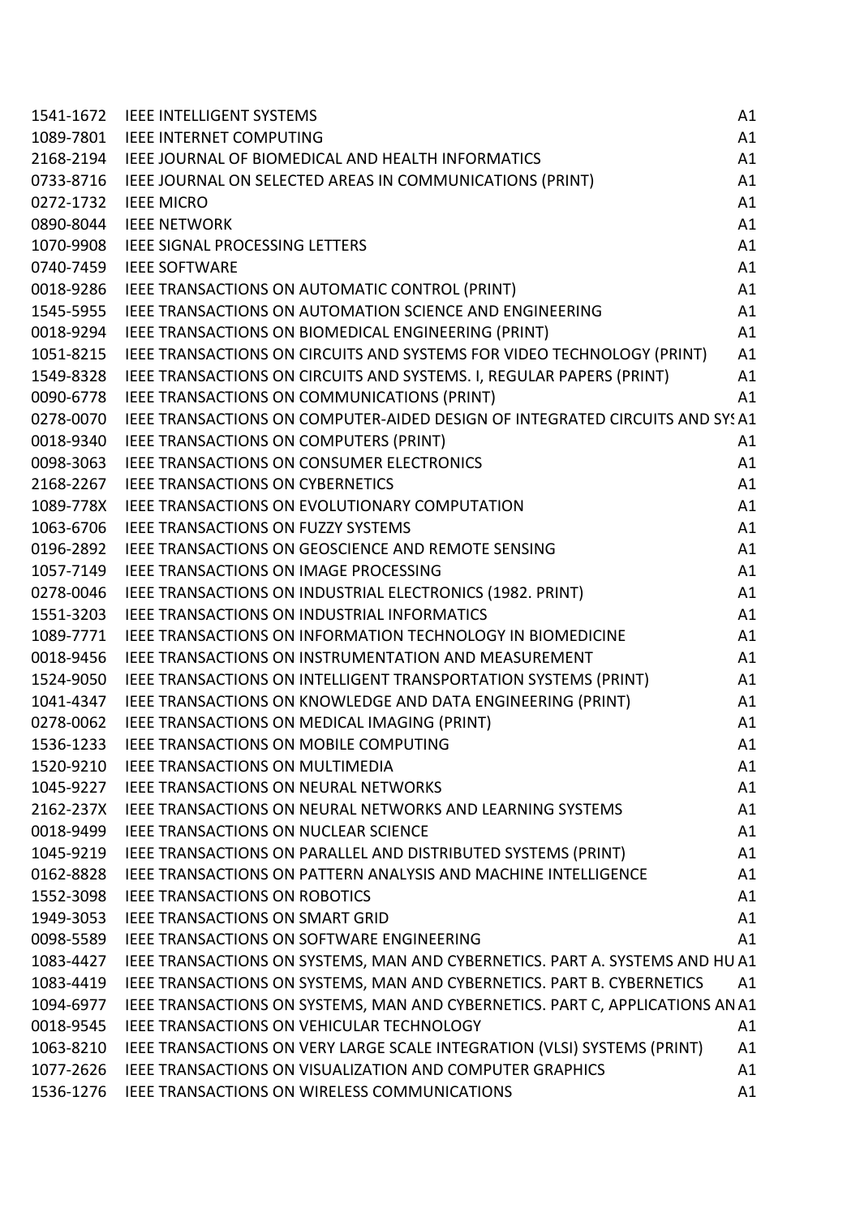| | | |
|---|---|---|
| 1541-1672 | IEEE INTELLIGENT SYSTEMS | A1 |
| 1089-7801 | IEEE INTERNET COMPUTING | A1 |
| 2168-2194 | IEEE JOURNAL OF BIOMEDICAL AND HEALTH INFORMATICS | A1 |
| 0733-8716 | IEEE JOURNAL ON SELECTED AREAS IN COMMUNICATIONS (PRINT) | A1 |
| 0272-1732 | IEEE MICRO | A1 |
| 0890-8044 | IEEE NETWORK | A1 |
| 1070-9908 | IEEE SIGNAL PROCESSING LETTERS | A1 |
| 0740-7459 | IEEE SOFTWARE | A1 |
| 0018-9286 | IEEE TRANSACTIONS ON AUTOMATIC CONTROL (PRINT) | A1 |
| 1545-5955 | IEEE TRANSACTIONS ON AUTOMATION SCIENCE AND ENGINEERING | A1 |
| 0018-9294 | IEEE TRANSACTIONS ON BIOMEDICAL ENGINEERING (PRINT) | A1 |
| 1051-8215 | IEEE TRANSACTIONS ON CIRCUITS AND SYSTEMS FOR VIDEO TECHNOLOGY (PRINT) | A1 |
| 1549-8328 | IEEE TRANSACTIONS ON CIRCUITS AND SYSTEMS. I, REGULAR PAPERS (PRINT) | A1 |
| 0090-6778 | IEEE TRANSACTIONS ON COMMUNICATIONS (PRINT) | A1 |
| 0278-0070 | IEEE TRANSACTIONS ON COMPUTER-AIDED DESIGN OF INTEGRATED CIRCUITS AND SYS | A1 |
| 0018-9340 | IEEE TRANSACTIONS ON COMPUTERS (PRINT) | A1 |
| 0098-3063 | IEEE TRANSACTIONS ON CONSUMER ELECTRONICS | A1 |
| 2168-2267 | IEEE TRANSACTIONS ON CYBERNETICS | A1 |
| 1089-778X | IEEE TRANSACTIONS ON EVOLUTIONARY COMPUTATION | A1 |
| 1063-6706 | IEEE TRANSACTIONS ON FUZZY SYSTEMS | A1 |
| 0196-2892 | IEEE TRANSACTIONS ON GEOSCIENCE AND REMOTE SENSING | A1 |
| 1057-7149 | IEEE TRANSACTIONS ON IMAGE PROCESSING | A1 |
| 0278-0046 | IEEE TRANSACTIONS ON INDUSTRIAL ELECTRONICS (1982. PRINT) | A1 |
| 1551-3203 | IEEE TRANSACTIONS ON INDUSTRIAL INFORMATICS | A1 |
| 1089-7771 | IEEE TRANSACTIONS ON INFORMATION TECHNOLOGY IN BIOMEDICINE | A1 |
| 0018-9456 | IEEE TRANSACTIONS ON INSTRUMENTATION AND MEASUREMENT | A1 |
| 1524-9050 | IEEE TRANSACTIONS ON INTELLIGENT TRANSPORTATION SYSTEMS (PRINT) | A1 |
| 1041-4347 | IEEE TRANSACTIONS ON KNOWLEDGE AND DATA ENGINEERING (PRINT) | A1 |
| 0278-0062 | IEEE TRANSACTIONS ON MEDICAL IMAGING (PRINT) | A1 |
| 1536-1233 | IEEE TRANSACTIONS ON MOBILE COMPUTING | A1 |
| 1520-9210 | IEEE TRANSACTIONS ON MULTIMEDIA | A1 |
| 1045-9227 | IEEE TRANSACTIONS ON NEURAL NETWORKS | A1 |
| 2162-237X | IEEE TRANSACTIONS ON NEURAL NETWORKS AND LEARNING SYSTEMS | A1 |
| 0018-9499 | IEEE TRANSACTIONS ON NUCLEAR SCIENCE | A1 |
| 1045-9219 | IEEE TRANSACTIONS ON PARALLEL AND DISTRIBUTED SYSTEMS (PRINT) | A1 |
| 0162-8828 | IEEE TRANSACTIONS ON PATTERN ANALYSIS AND MACHINE INTELLIGENCE | A1 |
| 1552-3098 | IEEE TRANSACTIONS ON ROBOTICS | A1 |
| 1949-3053 | IEEE TRANSACTIONS ON SMART GRID | A1 |
| 0098-5589 | IEEE TRANSACTIONS ON SOFTWARE ENGINEERING | A1 |
| 1083-4427 | IEEE TRANSACTIONS ON SYSTEMS, MAN AND CYBERNETICS. PART A. SYSTEMS AND HU | A1 |
| 1083-4419 | IEEE TRANSACTIONS ON SYSTEMS, MAN AND CYBERNETICS. PART B. CYBERNETICS | A1 |
| 1094-6977 | IEEE TRANSACTIONS ON SYSTEMS, MAN AND CYBERNETICS. PART C, APPLICATIONS AN | A1 |
| 0018-9545 | IEEE TRANSACTIONS ON VEHICULAR TECHNOLOGY | A1 |
| 1063-8210 | IEEE TRANSACTIONS ON VERY LARGE SCALE INTEGRATION (VLSI) SYSTEMS (PRINT) | A1 |
| 1077-2626 | IEEE TRANSACTIONS ON VISUALIZATION AND COMPUTER GRAPHICS | A1 |
| 1536-1276 | IEEE TRANSACTIONS ON WIRELESS COMMUNICATIONS | A1 |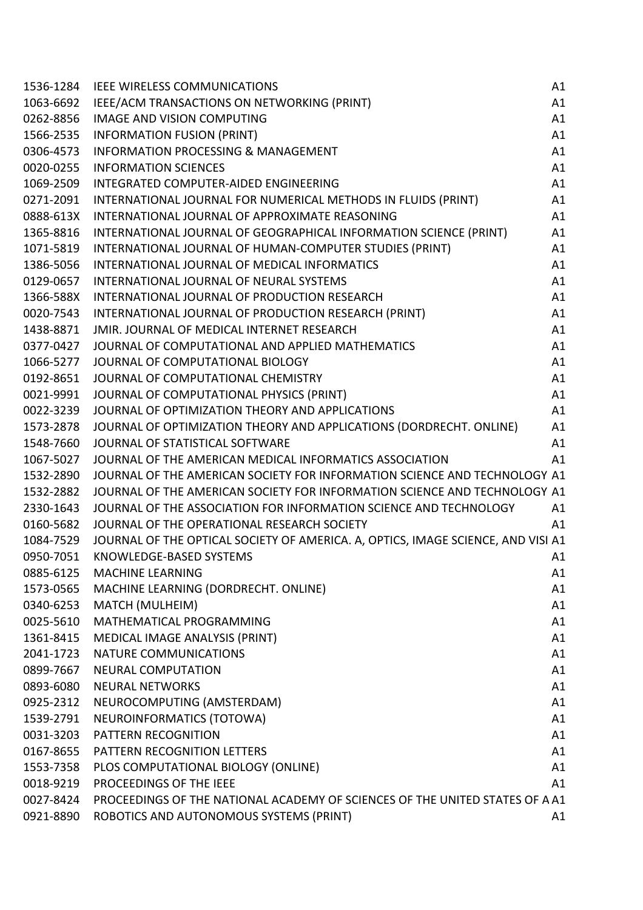| | | |
|---|---|---|
| 1536-1284 | IEEE WIRELESS COMMUNICATIONS | A1 |
| 1063-6692 | IEEE/ACM TRANSACTIONS ON NETWORKING (PRINT) | A1 |
| 0262-8856 | IMAGE AND VISION COMPUTING | A1 |
| 1566-2535 | INFORMATION FUSION (PRINT) | A1 |
| 0306-4573 | INFORMATION PROCESSING & MANAGEMENT | A1 |
| 0020-0255 | INFORMATION SCIENCES | A1 |
| 1069-2509 | INTEGRATED COMPUTER-AIDED ENGINEERING | A1 |
| 0271-2091 | INTERNATIONAL JOURNAL FOR NUMERICAL METHODS IN FLUIDS (PRINT) | A1 |
| 0888-613X | INTERNATIONAL JOURNAL OF APPROXIMATE REASONING | A1 |
| 1365-8816 | INTERNATIONAL JOURNAL OF GEOGRAPHICAL INFORMATION SCIENCE (PRINT) | A1 |
| 1071-5819 | INTERNATIONAL JOURNAL OF HUMAN-COMPUTER STUDIES (PRINT) | A1 |
| 1386-5056 | INTERNATIONAL JOURNAL OF MEDICAL INFORMATICS | A1 |
| 0129-0657 | INTERNATIONAL JOURNAL OF NEURAL SYSTEMS | A1 |
| 1366-588X | INTERNATIONAL JOURNAL OF PRODUCTION RESEARCH | A1 |
| 0020-7543 | INTERNATIONAL JOURNAL OF PRODUCTION RESEARCH (PRINT) | A1 |
| 1438-8871 | JMIR. JOURNAL OF MEDICAL INTERNET RESEARCH | A1 |
| 0377-0427 | JOURNAL OF COMPUTATIONAL AND APPLIED MATHEMATICS | A1 |
| 1066-5277 | JOURNAL OF COMPUTATIONAL BIOLOGY | A1 |
| 0192-8651 | JOURNAL OF COMPUTATIONAL CHEMISTRY | A1 |
| 0021-9991 | JOURNAL OF COMPUTATIONAL PHYSICS (PRINT) | A1 |
| 0022-3239 | JOURNAL OF OPTIMIZATION THEORY AND APPLICATIONS | A1 |
| 1573-2878 | JOURNAL OF OPTIMIZATION THEORY AND APPLICATIONS (DORDRECHT. ONLINE) | A1 |
| 1548-7660 | JOURNAL OF STATISTICAL SOFTWARE | A1 |
| 1067-5027 | JOURNAL OF THE AMERICAN MEDICAL INFORMATICS ASSOCIATION | A1 |
| 1532-2890 | JOURNAL OF THE AMERICAN SOCIETY FOR INFORMATION SCIENCE AND TECHNOLOGY | A1 |
| 1532-2882 | JOURNAL OF THE AMERICAN SOCIETY FOR INFORMATION SCIENCE AND TECHNOLOGY | A1 |
| 2330-1643 | JOURNAL OF THE ASSOCIATION FOR INFORMATION SCIENCE AND TECHNOLOGY | A1 |
| 0160-5682 | JOURNAL OF THE OPERATIONAL RESEARCH SOCIETY | A1 |
| 1084-7529 | JOURNAL OF THE OPTICAL SOCIETY OF AMERICA. A, OPTICS, IMAGE SCIENCE, AND VISI | A1 |
| 0950-7051 | KNOWLEDGE-BASED SYSTEMS | A1 |
| 0885-6125 | MACHINE LEARNING | A1 |
| 1573-0565 | MACHINE LEARNING (DORDRECHT. ONLINE) | A1 |
| 0340-6253 | MATCH (MULHEIM) | A1 |
| 0025-5610 | MATHEMATICAL PROGRAMMING | A1 |
| 1361-8415 | MEDICAL IMAGE ANALYSIS (PRINT) | A1 |
| 2041-1723 | NATURE COMMUNICATIONS | A1 |
| 0899-7667 | NEURAL COMPUTATION | A1 |
| 0893-6080 | NEURAL NETWORKS | A1 |
| 0925-2312 | NEUROCOMPUTING (AMSTERDAM) | A1 |
| 1539-2791 | NEUROINFORMATICS (TOTOWA) | A1 |
| 0031-3203 | PATTERN RECOGNITION | A1 |
| 0167-8655 | PATTERN RECOGNITION LETTERS | A1 |
| 1553-7358 | PLOS COMPUTATIONAL BIOLOGY (ONLINE) | A1 |
| 0018-9219 | PROCEEDINGS OF THE IEEE | A1 |
| 0027-8424 | PROCEEDINGS OF THE NATIONAL ACADEMY OF SCIENCES OF THE UNITED STATES OF A | A1 |
| 0921-8890 | ROBOTICS AND AUTONOMOUS SYSTEMS (PRINT) | A1 |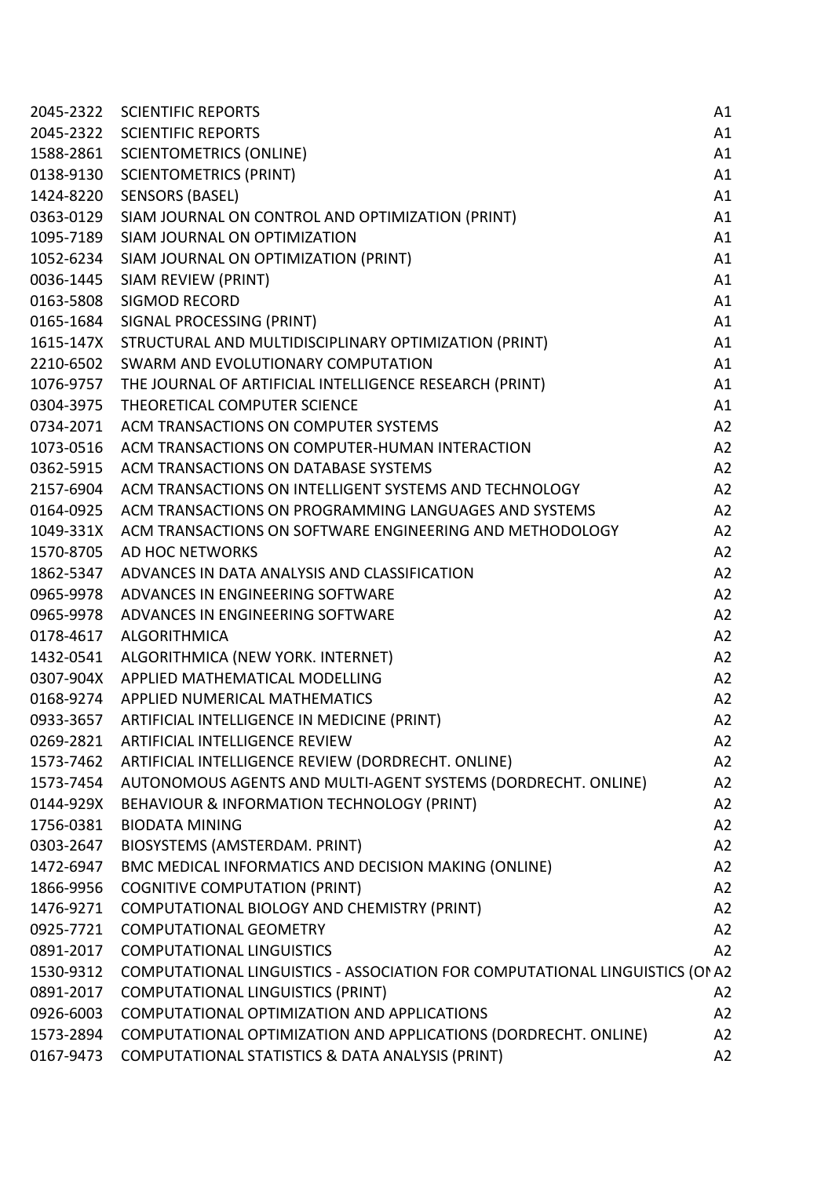| | | |
|---|---|---|
| 2045-2322 | SCIENTIFIC REPORTS | A1 |
| 2045-2322 | SCIENTIFIC REPORTS | A1 |
| 1588-2861 | SCIENTOMETRICS (ONLINE) | A1 |
| 0138-9130 | SCIENTOMETRICS (PRINT) | A1 |
| 1424-8220 | SENSORS (BASEL) | A1 |
| 0363-0129 | SIAM JOURNAL ON CONTROL AND OPTIMIZATION (PRINT) | A1 |
| 1095-7189 | SIAM JOURNAL ON OPTIMIZATION | A1 |
| 1052-6234 | SIAM JOURNAL ON OPTIMIZATION (PRINT) | A1 |
| 0036-1445 | SIAM REVIEW (PRINT) | A1 |
| 0163-5808 | SIGMOD RECORD | A1 |
| 0165-1684 | SIGNAL PROCESSING (PRINT) | A1 |
| 1615-147X | STRUCTURAL AND MULTIDISCIPLINARY OPTIMIZATION (PRINT) | A1 |
| 2210-6502 | SWARM AND EVOLUTIONARY COMPUTATION | A1 |
| 1076-9757 | THE JOURNAL OF ARTIFICIAL INTELLIGENCE RESEARCH (PRINT) | A1 |
| 0304-3975 | THEORETICAL COMPUTER SCIENCE | A1 |
| 0734-2071 | ACM TRANSACTIONS ON COMPUTER SYSTEMS | A2 |
| 1073-0516 | ACM TRANSACTIONS ON COMPUTER-HUMAN INTERACTION | A2 |
| 0362-5915 | ACM TRANSACTIONS ON DATABASE SYSTEMS | A2 |
| 2157-6904 | ACM TRANSACTIONS ON INTELLIGENT SYSTEMS AND TECHNOLOGY | A2 |
| 0164-0925 | ACM TRANSACTIONS ON PROGRAMMING LANGUAGES AND SYSTEMS | A2 |
| 1049-331X | ACM TRANSACTIONS ON SOFTWARE ENGINEERING AND METHODOLOGY | A2 |
| 1570-8705 | AD HOC NETWORKS | A2 |
| 1862-5347 | ADVANCES IN DATA ANALYSIS AND CLASSIFICATION | A2 |
| 0965-9978 | ADVANCES IN ENGINEERING SOFTWARE | A2 |
| 0965-9978 | ADVANCES IN ENGINEERING SOFTWARE | A2 |
| 0178-4617 | ALGORITHMICA | A2 |
| 1432-0541 | ALGORITHMICA (NEW YORK. INTERNET) | A2 |
| 0307-904X | APPLIED MATHEMATICAL MODELLING | A2 |
| 0168-9274 | APPLIED NUMERICAL MATHEMATICS | A2 |
| 0933-3657 | ARTIFICIAL INTELLIGENCE IN MEDICINE (PRINT) | A2 |
| 0269-2821 | ARTIFICIAL INTELLIGENCE REVIEW | A2 |
| 1573-7462 | ARTIFICIAL INTELLIGENCE REVIEW (DORDRECHT. ONLINE) | A2 |
| 1573-7454 | AUTONOMOUS AGENTS AND MULTI-AGENT SYSTEMS (DORDRECHT. ONLINE) | A2 |
| 0144-929X | BEHAVIOUR & INFORMATION TECHNOLOGY (PRINT) | A2 |
| 1756-0381 | BIODATA MINING | A2 |
| 0303-2647 | BIOSYSTEMS (AMSTERDAM. PRINT) | A2 |
| 1472-6947 | BMC MEDICAL INFORMATICS AND DECISION MAKING (ONLINE) | A2 |
| 1866-9956 | COGNITIVE COMPUTATION (PRINT) | A2 |
| 1476-9271 | COMPUTATIONAL BIOLOGY AND CHEMISTRY (PRINT) | A2 |
| 0925-7721 | COMPUTATIONAL GEOMETRY | A2 |
| 0891-2017 | COMPUTATIONAL LINGUISTICS | A2 |
| 1530-9312 | COMPUTATIONAL LINGUISTICS - ASSOCIATION FOR COMPUTATIONAL LINGUISTICS (ON | A2 |
| 0891-2017 | COMPUTATIONAL LINGUISTICS (PRINT) | A2 |
| 0926-6003 | COMPUTATIONAL OPTIMIZATION AND APPLICATIONS | A2 |
| 1573-2894 | COMPUTATIONAL OPTIMIZATION AND APPLICATIONS (DORDRECHT. ONLINE) | A2 |
| 0167-9473 | COMPUTATIONAL STATISTICS & DATA ANALYSIS (PRINT) | A2 |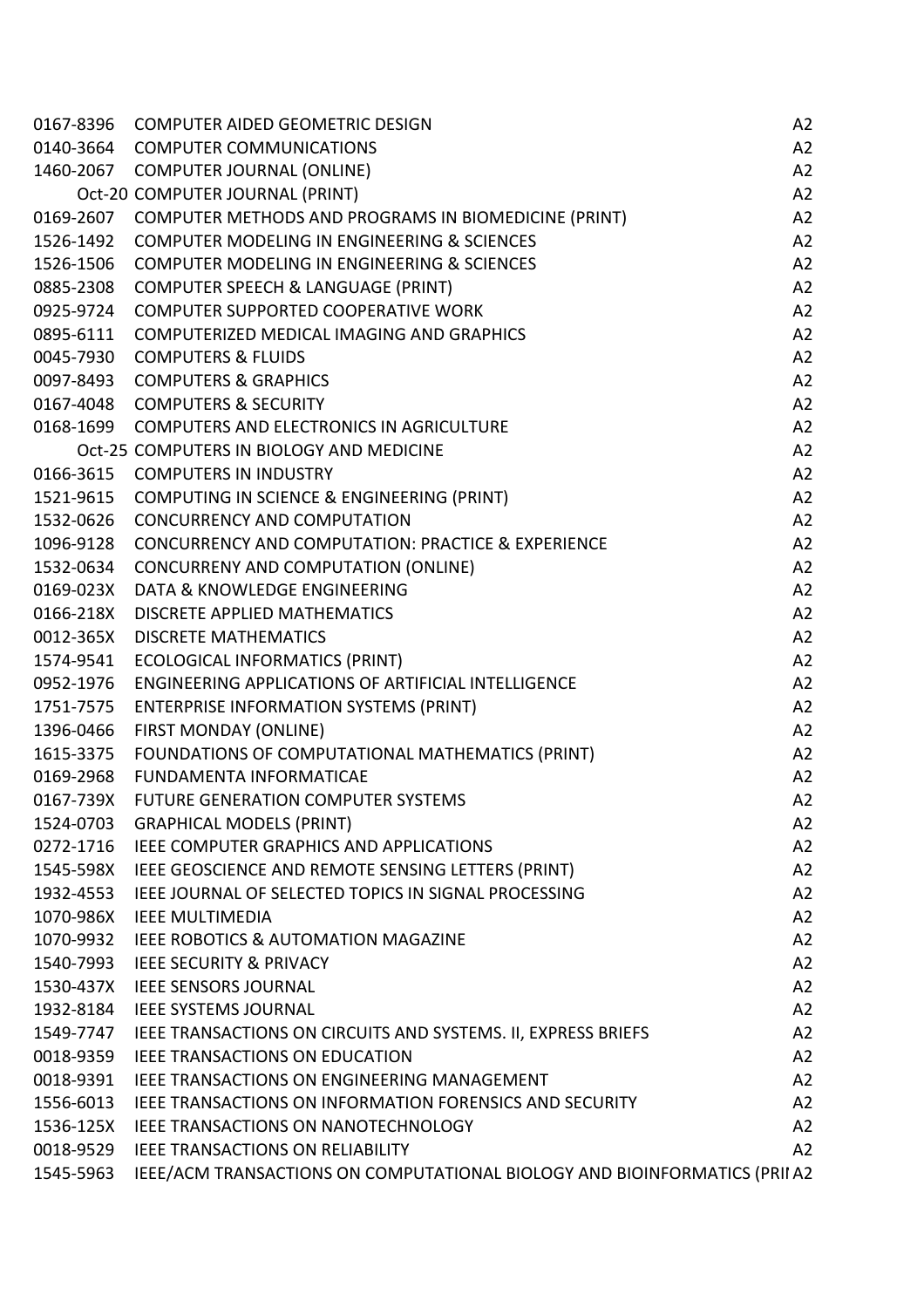| | | |
|---|---|---|
| 0167-8396 | COMPUTER AIDED GEOMETRIC DESIGN | A2 |
| 0140-3664 | COMPUTER COMMUNICATIONS | A2 |
| 1460-2067 | COMPUTER JOURNAL (ONLINE) | A2 |
| Oct-20 | COMPUTER JOURNAL (PRINT) | A2 |
| 0169-2607 | COMPUTER METHODS AND PROGRAMS IN BIOMEDICINE (PRINT) | A2 |
| 1526-1492 | COMPUTER MODELING IN ENGINEERING & SCIENCES | A2 |
| 1526-1506 | COMPUTER MODELING IN ENGINEERING & SCIENCES | A2 |
| 0885-2308 | COMPUTER SPEECH & LANGUAGE (PRINT) | A2 |
| 0925-9724 | COMPUTER SUPPORTED COOPERATIVE WORK | A2 |
| 0895-6111 | COMPUTERIZED MEDICAL IMAGING AND GRAPHICS | A2 |
| 0045-7930 | COMPUTERS & FLUIDS | A2 |
| 0097-8493 | COMPUTERS & GRAPHICS | A2 |
| 0167-4048 | COMPUTERS & SECURITY | A2 |
| 0168-1699 | COMPUTERS AND ELECTRONICS IN AGRICULTURE | A2 |
| Oct-25 | COMPUTERS IN BIOLOGY AND MEDICINE | A2 |
| 0166-3615 | COMPUTERS IN INDUSTRY | A2 |
| 1521-9615 | COMPUTING IN SCIENCE & ENGINEERING (PRINT) | A2 |
| 1532-0626 | CONCURRENCY AND COMPUTATION | A2 |
| 1096-9128 | CONCURRENCY AND COMPUTATION: PRACTICE & EXPERIENCE | A2 |
| 1532-0634 | CONCURRENY AND COMPUTATION (ONLINE) | A2 |
| 0169-023X | DATA & KNOWLEDGE ENGINEERING | A2 |
| 0166-218X | DISCRETE APPLIED MATHEMATICS | A2 |
| 0012-365X | DISCRETE MATHEMATICS | A2 |
| 1574-9541 | ECOLOGICAL INFORMATICS (PRINT) | A2 |
| 0952-1976 | ENGINEERING APPLICATIONS OF ARTIFICIAL INTELLIGENCE | A2 |
| 1751-7575 | ENTERPRISE INFORMATION SYSTEMS (PRINT) | A2 |
| 1396-0466 | FIRST MONDAY (ONLINE) | A2 |
| 1615-3375 | FOUNDATIONS OF COMPUTATIONAL MATHEMATICS (PRINT) | A2 |
| 0169-2968 | FUNDAMENTA INFORMATICAE | A2 |
| 0167-739X | FUTURE GENERATION COMPUTER SYSTEMS | A2 |
| 1524-0703 | GRAPHICAL MODELS (PRINT) | A2 |
| 0272-1716 | IEEE COMPUTER GRAPHICS AND APPLICATIONS | A2 |
| 1545-598X | IEEE GEOSCIENCE AND REMOTE SENSING LETTERS (PRINT) | A2 |
| 1932-4553 | IEEE JOURNAL OF SELECTED TOPICS IN SIGNAL PROCESSING | A2 |
| 1070-986X | IEEE MULTIMEDIA | A2 |
| 1070-9932 | IEEE ROBOTICS & AUTOMATION MAGAZINE | A2 |
| 1540-7993 | IEEE SECURITY & PRIVACY | A2 |
| 1530-437X | IEEE SENSORS JOURNAL | A2 |
| 1932-8184 | IEEE SYSTEMS JOURNAL | A2 |
| 1549-7747 | IEEE TRANSACTIONS ON CIRCUITS AND SYSTEMS. II, EXPRESS BRIEFS | A2 |
| 0018-9359 | IEEE TRANSACTIONS ON EDUCATION | A2 |
| 0018-9391 | IEEE TRANSACTIONS ON ENGINEERING MANAGEMENT | A2 |
| 1556-6013 | IEEE TRANSACTIONS ON INFORMATION FORENSICS AND SECURITY | A2 |
| 1536-125X | IEEE TRANSACTIONS ON NANOTECHNOLOGY | A2 |
| 0018-9529 | IEEE TRANSACTIONS ON RELIABILITY | A2 |
| 1545-5963 | IEEE/ACM TRANSACTIONS ON COMPUTATIONAL BIOLOGY AND BIOINFORMATICS (PRI | A2 |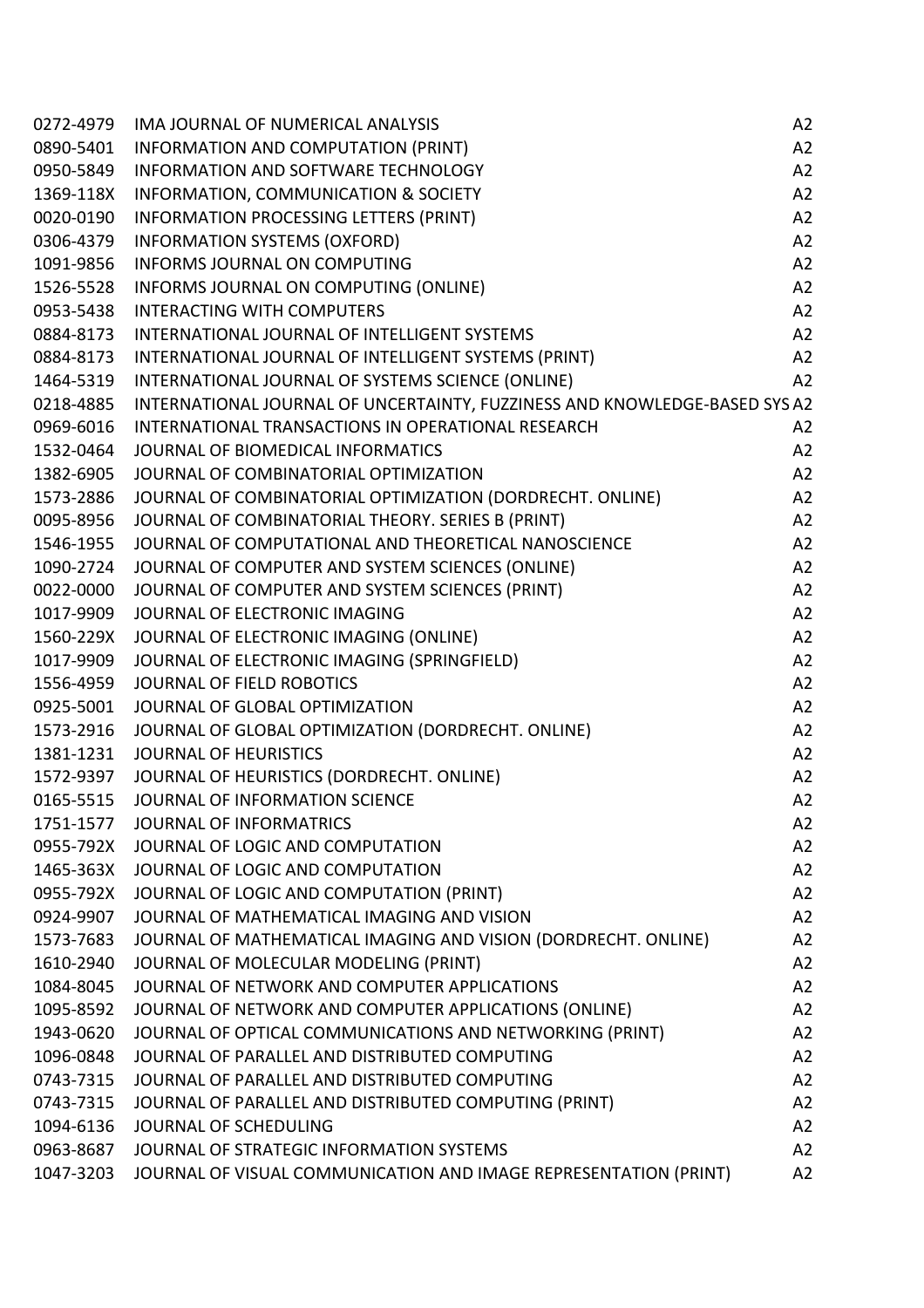| | | |
|---|---|---|
| 0272-4979 | IMA JOURNAL OF NUMERICAL ANALYSIS | A2 |
| 0890-5401 | INFORMATION AND COMPUTATION (PRINT) | A2 |
| 0950-5849 | INFORMATION AND SOFTWARE TECHNOLOGY | A2 |
| 1369-118X | INFORMATION, COMMUNICATION & SOCIETY | A2 |
| 0020-0190 | INFORMATION PROCESSING LETTERS (PRINT) | A2 |
| 0306-4379 | INFORMATION SYSTEMS (OXFORD) | A2 |
| 1091-9856 | INFORMS JOURNAL ON COMPUTING | A2 |
| 1526-5528 | INFORMS JOURNAL ON COMPUTING (ONLINE) | A2 |
| 0953-5438 | INTERACTING WITH COMPUTERS | A2 |
| 0884-8173 | INTERNATIONAL JOURNAL OF INTELLIGENT SYSTEMS | A2 |
| 0884-8173 | INTERNATIONAL JOURNAL OF INTELLIGENT SYSTEMS (PRINT) | A2 |
| 1464-5319 | INTERNATIONAL JOURNAL OF SYSTEMS SCIENCE (ONLINE) | A2 |
| 0218-4885 | INTERNATIONAL JOURNAL OF UNCERTAINTY, FUZZINESS AND KNOWLEDGE-BASED SYS | A2 |
| 0969-6016 | INTERNATIONAL TRANSACTIONS IN OPERATIONAL RESEARCH | A2 |
| 1532-0464 | JOURNAL OF BIOMEDICAL INFORMATICS | A2 |
| 1382-6905 | JOURNAL OF COMBINATORIAL OPTIMIZATION | A2 |
| 1573-2886 | JOURNAL OF COMBINATORIAL OPTIMIZATION (DORDRECHT. ONLINE) | A2 |
| 0095-8956 | JOURNAL OF COMBINATORIAL THEORY. SERIES B (PRINT) | A2 |
| 1546-1955 | JOURNAL OF COMPUTATIONAL AND THEORETICAL NANOSCIENCE | A2 |
| 1090-2724 | JOURNAL OF COMPUTER AND SYSTEM SCIENCES (ONLINE) | A2 |
| 0022-0000 | JOURNAL OF COMPUTER AND SYSTEM SCIENCES (PRINT) | A2 |
| 1017-9909 | JOURNAL OF ELECTRONIC IMAGING | A2 |
| 1560-229X | JOURNAL OF ELECTRONIC IMAGING (ONLINE) | A2 |
| 1017-9909 | JOURNAL OF ELECTRONIC IMAGING (SPRINGFIELD) | A2 |
| 1556-4959 | JOURNAL OF FIELD ROBOTICS | A2 |
| 0925-5001 | JOURNAL OF GLOBAL OPTIMIZATION | A2 |
| 1573-2916 | JOURNAL OF GLOBAL OPTIMIZATION (DORDRECHT. ONLINE) | A2 |
| 1381-1231 | JOURNAL OF HEURISTICS | A2 |
| 1572-9397 | JOURNAL OF HEURISTICS (DORDRECHT. ONLINE) | A2 |
| 0165-5515 | JOURNAL OF INFORMATION SCIENCE | A2 |
| 1751-1577 | JOURNAL OF INFORMATRICS | A2 |
| 0955-792X | JOURNAL OF LOGIC AND COMPUTATION | A2 |
| 1465-363X | JOURNAL OF LOGIC AND COMPUTATION | A2 |
| 0955-792X | JOURNAL OF LOGIC AND COMPUTATION (PRINT) | A2 |
| 0924-9907 | JOURNAL OF MATHEMATICAL IMAGING AND VISION | A2 |
| 1573-7683 | JOURNAL OF MATHEMATICAL IMAGING AND VISION (DORDRECHT. ONLINE) | A2 |
| 1610-2940 | JOURNAL OF MOLECULAR MODELING (PRINT) | A2 |
| 1084-8045 | JOURNAL OF NETWORK AND COMPUTER APPLICATIONS | A2 |
| 1095-8592 | JOURNAL OF NETWORK AND COMPUTER APPLICATIONS (ONLINE) | A2 |
| 1943-0620 | JOURNAL OF OPTICAL COMMUNICATIONS AND NETWORKING (PRINT) | A2 |
| 1096-0848 | JOURNAL OF PARALLEL AND DISTRIBUTED COMPUTING | A2 |
| 0743-7315 | JOURNAL OF PARALLEL AND DISTRIBUTED COMPUTING | A2 |
| 0743-7315 | JOURNAL OF PARALLEL AND DISTRIBUTED COMPUTING (PRINT) | A2 |
| 1094-6136 | JOURNAL OF SCHEDULING | A2 |
| 0963-8687 | JOURNAL OF STRATEGIC INFORMATION SYSTEMS | A2 |
| 1047-3203 | JOURNAL OF VISUAL COMMUNICATION AND IMAGE REPRESENTATION (PRINT) | A2 |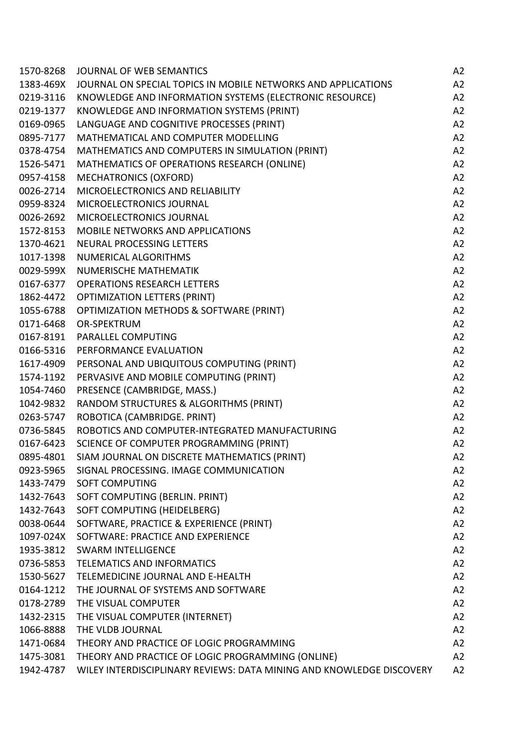| | | |
|---|---|---|
| 1570-8268 | JOURNAL OF WEB SEMANTICS | A2 |
| 1383-469X | JOURNAL ON SPECIAL TOPICS IN MOBILE NETWORKS AND APPLICATIONS | A2 |
| 0219-3116 | KNOWLEDGE AND INFORMATION SYSTEMS (ELECTRONIC RESOURCE) | A2 |
| 0219-1377 | KNOWLEDGE AND INFORMATION SYSTEMS (PRINT) | A2 |
| 0169-0965 | LANGUAGE AND COGNITIVE PROCESSES (PRINT) | A2 |
| 0895-7177 | MATHEMATICAL AND COMPUTER MODELLING | A2 |
| 0378-4754 | MATHEMATICS AND COMPUTERS IN SIMULATION (PRINT) | A2 |
| 1526-5471 | MATHEMATICS OF OPERATIONS RESEARCH (ONLINE) | A2 |
| 0957-4158 | MECHATRONICS (OXFORD) | A2 |
| 0026-2714 | MICROELECTRONICS AND RELIABILITY | A2 |
| 0959-8324 | MICROELECTRONICS JOURNAL | A2 |
| 0026-2692 | MICROELECTRONICS JOURNAL | A2 |
| 1572-8153 | MOBILE NETWORKS AND APPLICATIONS | A2 |
| 1370-4621 | NEURAL PROCESSING LETTERS | A2 |
| 1017-1398 | NUMERICAL ALGORITHMS | A2 |
| 0029-599X | NUMERISCHE MATHEMATIK | A2 |
| 0167-6377 | OPERATIONS RESEARCH LETTERS | A2 |
| 1862-4472 | OPTIMIZATION LETTERS (PRINT) | A2 |
| 1055-6788 | OPTIMIZATION METHODS & SOFTWARE (PRINT) | A2 |
| 0171-6468 | OR-SPEKTRUM | A2 |
| 0167-8191 | PARALLEL COMPUTING | A2 |
| 0166-5316 | PERFORMANCE EVALUATION | A2 |
| 1617-4909 | PERSONAL AND UBIQUITOUS COMPUTING (PRINT) | A2 |
| 1574-1192 | PERVASIVE AND MOBILE COMPUTING (PRINT) | A2 |
| 1054-7460 | PRESENCE (CAMBRIDGE, MASS.) | A2 |
| 1042-9832 | RANDOM STRUCTURES & ALGORITHMS (PRINT) | A2 |
| 0263-5747 | ROBOTICA (CAMBRIDGE. PRINT) | A2 |
| 0736-5845 | ROBOTICS AND COMPUTER-INTEGRATED MANUFACTURING | A2 |
| 0167-6423 | SCIENCE OF COMPUTER PROGRAMMING (PRINT) | A2 |
| 0895-4801 | SIAM JOURNAL ON DISCRETE MATHEMATICS (PRINT) | A2 |
| 0923-5965 | SIGNAL PROCESSING. IMAGE COMMUNICATION | A2 |
| 1433-7479 | SOFT COMPUTING | A2 |
| 1432-7643 | SOFT COMPUTING (BERLIN. PRINT) | A2 |
| 1432-7643 | SOFT COMPUTING (HEIDELBERG) | A2 |
| 0038-0644 | SOFTWARE, PRACTICE & EXPERIENCE (PRINT) | A2 |
| 1097-024X | SOFTWARE: PRACTICE AND EXPERIENCE | A2 |
| 1935-3812 | SWARM INTELLIGENCE | A2 |
| 0736-5853 | TELEMATICS AND INFORMATICS | A2 |
| 1530-5627 | TELEMEDICINE JOURNAL AND E-HEALTH | A2 |
| 0164-1212 | THE JOURNAL OF SYSTEMS AND SOFTWARE | A2 |
| 0178-2789 | THE VISUAL COMPUTER | A2 |
| 1432-2315 | THE VISUAL COMPUTER (INTERNET) | A2 |
| 1066-8888 | THE VLDB JOURNAL | A2 |
| 1471-0684 | THEORY AND PRACTICE OF LOGIC PROGRAMMING | A2 |
| 1475-3081 | THEORY AND PRACTICE OF LOGIC PROGRAMMING (ONLINE) | A2 |
| 1942-4787 | WILEY INTERDISCIPLINARY REVIEWS: DATA MINING AND KNOWLEDGE DISCOVERY | A2 |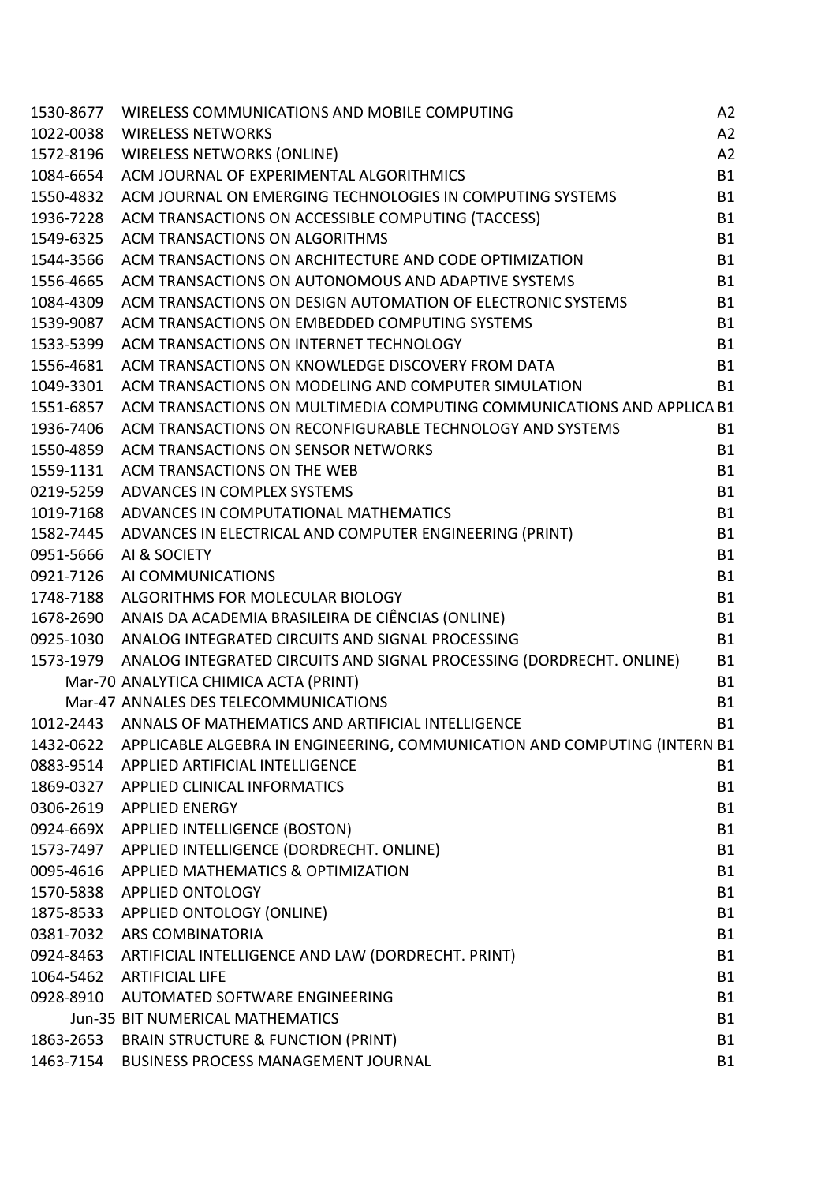| | | |
|---|---|---|
| 1530-8677 | WIRELESS COMMUNICATIONS AND MOBILE COMPUTING | A2 |
| 1022-0038 | WIRELESS NETWORKS | A2 |
| 1572-8196 | WIRELESS NETWORKS (ONLINE) | A2 |
| 1084-6654 | ACM JOURNAL OF EXPERIMENTAL ALGORITHMICS | B1 |
| 1550-4832 | ACM JOURNAL ON EMERGING TECHNOLOGIES IN COMPUTING SYSTEMS | B1 |
| 1936-7228 | ACM TRANSACTIONS ON ACCESSIBLE COMPUTING (TACCESS) | B1 |
| 1549-6325 | ACM TRANSACTIONS ON ALGORITHMS | B1 |
| 1544-3566 | ACM TRANSACTIONS ON ARCHITECTURE AND CODE OPTIMIZATION | B1 |
| 1556-4665 | ACM TRANSACTIONS ON AUTONOMOUS AND ADAPTIVE SYSTEMS | B1 |
| 1084-4309 | ACM TRANSACTIONS ON DESIGN AUTOMATION OF ELECTRONIC SYSTEMS | B1 |
| 1539-9087 | ACM TRANSACTIONS ON EMBEDDED COMPUTING SYSTEMS | B1 |
| 1533-5399 | ACM TRANSACTIONS ON INTERNET TECHNOLOGY | B1 |
| 1556-4681 | ACM TRANSACTIONS ON KNOWLEDGE DISCOVERY FROM DATA | B1 |
| 1049-3301 | ACM TRANSACTIONS ON MODELING AND COMPUTER SIMULATION | B1 |
| 1551-6857 | ACM TRANSACTIONS ON MULTIMEDIA COMPUTING COMMUNICATIONS AND APPLICA | B1 |
| 1936-7406 | ACM TRANSACTIONS ON RECONFIGURABLE TECHNOLOGY AND SYSTEMS | B1 |
| 1550-4859 | ACM TRANSACTIONS ON SENSOR NETWORKS | B1 |
| 1559-1131 | ACM TRANSACTIONS ON THE WEB | B1 |
| 0219-5259 | ADVANCES IN COMPLEX SYSTEMS | B1 |
| 1019-7168 | ADVANCES IN COMPUTATIONAL MATHEMATICS | B1 |
| 1582-7445 | ADVANCES IN ELECTRICAL AND COMPUTER ENGINEERING (PRINT) | B1 |
| 0951-5666 | AI & SOCIETY | B1 |
| 0921-7126 | AI COMMUNICATIONS | B1 |
| 1748-7188 | ALGORITHMS FOR MOLECULAR BIOLOGY | B1 |
| 1678-2690 | ANAIS DA ACADEMIA BRASILEIRA DE CIÊNCIAS (ONLINE) | B1 |
| 0925-1030 | ANALOG INTEGRATED CIRCUITS AND SIGNAL PROCESSING | B1 |
| 1573-1979 | ANALOG INTEGRATED CIRCUITS AND SIGNAL PROCESSING (DORDRECHT. ONLINE) | B1 |
| Mar-70 | ANALYTICA CHIMICA ACTA (PRINT) | B1 |
| Mar-47 | ANNALES DES TELECOMMUNICATIONS | B1 |
| 1012-2443 | ANNALS OF MATHEMATICS AND ARTIFICIAL INTELLIGENCE | B1 |
| 1432-0622 | APPLICABLE ALGEBRA IN ENGINEERING, COMMUNICATION AND COMPUTING (INTERN | B1 |
| 0883-9514 | APPLIED ARTIFICIAL INTELLIGENCE | B1 |
| 1869-0327 | APPLIED CLINICAL INFORMATICS | B1 |
| 0306-2619 | APPLIED ENERGY | B1 |
| 0924-669X | APPLIED INTELLIGENCE (BOSTON) | B1 |
| 1573-7497 | APPLIED INTELLIGENCE (DORDRECHT. ONLINE) | B1 |
| 0095-4616 | APPLIED MATHEMATICS & OPTIMIZATION | B1 |
| 1570-5838 | APPLIED ONTOLOGY | B1 |
| 1875-8533 | APPLIED ONTOLOGY (ONLINE) | B1 |
| 0381-7032 | ARS COMBINATORIA | B1 |
| 0924-8463 | ARTIFICIAL INTELLIGENCE AND LAW (DORDRECHT. PRINT) | B1 |
| 1064-5462 | ARTIFICIAL LIFE | B1 |
| 0928-8910 | AUTOMATED SOFTWARE ENGINEERING | B1 |
| Jun-35 | BIT NUMERICAL MATHEMATICS | B1 |
| 1863-2653 | BRAIN STRUCTURE & FUNCTION (PRINT) | B1 |
| 1463-7154 | BUSINESS PROCESS MANAGEMENT JOURNAL | B1 |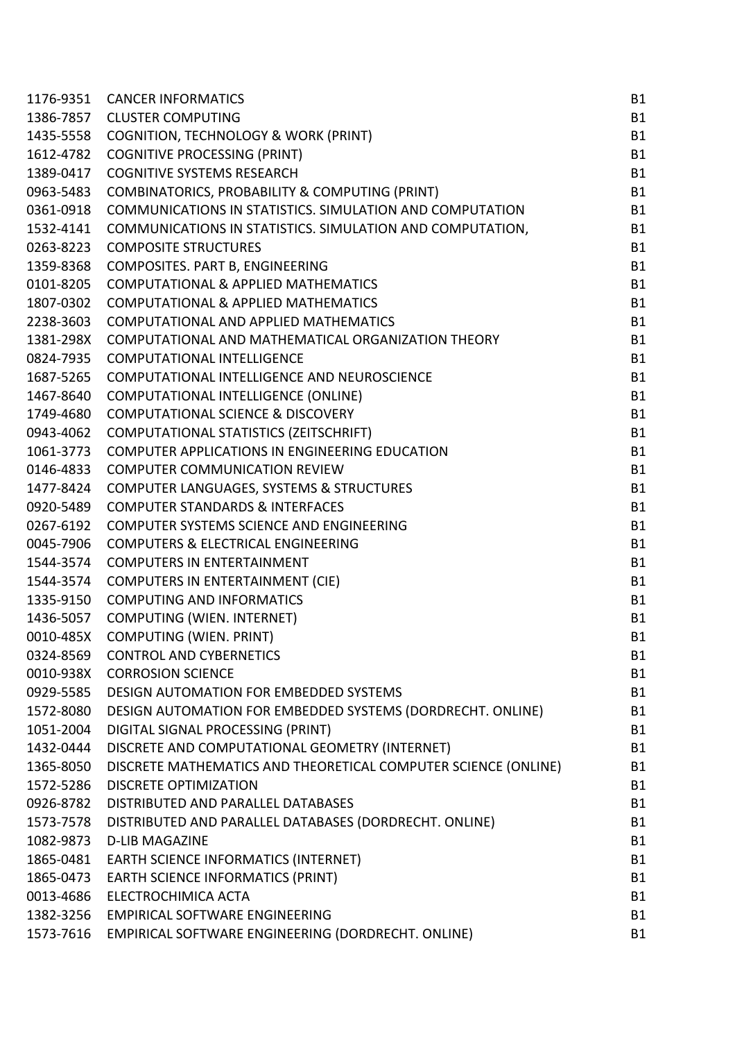| | | |
|---|---|---|
| 1176-9351 | CANCER INFORMATICS | B1 |
| 1386-7857 | CLUSTER COMPUTING | B1 |
| 1435-5558 | COGNITION, TECHNOLOGY & WORK (PRINT) | B1 |
| 1612-4782 | COGNITIVE PROCESSING (PRINT) | B1 |
| 1389-0417 | COGNITIVE SYSTEMS RESEARCH | B1 |
| 0963-5483 | COMBINATORICS, PROBABILITY & COMPUTING (PRINT) | B1 |
| 0361-0918 | COMMUNICATIONS IN STATISTICS. SIMULATION AND COMPUTATION | B1 |
| 1532-4141 | COMMUNICATIONS IN STATISTICS. SIMULATION AND COMPUTATION, | B1 |
| 0263-8223 | COMPOSITE STRUCTURES | B1 |
| 1359-8368 | COMPOSITES. PART B, ENGINEERING | B1 |
| 0101-8205 | COMPUTATIONAL & APPLIED MATHEMATICS | B1 |
| 1807-0302 | COMPUTATIONAL & APPLIED MATHEMATICS | B1 |
| 2238-3603 | COMPUTATIONAL AND APPLIED MATHEMATICS | B1 |
| 1381-298X | COMPUTATIONAL AND MATHEMATICAL ORGANIZATION THEORY | B1 |
| 0824-7935 | COMPUTATIONAL INTELLIGENCE | B1 |
| 1687-5265 | COMPUTATIONAL INTELLIGENCE AND NEUROSCIENCE | B1 |
| 1467-8640 | COMPUTATIONAL INTELLIGENCE (ONLINE) | B1 |
| 1749-4680 | COMPUTATIONAL SCIENCE & DISCOVERY | B1 |
| 0943-4062 | COMPUTATIONAL STATISTICS (ZEITSCHRIFT) | B1 |
| 1061-3773 | COMPUTER APPLICATIONS IN ENGINEERING EDUCATION | B1 |
| 0146-4833 | COMPUTER COMMUNICATION REVIEW | B1 |
| 1477-8424 | COMPUTER LANGUAGES, SYSTEMS & STRUCTURES | B1 |
| 0920-5489 | COMPUTER STANDARDS & INTERFACES | B1 |
| 0267-6192 | COMPUTER SYSTEMS SCIENCE AND ENGINEERING | B1 |
| 0045-7906 | COMPUTERS & ELECTRICAL ENGINEERING | B1 |
| 1544-3574 | COMPUTERS IN ENTERTAINMENT | B1 |
| 1544-3574 | COMPUTERS IN ENTERTAINMENT (CIE) | B1 |
| 1335-9150 | COMPUTING AND INFORMATICS | B1 |
| 1436-5057 | COMPUTING (WIEN. INTERNET) | B1 |
| 0010-485X | COMPUTING (WIEN. PRINT) | B1 |
| 0324-8569 | CONTROL AND CYBERNETICS | B1 |
| 0010-938X | CORROSION SCIENCE | B1 |
| 0929-5585 | DESIGN AUTOMATION FOR EMBEDDED SYSTEMS | B1 |
| 1572-8080 | DESIGN AUTOMATION FOR EMBEDDED SYSTEMS (DORDRECHT. ONLINE) | B1 |
| 1051-2004 | DIGITAL SIGNAL PROCESSING (PRINT) | B1 |
| 1432-0444 | DISCRETE AND COMPUTATIONAL GEOMETRY (INTERNET) | B1 |
| 1365-8050 | DISCRETE MATHEMATICS AND THEORETICAL COMPUTER SCIENCE (ONLINE) | B1 |
| 1572-5286 | DISCRETE OPTIMIZATION | B1 |
| 0926-8782 | DISTRIBUTED AND PARALLEL DATABASES | B1 |
| 1573-7578 | DISTRIBUTED AND PARALLEL DATABASES (DORDRECHT. ONLINE) | B1 |
| 1082-9873 | D-LIB MAGAZINE | B1 |
| 1865-0481 | EARTH SCIENCE INFORMATICS (INTERNET) | B1 |
| 1865-0473 | EARTH SCIENCE INFORMATICS (PRINT) | B1 |
| 0013-4686 | ELECTROCHIMICA ACTA | B1 |
| 1382-3256 | EMPIRICAL SOFTWARE ENGINEERING | B1 |
| 1573-7616 | EMPIRICAL SOFTWARE ENGINEERING (DORDRECHT. ONLINE) | B1 |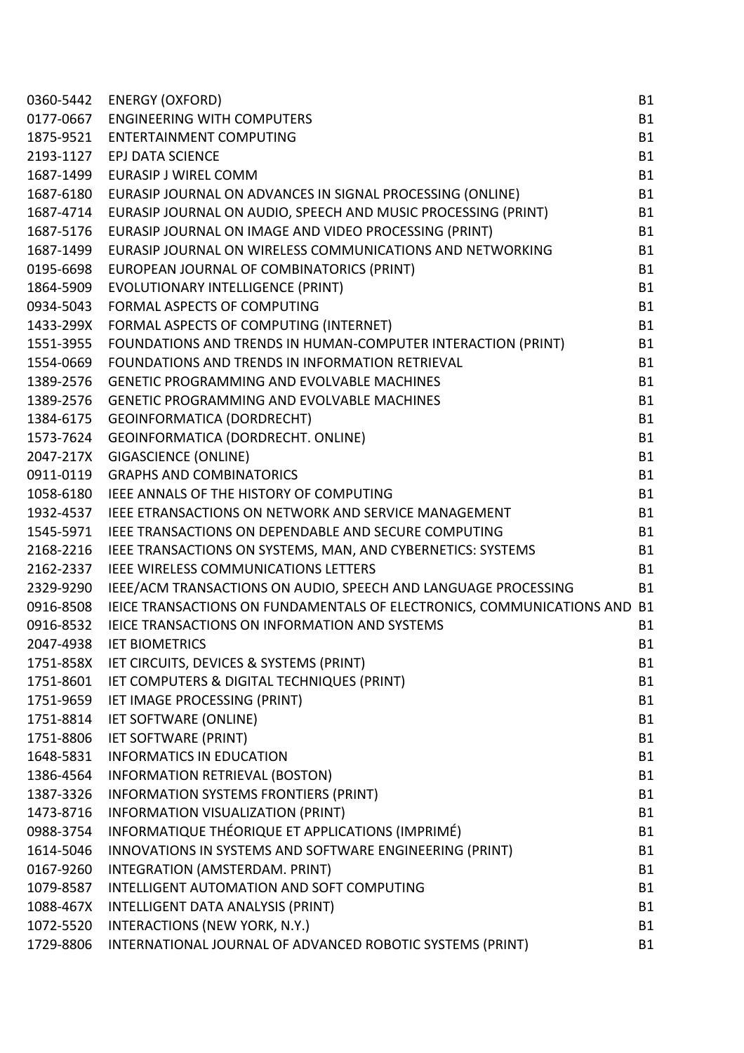| | | |
|---|---|---|
| 0360-5442 | ENERGY (OXFORD) | B1 |
| 0177-0667 | ENGINEERING WITH COMPUTERS | B1 |
| 1875-9521 | ENTERTAINMENT COMPUTING | B1 |
| 2193-1127 | EPJ DATA SCIENCE | B1 |
| 1687-1499 | EURASIP J WIREL COMM | B1 |
| 1687-6180 | EURASIP JOURNAL ON ADVANCES IN SIGNAL PROCESSING (ONLINE) | B1 |
| 1687-4714 | EURASIP JOURNAL ON AUDIO, SPEECH AND MUSIC PROCESSING (PRINT) | B1 |
| 1687-5176 | EURASIP JOURNAL ON IMAGE AND VIDEO PROCESSING (PRINT) | B1 |
| 1687-1499 | EURASIP JOURNAL ON WIRELESS COMMUNICATIONS AND NETWORKING | B1 |
| 0195-6698 | EUROPEAN JOURNAL OF COMBINATORICS (PRINT) | B1 |
| 1864-5909 | EVOLUTIONARY INTELLIGENCE (PRINT) | B1 |
| 0934-5043 | FORMAL ASPECTS OF COMPUTING | B1 |
| 1433-299X | FORMAL ASPECTS OF COMPUTING (INTERNET) | B1 |
| 1551-3955 | FOUNDATIONS AND TRENDS IN HUMAN-COMPUTER INTERACTION (PRINT) | B1 |
| 1554-0669 | FOUNDATIONS AND TRENDS IN INFORMATION RETRIEVAL | B1 |
| 1389-2576 | GENETIC PROGRAMMING AND EVOLVABLE MACHINES | B1 |
| 1389-2576 | GENETIC PROGRAMMING AND EVOLVABLE MACHINES | B1 |
| 1384-6175 | GEOINFORMATICA (DORDRECHT) | B1 |
| 1573-7624 | GEOINFORMATICA (DORDRECHT. ONLINE) | B1 |
| 2047-217X | GIGASCIENCE (ONLINE) | B1 |
| 0911-0119 | GRAPHS AND COMBINATORICS | B1 |
| 1058-6180 | IEEE ANNALS OF THE HISTORY OF COMPUTING | B1 |
| 1932-4537 | IEEE ETRANSACTIONS ON NETWORK AND SERVICE MANAGEMENT | B1 |
| 1545-5971 | IEEE TRANSACTIONS ON DEPENDABLE AND SECURE COMPUTING | B1 |
| 2168-2216 | IEEE TRANSACTIONS ON SYSTEMS, MAN, AND CYBERNETICS: SYSTEMS | B1 |
| 2162-2337 | IEEE WIRELESS COMMUNICATIONS LETTERS | B1 |
| 2329-9290 | IEEE/ACM TRANSACTIONS ON AUDIO, SPEECH AND LANGUAGE PROCESSING | B1 |
| 0916-8508 | IEICE TRANSACTIONS ON FUNDAMENTALS OF ELECTRONICS, COMMUNICATIONS AND | B1 |
| 0916-8532 | IEICE TRANSACTIONS ON INFORMATION AND SYSTEMS | B1 |
| 2047-4938 | IET BIOMETRICS | B1 |
| 1751-858X | IET CIRCUITS, DEVICES & SYSTEMS (PRINT) | B1 |
| 1751-8601 | IET COMPUTERS & DIGITAL TECHNIQUES (PRINT) | B1 |
| 1751-9659 | IET IMAGE PROCESSING (PRINT) | B1 |
| 1751-8814 | IET SOFTWARE (ONLINE) | B1 |
| 1751-8806 | IET SOFTWARE (PRINT) | B1 |
| 1648-5831 | INFORMATICS IN EDUCATION | B1 |
| 1386-4564 | INFORMATION RETRIEVAL (BOSTON) | B1 |
| 1387-3326 | INFORMATION SYSTEMS FRONTIERS (PRINT) | B1 |
| 1473-8716 | INFORMATION VISUALIZATION (PRINT) | B1 |
| 0988-3754 | INFORMATIQUE THÉORIQUE ET APPLICATIONS (IMPRIMÉ) | B1 |
| 1614-5046 | INNOVATIONS IN SYSTEMS AND SOFTWARE ENGINEERING (PRINT) | B1 |
| 0167-9260 | INTEGRATION (AMSTERDAM. PRINT) | B1 |
| 1079-8587 | INTELLIGENT AUTOMATION AND SOFT COMPUTING | B1 |
| 1088-467X | INTELLIGENT DATA ANALYSIS (PRINT) | B1 |
| 1072-5520 | INTERACTIONS (NEW YORK, N.Y.) | B1 |
| 1729-8806 | INTERNATIONAL JOURNAL OF ADVANCED ROBOTIC SYSTEMS (PRINT) | B1 |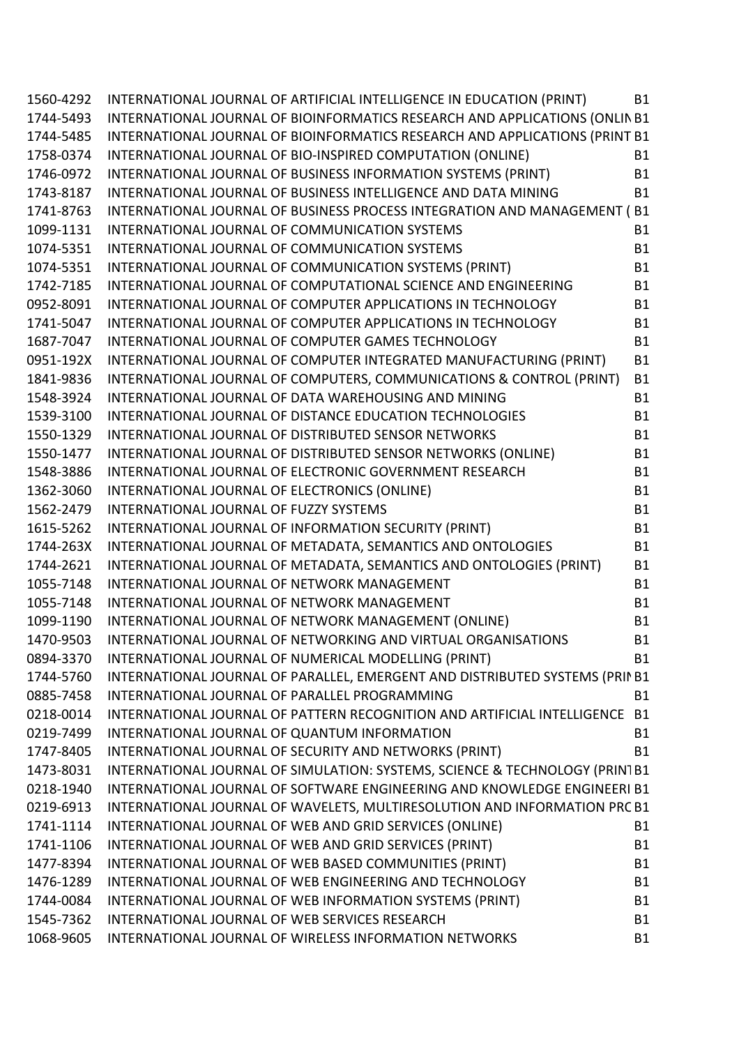| | | |
|---|---|---|
| 1560-4292 | INTERNATIONAL JOURNAL OF ARTIFICIAL INTELLIGENCE IN EDUCATION (PRINT) | B1 |
| 1744-5493 | INTERNATIONAL JOURNAL OF BIOINFORMATICS RESEARCH AND APPLICATIONS (ONLIN | B1 |
| 1744-5485 | INTERNATIONAL JOURNAL OF BIOINFORMATICS RESEARCH AND APPLICATIONS (PRINT | B1 |
| 1758-0374 | INTERNATIONAL JOURNAL OF BIO-INSPIRED COMPUTATION (ONLINE) | B1 |
| 1746-0972 | INTERNATIONAL JOURNAL OF BUSINESS INFORMATION SYSTEMS (PRINT) | B1 |
| 1743-8187 | INTERNATIONAL JOURNAL OF BUSINESS INTELLIGENCE AND DATA MINING | B1 |
| 1741-8763 | INTERNATIONAL JOURNAL OF BUSINESS PROCESS INTEGRATION AND MANAGEMENT ( | B1 |
| 1099-1131 | INTERNATIONAL JOURNAL OF COMMUNICATION SYSTEMS | B1 |
| 1074-5351 | INTERNATIONAL JOURNAL OF COMMUNICATION SYSTEMS | B1 |
| 1074-5351 | INTERNATIONAL JOURNAL OF COMMUNICATION SYSTEMS (PRINT) | B1 |
| 1742-7185 | INTERNATIONAL JOURNAL OF COMPUTATIONAL SCIENCE AND ENGINEERING | B1 |
| 0952-8091 | INTERNATIONAL JOURNAL OF COMPUTER APPLICATIONS IN TECHNOLOGY | B1 |
| 1741-5047 | INTERNATIONAL JOURNAL OF COMPUTER APPLICATIONS IN TECHNOLOGY | B1 |
| 1687-7047 | INTERNATIONAL JOURNAL OF COMPUTER GAMES TECHNOLOGY | B1 |
| 0951-192X | INTERNATIONAL JOURNAL OF COMPUTER INTEGRATED MANUFACTURING (PRINT) | B1 |
| 1841-9836 | INTERNATIONAL JOURNAL OF COMPUTERS, COMMUNICATIONS & CONTROL (PRINT) | B1 |
| 1548-3924 | INTERNATIONAL JOURNAL OF DATA WAREHOUSING AND MINING | B1 |
| 1539-3100 | INTERNATIONAL JOURNAL OF DISTANCE EDUCATION TECHNOLOGIES | B1 |
| 1550-1329 | INTERNATIONAL JOURNAL OF DISTRIBUTED SENSOR NETWORKS | B1 |
| 1550-1477 | INTERNATIONAL JOURNAL OF DISTRIBUTED SENSOR NETWORKS (ONLINE) | B1 |
| 1548-3886 | INTERNATIONAL JOURNAL OF ELECTRONIC GOVERNMENT RESEARCH | B1 |
| 1362-3060 | INTERNATIONAL JOURNAL OF ELECTRONICS (ONLINE) | B1 |
| 1562-2479 | INTERNATIONAL JOURNAL OF FUZZY SYSTEMS | B1 |
| 1615-5262 | INTERNATIONAL JOURNAL OF INFORMATION SECURITY (PRINT) | B1 |
| 1744-263X | INTERNATIONAL JOURNAL OF METADATA, SEMANTICS AND ONTOLOGIES | B1 |
| 1744-2621 | INTERNATIONAL JOURNAL OF METADATA, SEMANTICS AND ONTOLOGIES (PRINT) | B1 |
| 1055-7148 | INTERNATIONAL JOURNAL OF NETWORK MANAGEMENT | B1 |
| 1055-7148 | INTERNATIONAL JOURNAL OF NETWORK MANAGEMENT | B1 |
| 1099-1190 | INTERNATIONAL JOURNAL OF NETWORK MANAGEMENT (ONLINE) | B1 |
| 1470-9503 | INTERNATIONAL JOURNAL OF NETWORKING AND VIRTUAL ORGANISATIONS | B1 |
| 0894-3370 | INTERNATIONAL JOURNAL OF NUMERICAL MODELLING (PRINT) | B1 |
| 1744-5760 | INTERNATIONAL JOURNAL OF PARALLEL, EMERGENT AND DISTRIBUTED SYSTEMS (PRIN | B1 |
| 0885-7458 | INTERNATIONAL JOURNAL OF PARALLEL PROGRAMMING | B1 |
| 0218-0014 | INTERNATIONAL JOURNAL OF PATTERN RECOGNITION AND ARTIFICIAL INTELLIGENCE | B1 |
| 0219-7499 | INTERNATIONAL JOURNAL OF QUANTUM INFORMATION | B1 |
| 1747-8405 | INTERNATIONAL JOURNAL OF SECURITY AND NETWORKS (PRINT) | B1 |
| 1473-8031 | INTERNATIONAL JOURNAL OF SIMULATION: SYSTEMS, SCIENCE & TECHNOLOGY (PRINT | B1 |
| 0218-1940 | INTERNATIONAL JOURNAL OF SOFTWARE ENGINEERING AND KNOWLEDGE ENGINEERI | B1 |
| 0219-6913 | INTERNATIONAL JOURNAL OF WAVELETS, MULTIRESOLUTION AND INFORMATION PRC | B1 |
| 1741-1114 | INTERNATIONAL JOURNAL OF WEB AND GRID SERVICES (ONLINE) | B1 |
| 1741-1106 | INTERNATIONAL JOURNAL OF WEB AND GRID SERVICES (PRINT) | B1 |
| 1477-8394 | INTERNATIONAL JOURNAL OF WEB BASED COMMUNITIES (PRINT) | B1 |
| 1476-1289 | INTERNATIONAL JOURNAL OF WEB ENGINEERING AND TECHNOLOGY | B1 |
| 1744-0084 | INTERNATIONAL JOURNAL OF WEB INFORMATION SYSTEMS (PRINT) | B1 |
| 1545-7362 | INTERNATIONAL JOURNAL OF WEB SERVICES RESEARCH | B1 |
| 1068-9605 | INTERNATIONAL JOURNAL OF WIRELESS INFORMATION NETWORKS | B1 |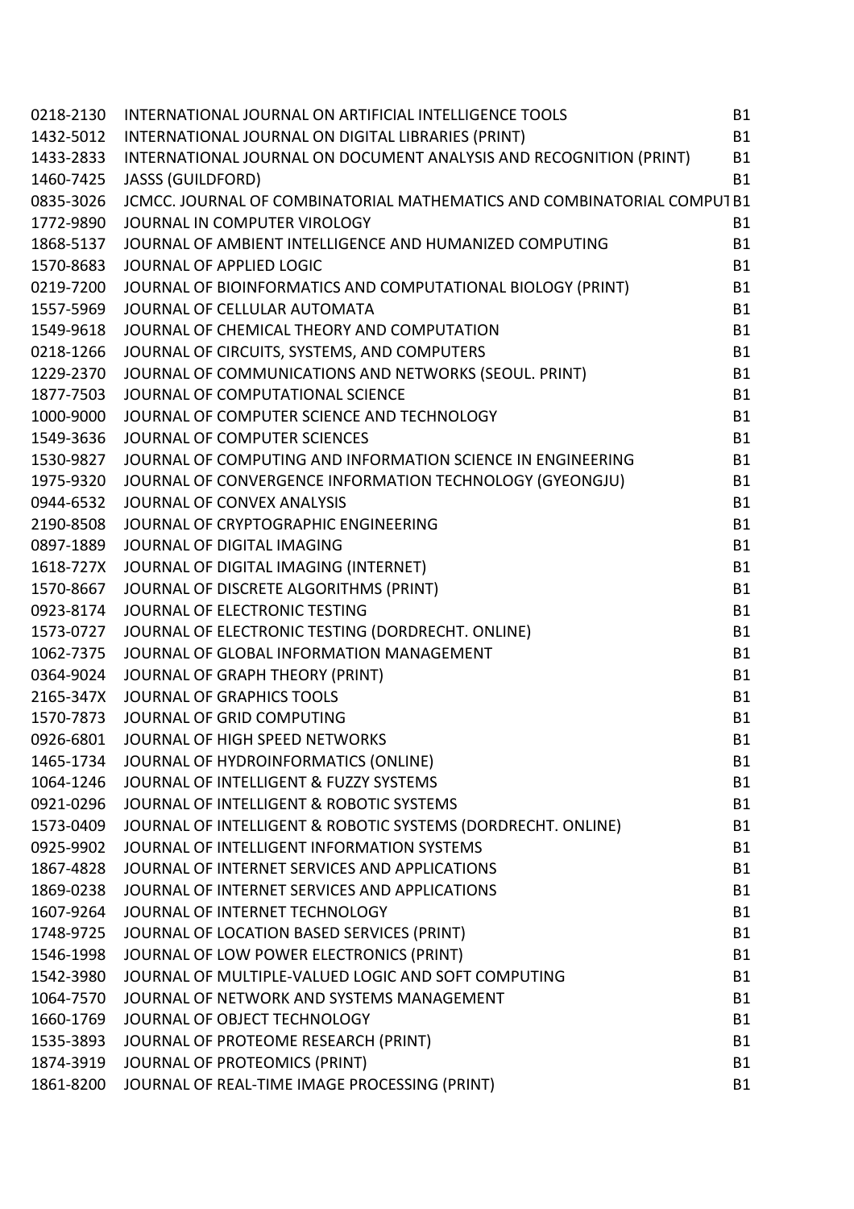| | | |
|---|---|---|
| 0218-2130 | INTERNATIONAL JOURNAL ON ARTIFICIAL INTELLIGENCE TOOLS | B1 |
| 1432-5012 | INTERNATIONAL JOURNAL ON DIGITAL LIBRARIES (PRINT) | B1 |
| 1433-2833 | INTERNATIONAL JOURNAL ON DOCUMENT ANALYSIS AND RECOGNITION (PRINT) | B1 |
| 1460-7425 | JASSS (GUILDFORD) | B1 |
| 0835-3026 | JCMCC. JOURNAL OF COMBINATORIAL MATHEMATICS AND COMBINATORIAL COMPUT | B1 |
| 1772-9890 | JOURNAL IN COMPUTER VIROLOGY | B1 |
| 1868-5137 | JOURNAL OF AMBIENT INTELLIGENCE AND HUMANIZED COMPUTING | B1 |
| 1570-8683 | JOURNAL OF APPLIED LOGIC | B1 |
| 0219-7200 | JOURNAL OF BIOINFORMATICS AND COMPUTATIONAL BIOLOGY (PRINT) | B1 |
| 1557-5969 | JOURNAL OF CELLULAR AUTOMATA | B1 |
| 1549-9618 | JOURNAL OF CHEMICAL THEORY AND COMPUTATION | B1 |
| 0218-1266 | JOURNAL OF CIRCUITS, SYSTEMS, AND COMPUTERS | B1 |
| 1229-2370 | JOURNAL OF COMMUNICATIONS AND NETWORKS (SEOUL. PRINT) | B1 |
| 1877-7503 | JOURNAL OF COMPUTATIONAL SCIENCE | B1 |
| 1000-9000 | JOURNAL OF COMPUTER SCIENCE AND TECHNOLOGY | B1 |
| 1549-3636 | JOURNAL OF COMPUTER SCIENCES | B1 |
| 1530-9827 | JOURNAL OF COMPUTING AND INFORMATION SCIENCE IN ENGINEERING | B1 |
| 1975-9320 | JOURNAL OF CONVERGENCE INFORMATION TECHNOLOGY (GYEONGJU) | B1 |
| 0944-6532 | JOURNAL OF CONVEX ANALYSIS | B1 |
| 2190-8508 | JOURNAL OF CRYPTOGRAPHIC ENGINEERING | B1 |
| 0897-1889 | JOURNAL OF DIGITAL IMAGING | B1 |
| 1618-727X | JOURNAL OF DIGITAL IMAGING (INTERNET) | B1 |
| 1570-8667 | JOURNAL OF DISCRETE ALGORITHMS (PRINT) | B1 |
| 0923-8174 | JOURNAL OF ELECTRONIC TESTING | B1 |
| 1573-0727 | JOURNAL OF ELECTRONIC TESTING (DORDRECHT. ONLINE) | B1 |
| 1062-7375 | JOURNAL OF GLOBAL INFORMATION MANAGEMENT | B1 |
| 0364-9024 | JOURNAL OF GRAPH THEORY (PRINT) | B1 |
| 2165-347X | JOURNAL OF GRAPHICS TOOLS | B1 |
| 1570-7873 | JOURNAL OF GRID COMPUTING | B1 |
| 0926-6801 | JOURNAL OF HIGH SPEED NETWORKS | B1 |
| 1465-1734 | JOURNAL OF HYDROINFORMATICS (ONLINE) | B1 |
| 1064-1246 | JOURNAL OF INTELLIGENT & FUZZY SYSTEMS | B1 |
| 0921-0296 | JOURNAL OF INTELLIGENT & ROBOTIC SYSTEMS | B1 |
| 1573-0409 | JOURNAL OF INTELLIGENT & ROBOTIC SYSTEMS (DORDRECHT. ONLINE) | B1 |
| 0925-9902 | JOURNAL OF INTELLIGENT INFORMATION SYSTEMS | B1 |
| 1867-4828 | JOURNAL OF INTERNET SERVICES AND APPLICATIONS | B1 |
| 1869-0238 | JOURNAL OF INTERNET SERVICES AND APPLICATIONS | B1 |
| 1607-9264 | JOURNAL OF INTERNET TECHNOLOGY | B1 |
| 1748-9725 | JOURNAL OF LOCATION BASED SERVICES (PRINT) | B1 |
| 1546-1998 | JOURNAL OF LOW POWER ELECTRONICS (PRINT) | B1 |
| 1542-3980 | JOURNAL OF MULTIPLE-VALUED LOGIC AND SOFT COMPUTING | B1 |
| 1064-7570 | JOURNAL OF NETWORK AND SYSTEMS MANAGEMENT | B1 |
| 1660-1769 | JOURNAL OF OBJECT TECHNOLOGY | B1 |
| 1535-3893 | JOURNAL OF PROTEOME RESEARCH (PRINT) | B1 |
| 1874-3919 | JOURNAL OF PROTEOMICS (PRINT) | B1 |
| 1861-8200 | JOURNAL OF REAL-TIME IMAGE PROCESSING (PRINT) | B1 |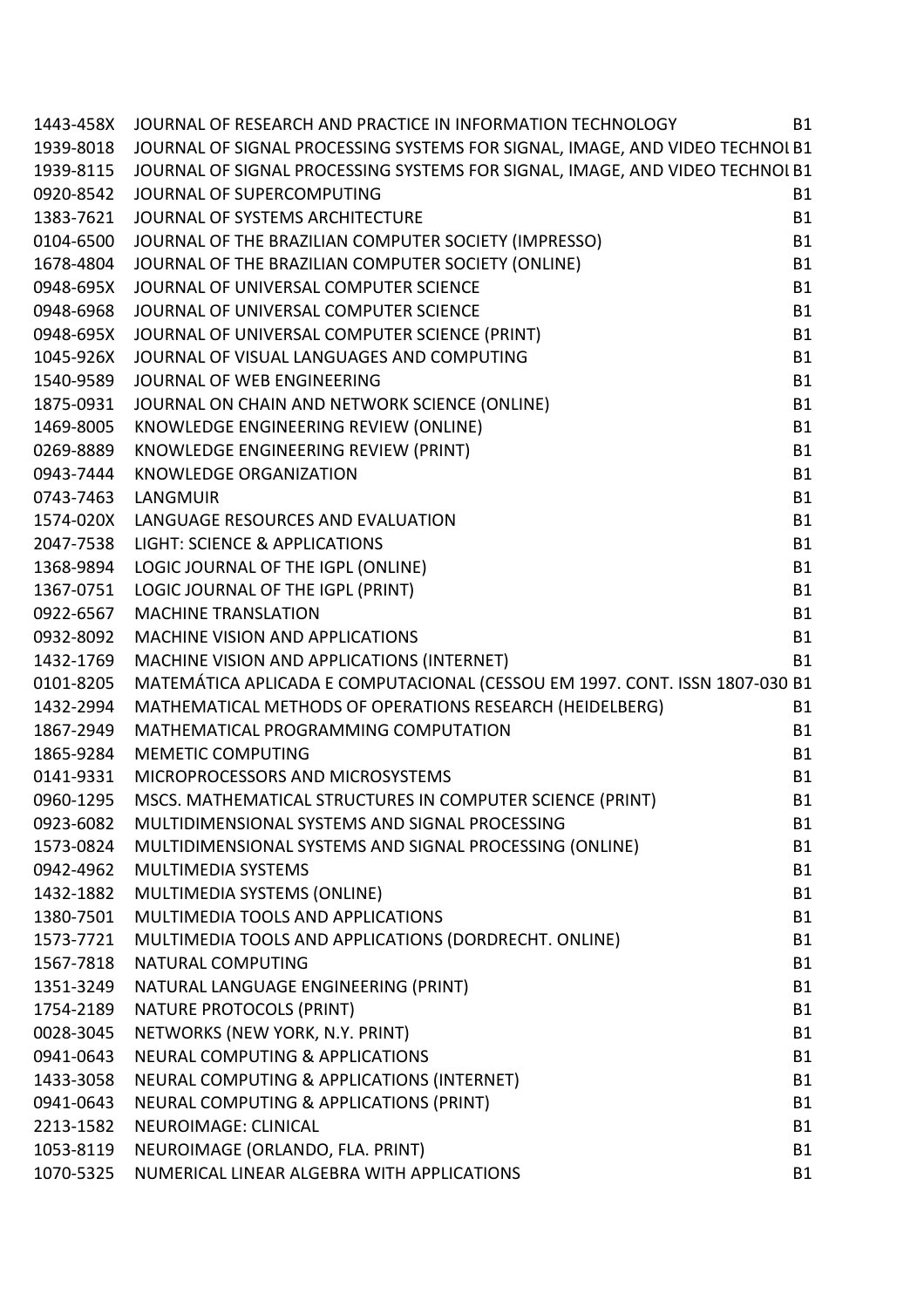| | | |
|---|---|---|
| 1443-458X | JOURNAL OF RESEARCH AND PRACTICE IN INFORMATION TECHNOLOGY | B1 |
| 1939-8018 | JOURNAL OF SIGNAL PROCESSING SYSTEMS FOR SIGNAL, IMAGE, AND VIDEO TECHNOL | B1 |
| 1939-8115 | JOURNAL OF SIGNAL PROCESSING SYSTEMS FOR SIGNAL, IMAGE, AND VIDEO TECHNOL | B1 |
| 0920-8542 | JOURNAL OF SUPERCOMPUTING | B1 |
| 1383-7621 | JOURNAL OF SYSTEMS ARCHITECTURE | B1 |
| 0104-6500 | JOURNAL OF THE BRAZILIAN COMPUTER SOCIETY (IMPRESSO) | B1 |
| 1678-4804 | JOURNAL OF THE BRAZILIAN COMPUTER SOCIETY (ONLINE) | B1 |
| 0948-695X | JOURNAL OF UNIVERSAL COMPUTER SCIENCE | B1 |
| 0948-6968 | JOURNAL OF UNIVERSAL COMPUTER SCIENCE | B1 |
| 0948-695X | JOURNAL OF UNIVERSAL COMPUTER SCIENCE (PRINT) | B1 |
| 1045-926X | JOURNAL OF VISUAL LANGUAGES AND COMPUTING | B1 |
| 1540-9589 | JOURNAL OF WEB ENGINEERING | B1 |
| 1875-0931 | JOURNAL ON CHAIN AND NETWORK SCIENCE (ONLINE) | B1 |
| 1469-8005 | KNOWLEDGE ENGINEERING REVIEW (ONLINE) | B1 |
| 0269-8889 | KNOWLEDGE ENGINEERING REVIEW (PRINT) | B1 |
| 0943-7444 | KNOWLEDGE ORGANIZATION | B1 |
| 0743-7463 | LANGMUIR | B1 |
| 1574-020X | LANGUAGE RESOURCES AND EVALUATION | B1 |
| 2047-7538 | LIGHT: SCIENCE & APPLICATIONS | B1 |
| 1368-9894 | LOGIC JOURNAL OF THE IGPL (ONLINE) | B1 |
| 1367-0751 | LOGIC JOURNAL OF THE IGPL (PRINT) | B1 |
| 0922-6567 | MACHINE TRANSLATION | B1 |
| 0932-8092 | MACHINE VISION AND APPLICATIONS | B1 |
| 1432-1769 | MACHINE VISION AND APPLICATIONS (INTERNET) | B1 |
| 0101-8205 | MATEMÁTICA APLICADA E COMPUTACIONAL (CESSOU EM 1997. CONT. ISSN 1807-030 | B1 |
| 1432-2994 | MATHEMATICAL METHODS OF OPERATIONS RESEARCH (HEIDELBERG) | B1 |
| 1867-2949 | MATHEMATICAL PROGRAMMING COMPUTATION | B1 |
| 1865-9284 | MEMETIC COMPUTING | B1 |
| 0141-9331 | MICROPROCESSORS AND MICROSYSTEMS | B1 |
| 0960-1295 | MSCS. MATHEMATICAL STRUCTURES IN COMPUTER SCIENCE (PRINT) | B1 |
| 0923-6082 | MULTIDIMENSIONAL SYSTEMS AND SIGNAL PROCESSING | B1 |
| 1573-0824 | MULTIDIMENSIONAL SYSTEMS AND SIGNAL PROCESSING (ONLINE) | B1 |
| 0942-4962 | MULTIMEDIA SYSTEMS | B1 |
| 1432-1882 | MULTIMEDIA SYSTEMS (ONLINE) | B1 |
| 1380-7501 | MULTIMEDIA TOOLS AND APPLICATIONS | B1 |
| 1573-7721 | MULTIMEDIA TOOLS AND APPLICATIONS (DORDRECHT. ONLINE) | B1 |
| 1567-7818 | NATURAL COMPUTING | B1 |
| 1351-3249 | NATURAL LANGUAGE ENGINEERING (PRINT) | B1 |
| 1754-2189 | NATURE PROTOCOLS (PRINT) | B1 |
| 0028-3045 | NETWORKS (NEW YORK, N.Y. PRINT) | B1 |
| 0941-0643 | NEURAL COMPUTING & APPLICATIONS | B1 |
| 1433-3058 | NEURAL COMPUTING & APPLICATIONS (INTERNET) | B1 |
| 0941-0643 | NEURAL COMPUTING & APPLICATIONS (PRINT) | B1 |
| 2213-1582 | NEUROIMAGE: CLINICAL | B1 |
| 1053-8119 | NEUROIMAGE (ORLANDO, FLA. PRINT) | B1 |
| 1070-5325 | NUMERICAL LINEAR ALGEBRA WITH APPLICATIONS | B1 |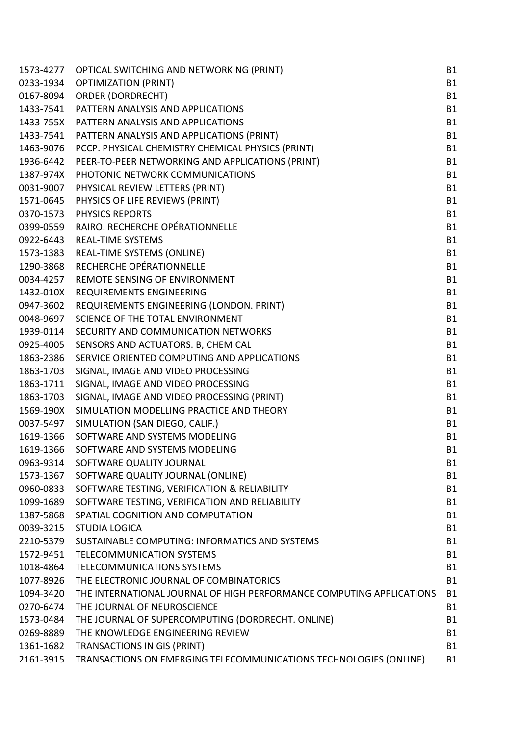| | | |
|---|---|---|
| 1573-4277 | OPTICAL SWITCHING AND NETWORKING (PRINT) | B1 |
| 0233-1934 | OPTIMIZATION (PRINT) | B1 |
| 0167-8094 | ORDER (DORDRECHT) | B1 |
| 1433-7541 | PATTERN ANALYSIS AND APPLICATIONS | B1 |
| 1433-755X | PATTERN ANALYSIS AND APPLICATIONS | B1 |
| 1433-7541 | PATTERN ANALYSIS AND APPLICATIONS (PRINT) | B1 |
| 1463-9076 | PCCP. PHYSICAL CHEMISTRY CHEMICAL PHYSICS (PRINT) | B1 |
| 1936-6442 | PEER-TO-PEER NETWORKING AND APPLICATIONS (PRINT) | B1 |
| 1387-974X | PHOTONIC NETWORK COMMUNICATIONS | B1 |
| 0031-9007 | PHYSICAL REVIEW LETTERS (PRINT) | B1 |
| 1571-0645 | PHYSICS OF LIFE REVIEWS (PRINT) | B1 |
| 0370-1573 | PHYSICS REPORTS | B1 |
| 0399-0559 | RAIRO. RECHERCHE OPÉRATIONNELLE | B1 |
| 0922-6443 | REAL-TIME SYSTEMS | B1 |
| 1573-1383 | REAL-TIME SYSTEMS (ONLINE) | B1 |
| 1290-3868 | RECHERCHE OPÉRATIONNELLE | B1 |
| 0034-4257 | REMOTE SENSING OF ENVIRONMENT | B1 |
| 1432-010X | REQUIREMENTS ENGINEERING | B1 |
| 0947-3602 | REQUIREMENTS ENGINEERING (LONDON. PRINT) | B1 |
| 0048-9697 | SCIENCE OF THE TOTAL ENVIRONMENT | B1 |
| 1939-0114 | SECURITY AND COMMUNICATION NETWORKS | B1 |
| 0925-4005 | SENSORS AND ACTUATORS. B, CHEMICAL | B1 |
| 1863-2386 | SERVICE ORIENTED COMPUTING AND APPLICATIONS | B1 |
| 1863-1703 | SIGNAL, IMAGE AND VIDEO PROCESSING | B1 |
| 1863-1711 | SIGNAL, IMAGE AND VIDEO PROCESSING | B1 |
| 1863-1703 | SIGNAL, IMAGE AND VIDEO PROCESSING (PRINT) | B1 |
| 1569-190X | SIMULATION MODELLING PRACTICE AND THEORY | B1 |
| 0037-5497 | SIMULATION (SAN DIEGO, CALIF.) | B1 |
| 1619-1366 | SOFTWARE AND SYSTEMS MODELING | B1 |
| 1619-1366 | SOFTWARE AND SYSTEMS MODELING | B1 |
| 0963-9314 | SOFTWARE QUALITY JOURNAL | B1 |
| 1573-1367 | SOFTWARE QUALITY JOURNAL (ONLINE) | B1 |
| 0960-0833 | SOFTWARE TESTING, VERIFICATION & RELIABILITY | B1 |
| 1099-1689 | SOFTWARE TESTING, VERIFICATION AND RELIABILITY | B1 |
| 1387-5868 | SPATIAL COGNITION AND COMPUTATION | B1 |
| 0039-3215 | STUDIA LOGICA | B1 |
| 2210-5379 | SUSTAINABLE COMPUTING: INFORMATICS AND SYSTEMS | B1 |
| 1572-9451 | TELECOMMUNICATION SYSTEMS | B1 |
| 1018-4864 | TELECOMMUNICATIONS SYSTEMS | B1 |
| 1077-8926 | THE ELECTRONIC JOURNAL OF COMBINATORICS | B1 |
| 1094-3420 | THE INTERNATIONAL JOURNAL OF HIGH PERFORMANCE COMPUTING APPLICATIONS | B1 |
| 0270-6474 | THE JOURNAL OF NEUROSCIENCE | B1 |
| 1573-0484 | THE JOURNAL OF SUPERCOMPUTING (DORDRECHT. ONLINE) | B1 |
| 0269-8889 | THE KNOWLEDGE ENGINEERING REVIEW | B1 |
| 1361-1682 | TRANSACTIONS IN GIS (PRINT) | B1 |
| 2161-3915 | TRANSACTIONS ON EMERGING TELECOMMUNICATIONS TECHNOLOGIES (ONLINE) | B1 |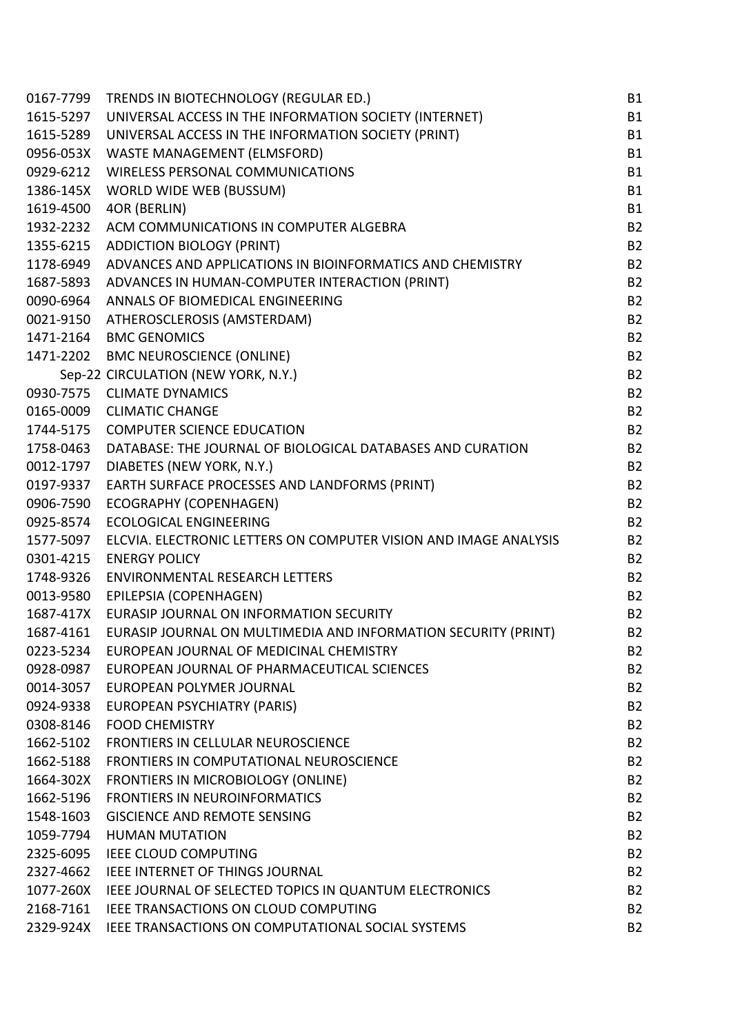| | | |
|---|---|---|
| 0167-7799 | TRENDS IN BIOTECHNOLOGY (REGULAR ED.) | B1 |
| 1615-5297 | UNIVERSAL ACCESS IN THE INFORMATION SOCIETY (INTERNET) | B1 |
| 1615-5289 | UNIVERSAL ACCESS IN THE INFORMATION SOCIETY (PRINT) | B1 |
| 0956-053X | WASTE MANAGEMENT (ELMSFORD) | B1 |
| 0929-6212 | WIRELESS PERSONAL COMMUNICATIONS | B1 |
| 1386-145X | WORLD WIDE WEB (BUSSUM) | B1 |
| 1619-4500 | 4OR (BERLIN) | B1 |
| 1932-2232 | ACM COMMUNICATIONS IN COMPUTER ALGEBRA | B2 |
| 1355-6215 | ADDICTION BIOLOGY (PRINT) | B2 |
| 1178-6949 | ADVANCES AND APPLICATIONS IN BIOINFORMATICS AND CHEMISTRY | B2 |
| 1687-5893 | ADVANCES IN HUMAN-COMPUTER INTERACTION (PRINT) | B2 |
| 0090-6964 | ANNALS OF BIOMEDICAL ENGINEERING | B2 |
| 0021-9150 | ATHEROSCLEROSIS (AMSTERDAM) | B2 |
| 1471-2164 | BMC GENOMICS | B2 |
| 1471-2202 | BMC NEUROSCIENCE (ONLINE) | B2 |
| Sep-22 | CIRCULATION (NEW YORK, N.Y.) | B2 |
| 0930-7575 | CLIMATE DYNAMICS | B2 |
| 0165-0009 | CLIMATIC CHANGE | B2 |
| 1744-5175 | COMPUTER SCIENCE EDUCATION | B2 |
| 1758-0463 | DATABASE: THE JOURNAL OF BIOLOGICAL DATABASES AND CURATION | B2 |
| 0012-1797 | DIABETES (NEW YORK, N.Y.) | B2 |
| 0197-9337 | EARTH SURFACE PROCESSES AND LANDFORMS (PRINT) | B2 |
| 0906-7590 | ECOGRAPHY (COPENHAGEN) | B2 |
| 0925-8574 | ECOLOGICAL ENGINEERING | B2 |
| 1577-5097 | ELCVIA. ELECTRONIC LETTERS ON COMPUTER VISION AND IMAGE ANALYSIS | B2 |
| 0301-4215 | ENERGY POLICY | B2 |
| 1748-9326 | ENVIRONMENTAL RESEARCH LETTERS | B2 |
| 0013-9580 | EPILEPSIA (COPENHAGEN) | B2 |
| 1687-417X | EURASIP JOURNAL ON INFORMATION SECURITY | B2 |
| 1687-4161 | EURASIP JOURNAL ON MULTIMEDIA AND INFORMATION SECURITY (PRINT) | B2 |
| 0223-5234 | EUROPEAN JOURNAL OF MEDICINAL CHEMISTRY | B2 |
| 0928-0987 | EUROPEAN JOURNAL OF PHARMACEUTICAL SCIENCES | B2 |
| 0014-3057 | EUROPEAN POLYMER JOURNAL | B2 |
| 0924-9338 | EUROPEAN PSYCHIATRY (PARIS) | B2 |
| 0308-8146 | FOOD CHEMISTRY | B2 |
| 1662-5102 | FRONTIERS IN CELLULAR NEUROSCIENCE | B2 |
| 1662-5188 | FRONTIERS IN COMPUTATIONAL NEUROSCIENCE | B2 |
| 1664-302X | FRONTIERS IN MICROBIOLOGY (ONLINE) | B2 |
| 1662-5196 | FRONTIERS IN NEUROINFORMATICS | B2 |
| 1548-1603 | GISCIENCE AND REMOTE SENSING | B2 |
| 1059-7794 | HUMAN MUTATION | B2 |
| 2325-6095 | IEEE CLOUD COMPUTING | B2 |
| 2327-4662 | IEEE INTERNET OF THINGS JOURNAL | B2 |
| 1077-260X | IEEE JOURNAL OF SELECTED TOPICS IN QUANTUM ELECTRONICS | B2 |
| 2168-7161 | IEEE TRANSACTIONS ON CLOUD COMPUTING | B2 |
| 2329-924X | IEEE TRANSACTIONS ON COMPUTATIONAL SOCIAL SYSTEMS | B2 |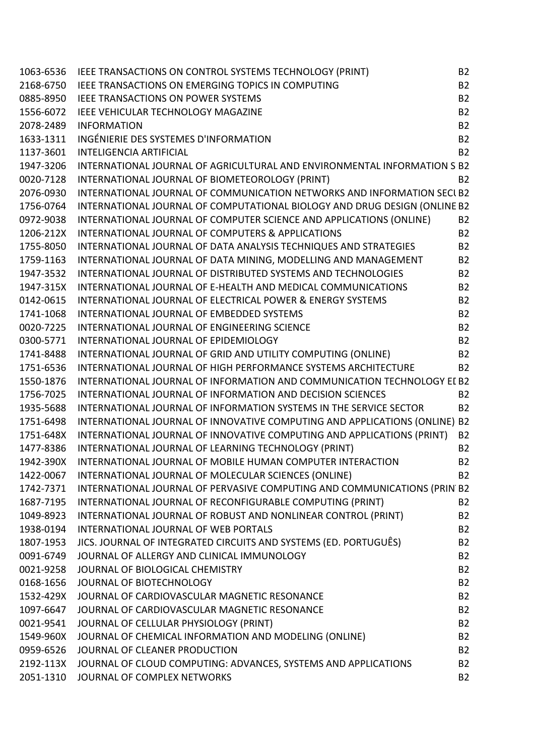| | | |
|---|---|---|
| 1063-6536 | IEEE TRANSACTIONS ON CONTROL SYSTEMS TECHNOLOGY (PRINT) | B2 |
| 2168-6750 | IEEE TRANSACTIONS ON EMERGING TOPICS IN COMPUTING | B2 |
| 0885-8950 | IEEE TRANSACTIONS ON POWER SYSTEMS | B2 |
| 1556-6072 | IEEE VEHICULAR TECHNOLOGY MAGAZINE | B2 |
| 2078-2489 | INFORMATION | B2 |
| 1633-1311 | INGÉNIERIE DES SYSTEMES D'INFORMATION | B2 |
| 1137-3601 | INTELIGENCIA ARTIFICIAL | B2 |
| 1947-3206 | INTERNATIONAL JOURNAL OF AGRICULTURAL AND ENVIRONMENTAL INFORMATION S | B2 |
| 0020-7128 | INTERNATIONAL JOURNAL OF BIOMETEOROLOGY (PRINT) | B2 |
| 2076-0930 | INTERNATIONAL JOURNAL OF COMMUNICATION NETWORKS AND INFORMATION SECU | B2 |
| 1756-0764 | INTERNATIONAL JOURNAL OF COMPUTATIONAL BIOLOGY AND DRUG DESIGN (ONLINE | B2 |
| 0972-9038 | INTERNATIONAL JOURNAL OF COMPUTER SCIENCE AND APPLICATIONS (ONLINE) | B2 |
| 1206-212X | INTERNATIONAL JOURNAL OF COMPUTERS & APPLICATIONS | B2 |
| 1755-8050 | INTERNATIONAL JOURNAL OF DATA ANALYSIS TECHNIQUES AND STRATEGIES | B2 |
| 1759-1163 | INTERNATIONAL JOURNAL OF DATA MINING, MODELLING AND MANAGEMENT | B2 |
| 1947-3532 | INTERNATIONAL JOURNAL OF DISTRIBUTED SYSTEMS AND TECHNOLOGIES | B2 |
| 1947-315X | INTERNATIONAL JOURNAL OF E-HEALTH AND MEDICAL COMMUNICATIONS | B2 |
| 0142-0615 | INTERNATIONAL JOURNAL OF ELECTRICAL POWER & ENERGY SYSTEMS | B2 |
| 1741-1068 | INTERNATIONAL JOURNAL OF EMBEDDED SYSTEMS | B2 |
| 0020-7225 | INTERNATIONAL JOURNAL OF ENGINEERING SCIENCE | B2 |
| 0300-5771 | INTERNATIONAL JOURNAL OF EPIDEMIOLOGY | B2 |
| 1741-8488 | INTERNATIONAL JOURNAL OF GRID AND UTILITY COMPUTING (ONLINE) | B2 |
| 1751-6536 | INTERNATIONAL JOURNAL OF HIGH PERFORMANCE SYSTEMS ARCHITECTURE | B2 |
| 1550-1876 | INTERNATIONAL JOURNAL OF INFORMATION AND COMMUNICATION TECHNOLOGY EI | B2 |
| 1756-7025 | INTERNATIONAL JOURNAL OF INFORMATION AND DECISION SCIENCES | B2 |
| 1935-5688 | INTERNATIONAL JOURNAL OF INFORMATION SYSTEMS IN THE SERVICE SECTOR | B2 |
| 1751-6498 | INTERNATIONAL JOURNAL OF INNOVATIVE COMPUTING AND APPLICATIONS (ONLINE) | B2 |
| 1751-648X | INTERNATIONAL JOURNAL OF INNOVATIVE COMPUTING AND APPLICATIONS (PRINT) | B2 |
| 1477-8386 | INTERNATIONAL JOURNAL OF LEARNING TECHNOLOGY (PRINT) | B2 |
| 1942-390X | INTERNATIONAL JOURNAL OF MOBILE HUMAN COMPUTER INTERACTION | B2 |
| 1422-0067 | INTERNATIONAL JOURNAL OF MOLECULAR SCIENCES (ONLINE) | B2 |
| 1742-7371 | INTERNATIONAL JOURNAL OF PERVASIVE COMPUTING AND COMMUNICATIONS (PRIN | B2 |
| 1687-7195 | INTERNATIONAL JOURNAL OF RECONFIGURABLE COMPUTING (PRINT) | B2 |
| 1049-8923 | INTERNATIONAL JOURNAL OF ROBUST AND NONLINEAR CONTROL (PRINT) | B2 |
| 1938-0194 | INTERNATIONAL JOURNAL OF WEB PORTALS | B2 |
| 1807-1953 | JICS. JOURNAL OF INTEGRATED CIRCUITS AND SYSTEMS (ED. PORTUGUÊS) | B2 |
| 0091-6749 | JOURNAL OF ALLERGY AND CLINICAL IMMUNOLOGY | B2 |
| 0021-9258 | JOURNAL OF BIOLOGICAL CHEMISTRY | B2 |
| 0168-1656 | JOURNAL OF BIOTECHNOLOGY | B2 |
| 1532-429X | JOURNAL OF CARDIOVASCULAR MAGNETIC RESONANCE | B2 |
| 1097-6647 | JOURNAL OF CARDIOVASCULAR MAGNETIC RESONANCE | B2 |
| 0021-9541 | JOURNAL OF CELLULAR PHYSIOLOGY (PRINT) | B2 |
| 1549-960X | JOURNAL OF CHEMICAL INFORMATION AND MODELING (ONLINE) | B2 |
| 0959-6526 | JOURNAL OF CLEANER PRODUCTION | B2 |
| 2192-113X | JOURNAL OF CLOUD COMPUTING: ADVANCES, SYSTEMS AND APPLICATIONS | B2 |
| 2051-1310 | JOURNAL OF COMPLEX NETWORKS | B2 |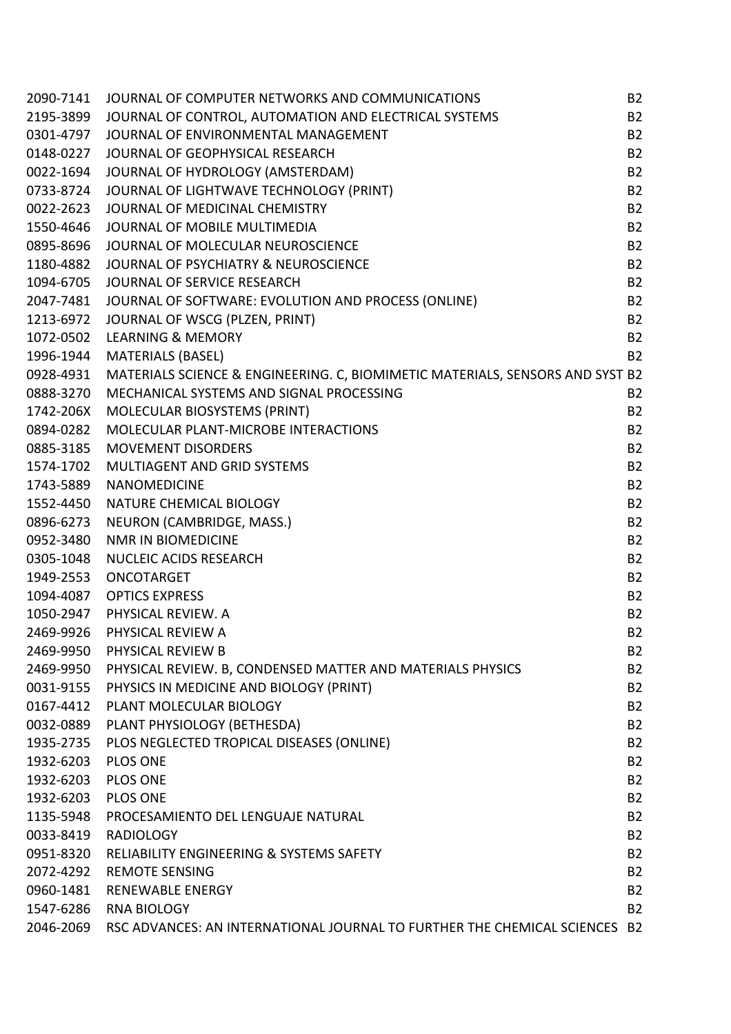| | | |
|---|---|---|
| 2090-7141 | JOURNAL OF COMPUTER NETWORKS AND COMMUNICATIONS | B2 |
| 2195-3899 | JOURNAL OF CONTROL, AUTOMATION AND ELECTRICAL SYSTEMS | B2 |
| 0301-4797 | JOURNAL OF ENVIRONMENTAL MANAGEMENT | B2 |
| 0148-0227 | JOURNAL OF GEOPHYSICAL RESEARCH | B2 |
| 0022-1694 | JOURNAL OF HYDROLOGY (AMSTERDAM) | B2 |
| 0733-8724 | JOURNAL OF LIGHTWAVE TECHNOLOGY (PRINT) | B2 |
| 0022-2623 | JOURNAL OF MEDICINAL CHEMISTRY | B2 |
| 1550-4646 | JOURNAL OF MOBILE MULTIMEDIA | B2 |
| 0895-8696 | JOURNAL OF MOLECULAR NEUROSCIENCE | B2 |
| 1180-4882 | JOURNAL OF PSYCHIATRY & NEUROSCIENCE | B2 |
| 1094-6705 | JOURNAL OF SERVICE RESEARCH | B2 |
| 2047-7481 | JOURNAL OF SOFTWARE: EVOLUTION AND PROCESS (ONLINE) | B2 |
| 1213-6972 | JOURNAL OF WSCG (PLZEN, PRINT) | B2 |
| 1072-0502 | LEARNING & MEMORY | B2 |
| 1996-1944 | MATERIALS (BASEL) | B2 |
| 0928-4931 | MATERIALS SCIENCE & ENGINEERING. C, BIOMIMETIC MATERIALS, SENSORS AND SYST | B2 |
| 0888-3270 | MECHANICAL SYSTEMS AND SIGNAL PROCESSING | B2 |
| 1742-206X | MOLECULAR BIOSYSTEMS (PRINT) | B2 |
| 0894-0282 | MOLECULAR PLANT-MICROBE INTERACTIONS | B2 |
| 0885-3185 | MOVEMENT DISORDERS | B2 |
| 1574-1702 | MULTIAGENT AND GRID SYSTEMS | B2 |
| 1743-5889 | NANOMEDICINE | B2 |
| 1552-4450 | NATURE CHEMICAL BIOLOGY | B2 |
| 0896-6273 | NEURON (CAMBRIDGE, MASS.) | B2 |
| 0952-3480 | NMR IN BIOMEDICINE | B2 |
| 0305-1048 | NUCLEIC ACIDS RESEARCH | B2 |
| 1949-2553 | ONCOTARGET | B2 |
| 1094-4087 | OPTICS EXPRESS | B2 |
| 1050-2947 | PHYSICAL REVIEW. A | B2 |
| 2469-9926 | PHYSICAL REVIEW A | B2 |
| 2469-9950 | PHYSICAL REVIEW B | B2 |
| 2469-9950 | PHYSICAL REVIEW. B, CONDENSED MATTER AND MATERIALS PHYSICS | B2 |
| 0031-9155 | PHYSICS IN MEDICINE AND BIOLOGY (PRINT) | B2 |
| 0167-4412 | PLANT MOLECULAR BIOLOGY | B2 |
| 0032-0889 | PLANT PHYSIOLOGY (BETHESDA) | B2 |
| 1935-2735 | PLOS NEGLECTED TROPICAL DISEASES (ONLINE) | B2 |
| 1932-6203 | PLOS ONE | B2 |
| 1932-6203 | PLOS ONE | B2 |
| 1932-6203 | PLOS ONE | B2 |
| 1135-5948 | PROCESAMIENTO DEL LENGUAJE NATURAL | B2 |
| 0033-8419 | RADIOLOGY | B2 |
| 0951-8320 | RELIABILITY ENGINEERING & SYSTEMS SAFETY | B2 |
| 2072-4292 | REMOTE SENSING | B2 |
| 0960-1481 | RENEWABLE ENERGY | B2 |
| 1547-6286 | RNA BIOLOGY | B2 |
| 2046-2069 | RSC ADVANCES: AN INTERNATIONAL JOURNAL TO FURTHER THE CHEMICAL SCIENCES | B2 |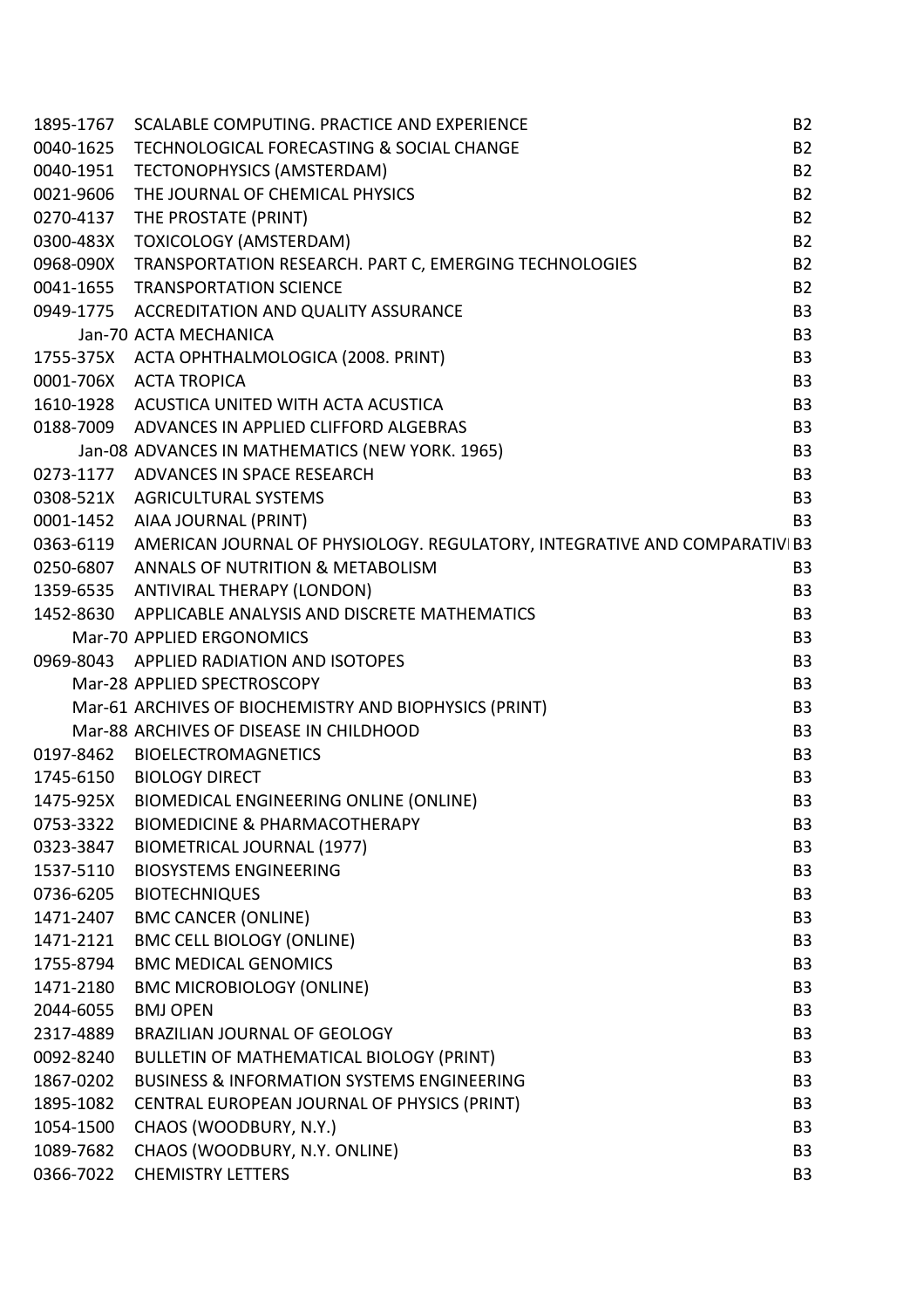| | | |
|---|---|---|
| 1895-1767 | SCALABLE COMPUTING. PRACTICE AND EXPERIENCE | B2 |
| 0040-1625 | TECHNOLOGICAL FORECASTING & SOCIAL CHANGE | B2 |
| 0040-1951 | TECTONOPHYSICS (AMSTERDAM) | B2 |
| 0021-9606 | THE JOURNAL OF CHEMICAL PHYSICS | B2 |
| 0270-4137 | THE PROSTATE (PRINT) | B2 |
| 0300-483X | TOXICOLOGY (AMSTERDAM) | B2 |
| 0968-090X | TRANSPORTATION RESEARCH. PART C, EMERGING TECHNOLOGIES | B2 |
| 0041-1655 | TRANSPORTATION SCIENCE | B2 |
| 0949-1775 | ACCREDITATION AND QUALITY ASSURANCE | B3 |
| Jan-70 | ACTA MECHANICA | B3 |
| 1755-375X | ACTA OPHTHALMOLOGICA (2008. PRINT) | B3 |
| 0001-706X | ACTA TROPICA | B3 |
| 1610-1928 | ACUSTICA UNITED WITH ACTA ACUSTICA | B3 |
| 0188-7009 | ADVANCES IN APPLIED CLIFFORD ALGEBRAS | B3 |
| Jan-08 | ADVANCES IN MATHEMATICS (NEW YORK. 1965) | B3 |
| 0273-1177 | ADVANCES IN SPACE RESEARCH | B3 |
| 0308-521X | AGRICULTURAL SYSTEMS | B3 |
| 0001-1452 | AIAA JOURNAL (PRINT) | B3 |
| 0363-6119 | AMERICAN JOURNAL OF PHYSIOLOGY. REGULATORY, INTEGRATIVE AND COMPARATIVI | B3 |
| 0250-6807 | ANNALS OF NUTRITION & METABOLISM | B3 |
| 1359-6535 | ANTIVIRAL THERAPY (LONDON) | B3 |
| 1452-8630 | APPLICABLE ANALYSIS AND DISCRETE MATHEMATICS | B3 |
| Mar-70 | APPLIED ERGONOMICS | B3 |
| 0969-8043 | APPLIED RADIATION AND ISOTOPES | B3 |
| Mar-28 | APPLIED SPECTROSCOPY | B3 |
| Mar-61 | ARCHIVES OF BIOCHEMISTRY AND BIOPHYSICS (PRINT) | B3 |
| Mar-88 | ARCHIVES OF DISEASE IN CHILDHOOD | B3 |
| 0197-8462 | BIOELECTROMAGNETICS | B3 |
| 1745-6150 | BIOLOGY DIRECT | B3 |
| 1475-925X | BIOMEDICAL ENGINEERING ONLINE (ONLINE) | B3 |
| 0753-3322 | BIOMEDICINE & PHARMACOTHERAPY | B3 |
| 0323-3847 | BIOMETRICAL JOURNAL (1977) | B3 |
| 1537-5110 | BIOSYSTEMS ENGINEERING | B3 |
| 0736-6205 | BIOTECHNIQUES | B3 |
| 1471-2407 | BMC CANCER (ONLINE) | B3 |
| 1471-2121 | BMC CELL BIOLOGY (ONLINE) | B3 |
| 1755-8794 | BMC MEDICAL GENOMICS | B3 |
| 1471-2180 | BMC MICROBIOLOGY (ONLINE) | B3 |
| 2044-6055 | BMJ OPEN | B3 |
| 2317-4889 | BRAZILIAN JOURNAL OF GEOLOGY | B3 |
| 0092-8240 | BULLETIN OF MATHEMATICAL BIOLOGY (PRINT) | B3 |
| 1867-0202 | BUSINESS & INFORMATION SYSTEMS ENGINEERING | B3 |
| 1895-1082 | CENTRAL EUROPEAN JOURNAL OF PHYSICS (PRINT) | B3 |
| 1054-1500 | CHAOS (WOODBURY, N.Y.) | B3 |
| 1089-7682 | CHAOS (WOODBURY, N.Y. ONLINE) | B3 |
| 0366-7022 | CHEMISTRY LETTERS | B3 |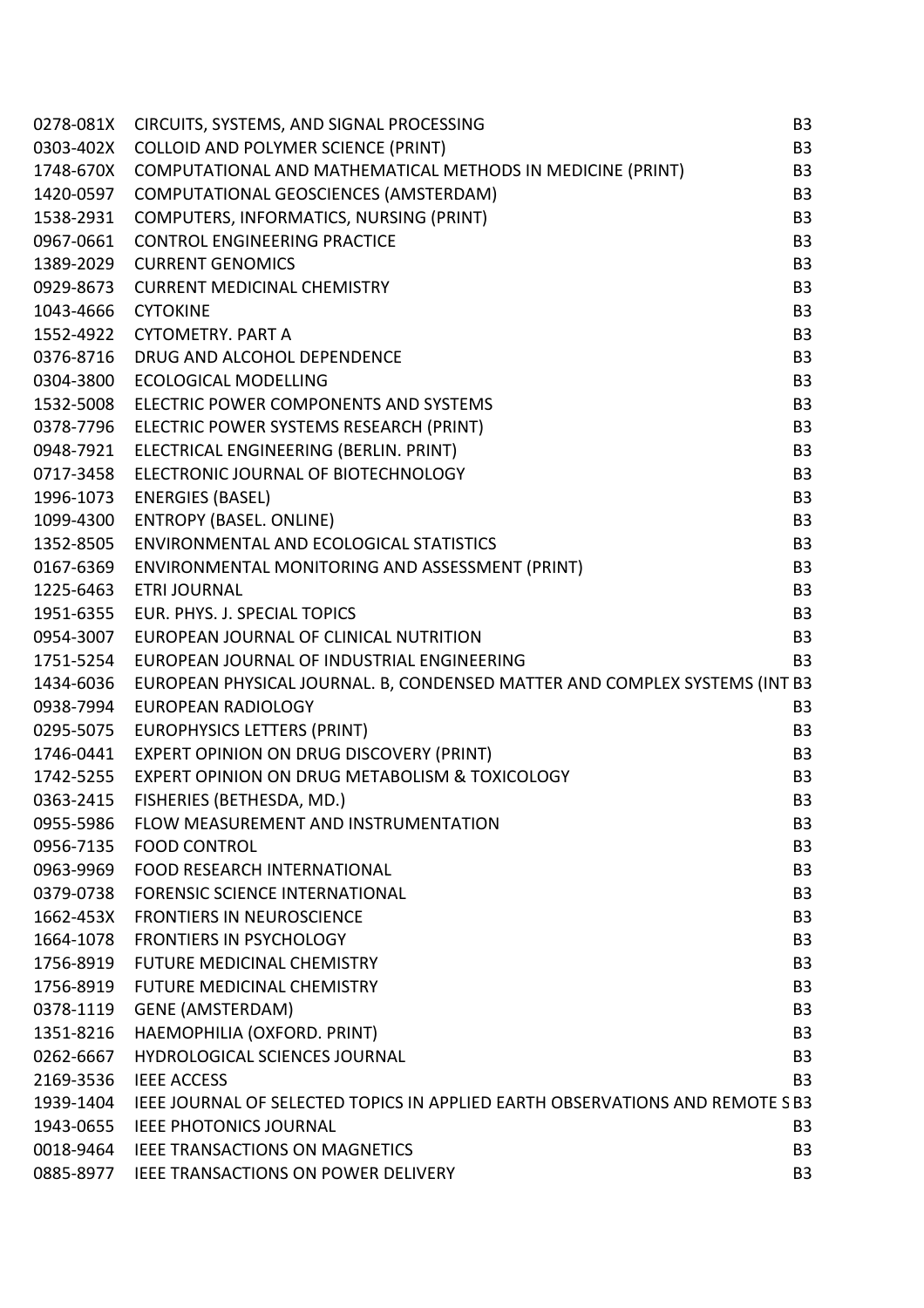| | | |
|---|---|---|
| 0278-081X | CIRCUITS, SYSTEMS, AND SIGNAL PROCESSING | B3 |
| 0303-402X | COLLOID AND POLYMER SCIENCE (PRINT) | B3 |
| 1748-670X | COMPUTATIONAL AND MATHEMATICAL METHODS IN MEDICINE (PRINT) | B3 |
| 1420-0597 | COMPUTATIONAL GEOSCIENCES (AMSTERDAM) | B3 |
| 1538-2931 | COMPUTERS, INFORMATICS, NURSING (PRINT) | B3 |
| 0967-0661 | CONTROL ENGINEERING PRACTICE | B3 |
| 1389-2029 | CURRENT GENOMICS | B3 |
| 0929-8673 | CURRENT MEDICINAL CHEMISTRY | B3 |
| 1043-4666 | CYTOKINE | B3 |
| 1552-4922 | CYTOMETRY. PART A | B3 |
| 0376-8716 | DRUG AND ALCOHOL DEPENDENCE | B3 |
| 0304-3800 | ECOLOGICAL MODELLING | B3 |
| 1532-5008 | ELECTRIC POWER COMPONENTS AND SYSTEMS | B3 |
| 0378-7796 | ELECTRIC POWER SYSTEMS RESEARCH (PRINT) | B3 |
| 0948-7921 | ELECTRICAL ENGINEERING (BERLIN. PRINT) | B3 |
| 0717-3458 | ELECTRONIC JOURNAL OF BIOTECHNOLOGY | B3 |
| 1996-1073 | ENERGIES (BASEL) | B3 |
| 1099-4300 | ENTROPY (BASEL. ONLINE) | B3 |
| 1352-8505 | ENVIRONMENTAL AND ECOLOGICAL STATISTICS | B3 |
| 0167-6369 | ENVIRONMENTAL MONITORING AND ASSESSMENT (PRINT) | B3 |
| 1225-6463 | ETRI JOURNAL | B3 |
| 1951-6355 | EUR. PHYS. J. SPECIAL TOPICS | B3 |
| 0954-3007 | EUROPEAN JOURNAL OF CLINICAL NUTRITION | B3 |
| 1751-5254 | EUROPEAN JOURNAL OF INDUSTRIAL ENGINEERING | B3 |
| 1434-6036 | EUROPEAN PHYSICAL JOURNAL. B, CONDENSED MATTER AND COMPLEX SYSTEMS (INT | B3 |
| 0938-7994 | EUROPEAN RADIOLOGY | B3 |
| 0295-5075 | EUROPHYSICS LETTERS (PRINT) | B3 |
| 1746-0441 | EXPERT OPINION ON DRUG DISCOVERY (PRINT) | B3 |
| 1742-5255 | EXPERT OPINION ON DRUG METABOLISM & TOXICOLOGY | B3 |
| 0363-2415 | FISHERIES (BETHESDA, MD.) | B3 |
| 0955-5986 | FLOW MEASUREMENT AND INSTRUMENTATION | B3 |
| 0956-7135 | FOOD CONTROL | B3 |
| 0963-9969 | FOOD RESEARCH INTERNATIONAL | B3 |
| 0379-0738 | FORENSIC SCIENCE INTERNATIONAL | B3 |
| 1662-453X | FRONTIERS IN NEUROSCIENCE | B3 |
| 1664-1078 | FRONTIERS IN PSYCHOLOGY | B3 |
| 1756-8919 | FUTURE MEDICINAL CHEMISTRY | B3 |
| 1756-8919 | FUTURE MEDICINAL CHEMISTRY | B3 |
| 0378-1119 | GENE (AMSTERDAM) | B3 |
| 1351-8216 | HAEMOPHILIA (OXFORD. PRINT) | B3 |
| 0262-6667 | HYDROLOGICAL SCIENCES JOURNAL | B3 |
| 2169-3536 | IEEE ACCESS | B3 |
| 1939-1404 | IEEE JOURNAL OF SELECTED TOPICS IN APPLIED EARTH OBSERVATIONS AND REMOTE S | B3 |
| 1943-0655 | IEEE PHOTONICS JOURNAL | B3 |
| 0018-9464 | IEEE TRANSACTIONS ON MAGNETICS | B3 |
| 0885-8977 | IEEE TRANSACTIONS ON POWER DELIVERY | B3 |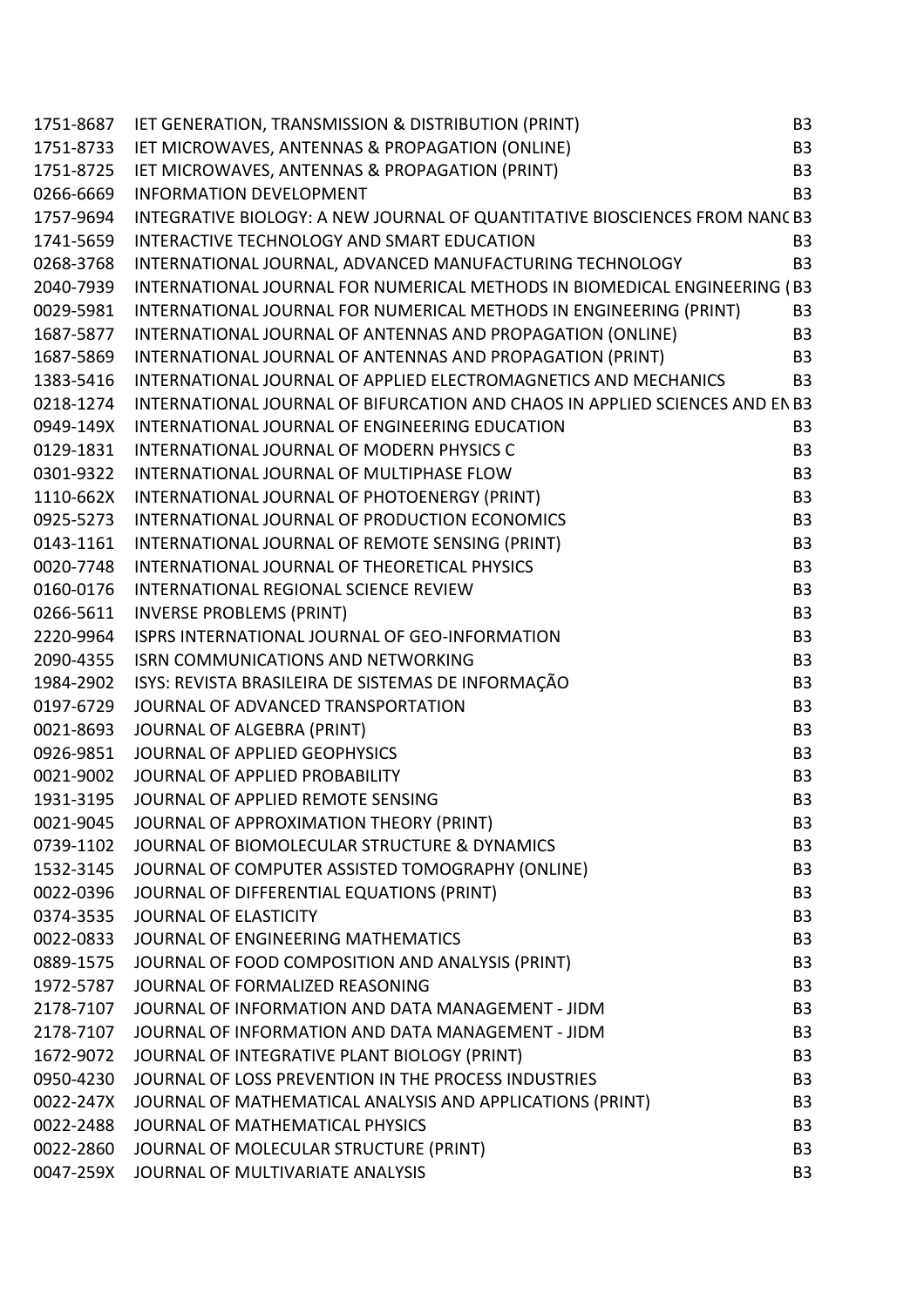| | | |
|---|---|---|
| 1751-8687 | IET GENERATION, TRANSMISSION & DISTRIBUTION (PRINT) | B3 |
| 1751-8733 | IET MICROWAVES, ANTENNAS & PROPAGATION (ONLINE) | B3 |
| 1751-8725 | IET MICROWAVES, ANTENNAS & PROPAGATION (PRINT) | B3 |
| 0266-6669 | INFORMATION DEVELOPMENT | B3 |
| 1757-9694 | INTEGRATIVE BIOLOGY: A NEW JOURNAL OF QUANTITATIVE BIOSCIENCES FROM NANC | B3 |
| 1741-5659 | INTERACTIVE TECHNOLOGY AND SMART EDUCATION | B3 |
| 0268-3768 | INTERNATIONAL JOURNAL, ADVANCED MANUFACTURING TECHNOLOGY | B3 |
| 2040-7939 | INTERNATIONAL JOURNAL FOR NUMERICAL METHODS IN BIOMEDICAL ENGINEERING ( | B3 |
| 0029-5981 | INTERNATIONAL JOURNAL FOR NUMERICAL METHODS IN ENGINEERING (PRINT) | B3 |
| 1687-5877 | INTERNATIONAL JOURNAL OF ANTENNAS AND PROPAGATION (ONLINE) | B3 |
| 1687-5869 | INTERNATIONAL JOURNAL OF ANTENNAS AND PROPAGATION (PRINT) | B3 |
| 1383-5416 | INTERNATIONAL JOURNAL OF APPLIED ELECTROMAGNETICS AND MECHANICS | B3 |
| 0218-1274 | INTERNATIONAL JOURNAL OF BIFURCATION AND CHAOS IN APPLIED SCIENCES AND EN | B3 |
| 0949-149X | INTERNATIONAL JOURNAL OF ENGINEERING EDUCATION | B3 |
| 0129-1831 | INTERNATIONAL JOURNAL OF MODERN PHYSICS C | B3 |
| 0301-9322 | INTERNATIONAL JOURNAL OF MULTIPHASE FLOW | B3 |
| 1110-662X | INTERNATIONAL JOURNAL OF PHOTOENERGY (PRINT) | B3 |
| 0925-5273 | INTERNATIONAL JOURNAL OF PRODUCTION ECONOMICS | B3 |
| 0143-1161 | INTERNATIONAL JOURNAL OF REMOTE SENSING (PRINT) | B3 |
| 0020-7748 | INTERNATIONAL JOURNAL OF THEORETICAL PHYSICS | B3 |
| 0160-0176 | INTERNATIONAL REGIONAL SCIENCE REVIEW | B3 |
| 0266-5611 | INVERSE PROBLEMS (PRINT) | B3 |
| 2220-9964 | ISPRS INTERNATIONAL JOURNAL OF GEO-INFORMATION | B3 |
| 2090-4355 | ISRN COMMUNICATIONS AND NETWORKING | B3 |
| 1984-2902 | ISYS: REVISTA BRASILEIRA DE SISTEMAS DE INFORMAÇÃO | B3 |
| 0197-6729 | JOURNAL OF ADVANCED TRANSPORTATION | B3 |
| 0021-8693 | JOURNAL OF ALGEBRA (PRINT) | B3 |
| 0926-9851 | JOURNAL OF APPLIED GEOPHYSICS | B3 |
| 0021-9002 | JOURNAL OF APPLIED PROBABILITY | B3 |
| 1931-3195 | JOURNAL OF APPLIED REMOTE SENSING | B3 |
| 0021-9045 | JOURNAL OF APPROXIMATION THEORY (PRINT) | B3 |
| 0739-1102 | JOURNAL OF BIOMOLECULAR STRUCTURE & DYNAMICS | B3 |
| 1532-3145 | JOURNAL OF COMPUTER ASSISTED TOMOGRAPHY (ONLINE) | B3 |
| 0022-0396 | JOURNAL OF DIFFERENTIAL EQUATIONS (PRINT) | B3 |
| 0374-3535 | JOURNAL OF ELASTICITY | B3 |
| 0022-0833 | JOURNAL OF ENGINEERING MATHEMATICS | B3 |
| 0889-1575 | JOURNAL OF FOOD COMPOSITION AND ANALYSIS (PRINT) | B3 |
| 1972-5787 | JOURNAL OF FORMALIZED REASONING | B3 |
| 2178-7107 | JOURNAL OF INFORMATION AND DATA MANAGEMENT - JIDM | B3 |
| 2178-7107 | JOURNAL OF INFORMATION AND DATA MANAGEMENT - JIDM | B3 |
| 1672-9072 | JOURNAL OF INTEGRATIVE PLANT BIOLOGY (PRINT) | B3 |
| 0950-4230 | JOURNAL OF LOSS PREVENTION IN THE PROCESS INDUSTRIES | B3 |
| 0022-247X | JOURNAL OF MATHEMATICAL ANALYSIS AND APPLICATIONS (PRINT) | B3 |
| 0022-2488 | JOURNAL OF MATHEMATICAL PHYSICS | B3 |
| 0022-2860 | JOURNAL OF MOLECULAR STRUCTURE (PRINT) | B3 |
| 0047-259X | JOURNAL OF MULTIVARIATE ANALYSIS | B3 |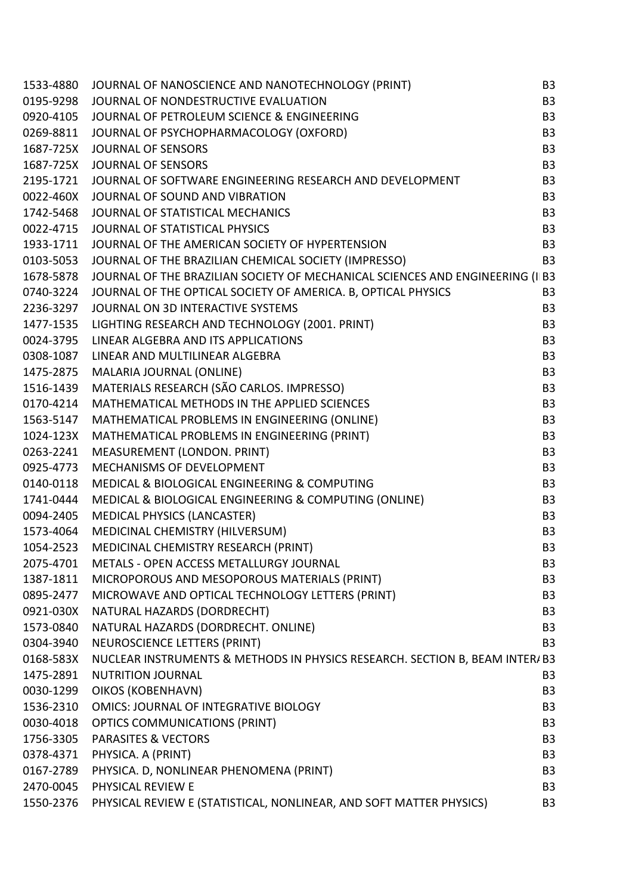| | | |
|---|---|---|
| 1533-4880 | JOURNAL OF NANOSCIENCE AND NANOTECHNOLOGY (PRINT) | B3 |
| 0195-9298 | JOURNAL OF NONDESTRUCTIVE EVALUATION | B3 |
| 0920-4105 | JOURNAL OF PETROLEUM SCIENCE & ENGINEERING | B3 |
| 0269-8811 | JOURNAL OF PSYCHOPHARMACOLOGY (OXFORD) | B3 |
| 1687-725X | JOURNAL OF SENSORS | B3 |
| 1687-725X | JOURNAL OF SENSORS | B3 |
| 2195-1721 | JOURNAL OF SOFTWARE ENGINEERING RESEARCH AND DEVELOPMENT | B3 |
| 0022-460X | JOURNAL OF SOUND AND VIBRATION | B3 |
| 1742-5468 | JOURNAL OF STATISTICAL MECHANICS | B3 |
| 0022-4715 | JOURNAL OF STATISTICAL PHYSICS | B3 |
| 1933-1711 | JOURNAL OF THE AMERICAN SOCIETY OF HYPERTENSION | B3 |
| 0103-5053 | JOURNAL OF THE BRAZILIAN CHEMICAL SOCIETY (IMPRESSO) | B3 |
| 1678-5878 | JOURNAL OF THE BRAZILIAN SOCIETY OF MECHANICAL SCIENCES AND ENGINEERING (I | B3 |
| 0740-3224 | JOURNAL OF THE OPTICAL SOCIETY OF AMERICA. B, OPTICAL PHYSICS | B3 |
| 2236-3297 | JOURNAL ON 3D INTERACTIVE SYSTEMS | B3 |
| 1477-1535 | LIGHTING RESEARCH AND TECHNOLOGY (2001. PRINT) | B3 |
| 0024-3795 | LINEAR ALGEBRA AND ITS APPLICATIONS | B3 |
| 0308-1087 | LINEAR AND MULTILINEAR ALGEBRA | B3 |
| 1475-2875 | MALARIA JOURNAL (ONLINE) | B3 |
| 1516-1439 | MATERIALS RESEARCH (SÃO CARLOS. IMPRESSO) | B3 |
| 0170-4214 | MATHEMATICAL METHODS IN THE APPLIED SCIENCES | B3 |
| 1563-5147 | MATHEMATICAL PROBLEMS IN ENGINEERING (ONLINE) | B3 |
| 1024-123X | MATHEMATICAL PROBLEMS IN ENGINEERING (PRINT) | B3 |
| 0263-2241 | MEASUREMENT (LONDON. PRINT) | B3 |
| 0925-4773 | MECHANISMS OF DEVELOPMENT | B3 |
| 0140-0118 | MEDICAL & BIOLOGICAL ENGINEERING & COMPUTING | B3 |
| 1741-0444 | MEDICAL & BIOLOGICAL ENGINEERING & COMPUTING (ONLINE) | B3 |
| 0094-2405 | MEDICAL PHYSICS (LANCASTER) | B3 |
| 1573-4064 | MEDICINAL CHEMISTRY (HILVERSUM) | B3 |
| 1054-2523 | MEDICINAL CHEMISTRY RESEARCH (PRINT) | B3 |
| 2075-4701 | METALS - OPEN ACCESS METALLURGY JOURNAL | B3 |
| 1387-1811 | MICROPOROUS AND MESOPOROUS MATERIALS (PRINT) | B3 |
| 0895-2477 | MICROWAVE AND OPTICAL TECHNOLOGY LETTERS (PRINT) | B3 |
| 0921-030X | NATURAL HAZARDS (DORDRECHT) | B3 |
| 1573-0840 | NATURAL HAZARDS (DORDRECHT. ONLINE) | B3 |
| 0304-3940 | NEUROSCIENCE LETTERS (PRINT) | B3 |
| 0168-583X | NUCLEAR INSTRUMENTS & METHODS IN PHYSICS RESEARCH. SECTION B, BEAM INTER/ | B3 |
| 1475-2891 | NUTRITION JOURNAL | B3 |
| 0030-1299 | OIKOS (KOBENHAVN) | B3 |
| 1536-2310 | OMICS: JOURNAL OF INTEGRATIVE BIOLOGY | B3 |
| 0030-4018 | OPTICS COMMUNICATIONS (PRINT) | B3 |
| 1756-3305 | PARASITES & VECTORS | B3 |
| 0378-4371 | PHYSICA. A (PRINT) | B3 |
| 0167-2789 | PHYSICA. D, NONLINEAR PHENOMENA (PRINT) | B3 |
| 2470-0045 | PHYSICAL REVIEW E | B3 |
| 1550-2376 | PHYSICAL REVIEW E (STATISTICAL, NONLINEAR, AND SOFT MATTER PHYSICS) | B3 |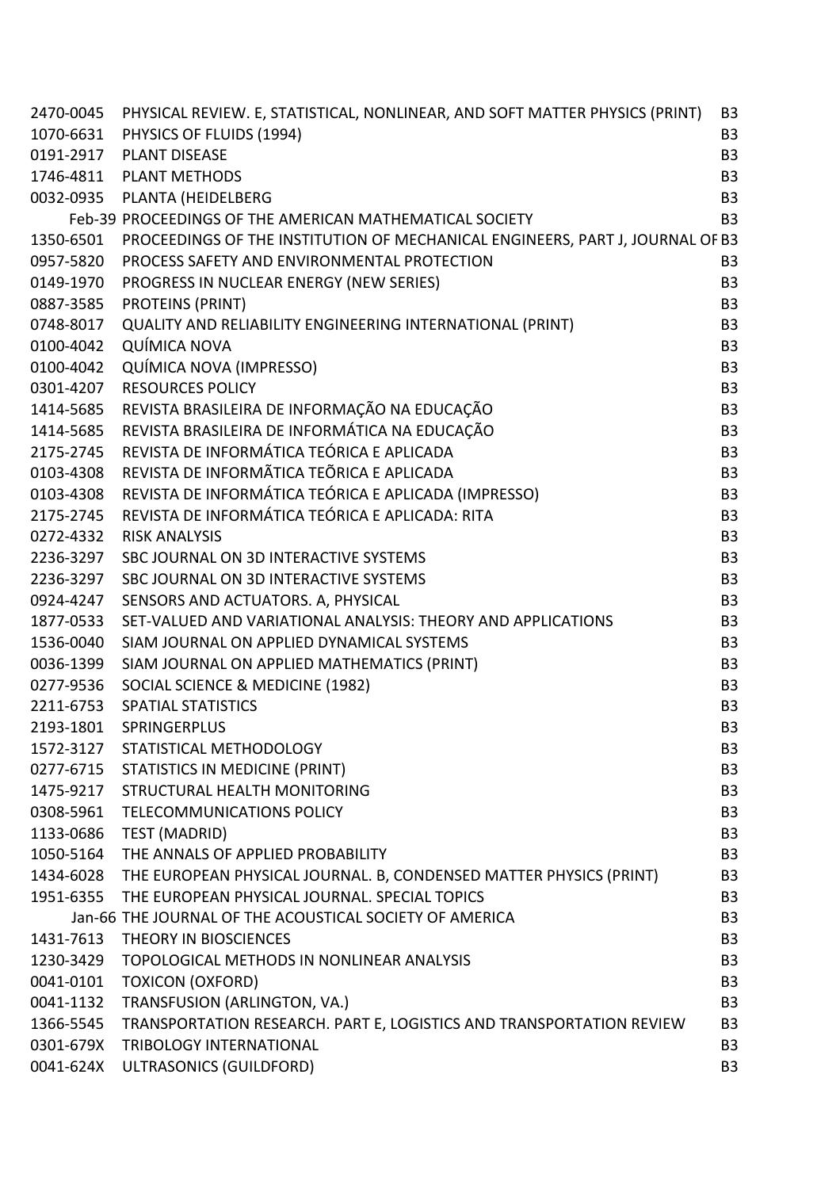| | | |
|---|---|---|
| 2470-0045 | PHYSICAL REVIEW. E, STATISTICAL, NONLINEAR, AND SOFT MATTER PHYSICS (PRINT) | B3 |
| 1070-6631 | PHYSICS OF FLUIDS (1994) | B3 |
| 0191-2917 | PLANT DISEASE | B3 |
| 1746-4811 | PLANT METHODS | B3 |
| 0032-0935 | PLANTA (HEIDELBERG | B3 |
| Feb-39 | PROCEEDINGS OF THE AMERICAN MATHEMATICAL SOCIETY | B3 |
| 1350-6501 | PROCEEDINGS OF THE INSTITUTION OF MECHANICAL ENGINEERS, PART J, JOURNAL OF | B3 |
| 0957-5820 | PROCESS SAFETY AND ENVIRONMENTAL PROTECTION | B3 |
| 0149-1970 | PROGRESS IN NUCLEAR ENERGY (NEW SERIES) | B3 |
| 0887-3585 | PROTEINS (PRINT) | B3 |
| 0748-8017 | QUALITY AND RELIABILITY ENGINEERING INTERNATIONAL (PRINT) | B3 |
| 0100-4042 | QUÍMICA NOVA | B3 |
| 0100-4042 | QUÍMICA NOVA (IMPRESSO) | B3 |
| 0301-4207 | RESOURCES POLICY | B3 |
| 1414-5685 | REVISTA BRASILEIRA DE INFORMAÇÃO NA EDUCAÇÃO | B3 |
| 1414-5685 | REVISTA BRASILEIRA DE INFORMÁTICA NA EDUCAÇÃO | B3 |
| 2175-2745 | REVISTA DE INFORMÁTICA TEÓRICA E APLICADA | B3 |
| 0103-4308 | REVISTA DE INFORMÃTICA TEÕRICA E APLICADA | B3 |
| 0103-4308 | REVISTA DE INFORMÁTICA TEÓRICA E APLICADA (IMPRESSO) | B3 |
| 2175-2745 | REVISTA DE INFORMÁTICA TEÓRICA E APLICADA: RITA | B3 |
| 0272-4332 | RISK ANALYSIS | B3 |
| 2236-3297 | SBC JOURNAL ON 3D INTERACTIVE SYSTEMS | B3 |
| 2236-3297 | SBC JOURNAL ON 3D INTERACTIVE SYSTEMS | B3 |
| 0924-4247 | SENSORS AND ACTUATORS. A, PHYSICAL | B3 |
| 1877-0533 | SET-VALUED AND VARIATIONAL ANALYSIS: THEORY AND APPLICATIONS | B3 |
| 1536-0040 | SIAM JOURNAL ON APPLIED DYNAMICAL SYSTEMS | B3 |
| 0036-1399 | SIAM JOURNAL ON APPLIED MATHEMATICS (PRINT) | B3 |
| 0277-9536 | SOCIAL SCIENCE & MEDICINE (1982) | B3 |
| 2211-6753 | SPATIAL STATISTICS | B3 |
| 2193-1801 | SPRINGERPLUS | B3 |
| 1572-3127 | STATISTICAL METHODOLOGY | B3 |
| 0277-6715 | STATISTICS IN MEDICINE (PRINT) | B3 |
| 1475-9217 | STRUCTURAL HEALTH MONITORING | B3 |
| 0308-5961 | TELECOMMUNICATIONS POLICY | B3 |
| 1133-0686 | TEST (MADRID) | B3 |
| 1050-5164 | THE ANNALS OF APPLIED PROBABILITY | B3 |
| 1434-6028 | THE EUROPEAN PHYSICAL JOURNAL. B, CONDENSED MATTER PHYSICS (PRINT) | B3 |
| 1951-6355 | THE EUROPEAN PHYSICAL JOURNAL. SPECIAL TOPICS | B3 |
| Jan-66 | THE JOURNAL OF THE ACOUSTICAL SOCIETY OF AMERICA | B3 |
| 1431-7613 | THEORY IN BIOSCIENCES | B3 |
| 1230-3429 | TOPOLOGICAL METHODS IN NONLINEAR ANALYSIS | B3 |
| 0041-0101 | TOXICON (OXFORD) | B3 |
| 0041-1132 | TRANSFUSION (ARLINGTON, VA.) | B3 |
| 1366-5545 | TRANSPORTATION RESEARCH. PART E, LOGISTICS AND TRANSPORTATION REVIEW | B3 |
| 0301-679X | TRIBOLOGY INTERNATIONAL | B3 |
| 0041-624X | ULTRASONICS (GUILDFORD) | B3 |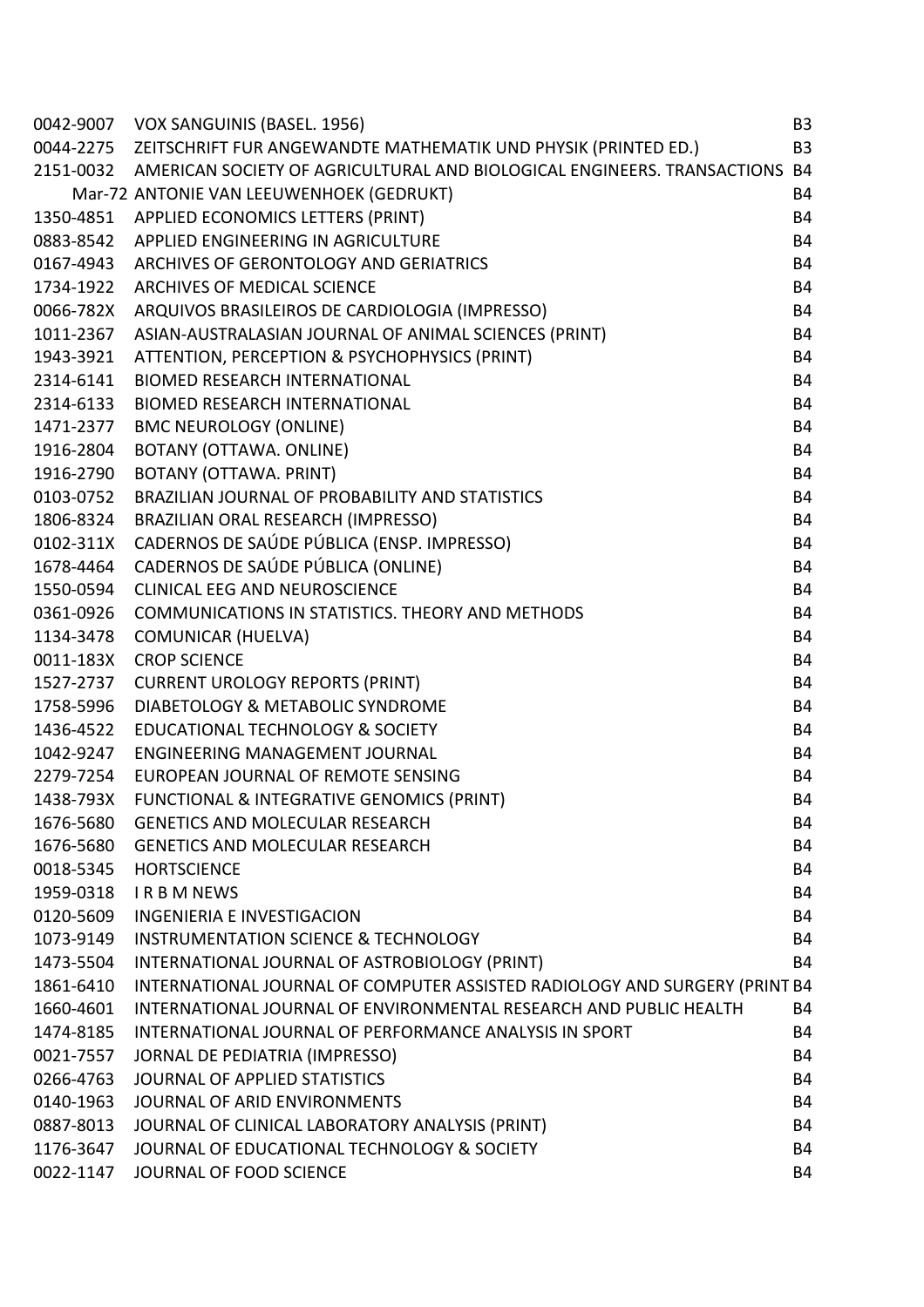| | | |
|---|---|---|
| 0042-9007 | VOX SANGUINIS (BASEL. 1956) | B3 |
| 0044-2275 | ZEITSCHRIFT FUR ANGEWANDTE MATHEMATIK UND PHYSIK (PRINTED ED.) | B3 |
| 2151-0032 | AMERICAN SOCIETY OF AGRICULTURAL AND BIOLOGICAL ENGINEERS. TRANSACTIONS | B4 |
| Mar-72 | ANTONIE VAN LEEUWENHOEK (GEDRUKT) | B4 |
| 1350-4851 | APPLIED ECONOMICS LETTERS (PRINT) | B4 |
| 0883-8542 | APPLIED ENGINEERING IN AGRICULTURE | B4 |
| 0167-4943 | ARCHIVES OF GERONTOLOGY AND GERIATRICS | B4 |
| 1734-1922 | ARCHIVES OF MEDICAL SCIENCE | B4 |
| 0066-782X | ARQUIVOS BRASILEIROS DE CARDIOLOGIA (IMPRESSO) | B4 |
| 1011-2367 | ASIAN-AUSTRALASIAN JOURNAL OF ANIMAL SCIENCES (PRINT) | B4 |
| 1943-3921 | ATTENTION, PERCEPTION & PSYCHOPHYSICS (PRINT) | B4 |
| 2314-6141 | BIOMED RESEARCH INTERNATIONAL | B4 |
| 2314-6133 | BIOMED RESEARCH INTERNATIONAL | B4 |
| 1471-2377 | BMC NEUROLOGY (ONLINE) | B4 |
| 1916-2804 | BOTANY (OTTAWA. ONLINE) | B4 |
| 1916-2790 | BOTANY (OTTAWA. PRINT) | B4 |
| 0103-0752 | BRAZILIAN JOURNAL OF PROBABILITY AND STATISTICS | B4 |
| 1806-8324 | BRAZILIAN ORAL RESEARCH (IMPRESSO) | B4 |
| 0102-311X | CADERNOS DE SAÚDE PÚBLICA (ENSP. IMPRESSO) | B4 |
| 1678-4464 | CADERNOS DE SAÚDE PÚBLICA (ONLINE) | B4 |
| 1550-0594 | CLINICAL EEG AND NEUROSCIENCE | B4 |
| 0361-0926 | COMMUNICATIONS IN STATISTICS. THEORY AND METHODS | B4 |
| 1134-3478 | COMUNICAR (HUELVA) | B4 |
| 0011-183X | CROP SCIENCE | B4 |
| 1527-2737 | CURRENT UROLOGY REPORTS (PRINT) | B4 |
| 1758-5996 | DIABETOLOGY & METABOLIC SYNDROME | B4 |
| 1436-4522 | EDUCATIONAL TECHNOLOGY & SOCIETY | B4 |
| 1042-9247 | ENGINEERING MANAGEMENT JOURNAL | B4 |
| 2279-7254 | EUROPEAN JOURNAL OF REMOTE SENSING | B4 |
| 1438-793X | FUNCTIONAL & INTEGRATIVE GENOMICS (PRINT) | B4 |
| 1676-5680 | GENETICS AND MOLECULAR RESEARCH | B4 |
| 1676-5680 | GENETICS AND MOLECULAR RESEARCH | B4 |
| 0018-5345 | HORTSCIENCE | B4 |
| 1959-0318 | I R B M NEWS | B4 |
| 0120-5609 | INGENIERIA E INVESTIGACION | B4 |
| 1073-9149 | INSTRUMENTATION SCIENCE & TECHNOLOGY | B4 |
| 1473-5504 | INTERNATIONAL JOURNAL OF ASTROBIOLOGY (PRINT) | B4 |
| 1861-6410 | INTERNATIONAL JOURNAL OF COMPUTER ASSISTED RADIOLOGY AND SURGERY (PRINT | B4 |
| 1660-4601 | INTERNATIONAL JOURNAL OF ENVIRONMENTAL RESEARCH AND PUBLIC HEALTH | B4 |
| 1474-8185 | INTERNATIONAL JOURNAL OF PERFORMANCE ANALYSIS IN SPORT | B4 |
| 0021-7557 | JORNAL DE PEDIATRIA (IMPRESSO) | B4 |
| 0266-4763 | JOURNAL OF APPLIED STATISTICS | B4 |
| 0140-1963 | JOURNAL OF ARID ENVIRONMENTS | B4 |
| 0887-8013 | JOURNAL OF CLINICAL LABORATORY ANALYSIS (PRINT) | B4 |
| 1176-3647 | JOURNAL OF EDUCATIONAL TECHNOLOGY & SOCIETY | B4 |
| 0022-1147 | JOURNAL OF FOOD SCIENCE | B4 |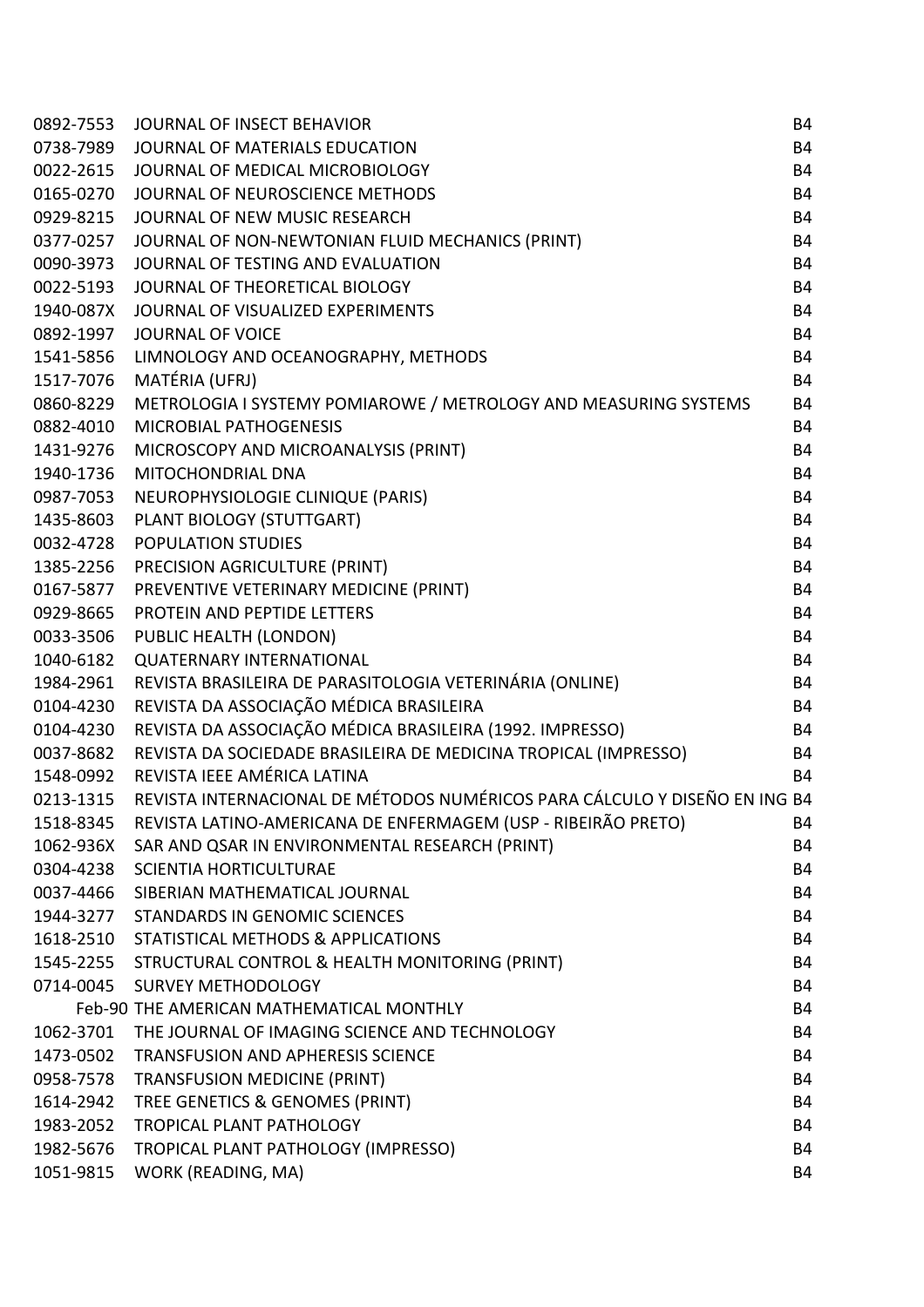| | | |
|---|---|---|
| 0892-7553 | JOURNAL OF INSECT BEHAVIOR | B4 |
| 0738-7989 | JOURNAL OF MATERIALS EDUCATION | B4 |
| 0022-2615 | JOURNAL OF MEDICAL MICROBIOLOGY | B4 |
| 0165-0270 | JOURNAL OF NEUROSCIENCE METHODS | B4 |
| 0929-8215 | JOURNAL OF NEW MUSIC RESEARCH | B4 |
| 0377-0257 | JOURNAL OF NON-NEWTONIAN FLUID MECHANICS (PRINT) | B4 |
| 0090-3973 | JOURNAL OF TESTING AND EVALUATION | B4 |
| 0022-5193 | JOURNAL OF THEORETICAL BIOLOGY | B4 |
| 1940-087X | JOURNAL OF VISUALIZED EXPERIMENTS | B4 |
| 0892-1997 | JOURNAL OF VOICE | B4 |
| 1541-5856 | LIMNOLOGY AND OCEANOGRAPHY, METHODS | B4 |
| 1517-7076 | MATÉRIA (UFRJ) | B4 |
| 0860-8229 | METROLOGIA I SYSTEMY POMIAROWE / METROLOGY AND MEASURING SYSTEMS | B4 |
| 0882-4010 | MICROBIAL PATHOGENESIS | B4 |
| 1431-9276 | MICROSCOPY AND MICROANALYSIS (PRINT) | B4 |
| 1940-1736 | MITOCHONDRIAL DNA | B4 |
| 0987-7053 | NEUROPHYSIOLOGIE CLINIQUE (PARIS) | B4 |
| 1435-8603 | PLANT BIOLOGY (STUTTGART) | B4 |
| 0032-4728 | POPULATION STUDIES | B4 |
| 1385-2256 | PRECISION AGRICULTURE (PRINT) | B4 |
| 0167-5877 | PREVENTIVE VETERINARY MEDICINE (PRINT) | B4 |
| 0929-8665 | PROTEIN AND PEPTIDE LETTERS | B4 |
| 0033-3506 | PUBLIC HEALTH (LONDON) | B4 |
| 1040-6182 | QUATERNARY INTERNATIONAL | B4 |
| 1984-2961 | REVISTA BRASILEIRA DE PARASITOLOGIA VETERINÁRIA (ONLINE) | B4 |
| 0104-4230 | REVISTA DA ASSOCIAÇÃO MÉDICA BRASILEIRA | B4 |
| 0104-4230 | REVISTA DA ASSOCIAÇÃO MÉDICA BRASILEIRA (1992. IMPRESSO) | B4 |
| 0037-8682 | REVISTA DA SOCIEDADE BRASILEIRA DE MEDICINA TROPICAL (IMPRESSO) | B4 |
| 1548-0992 | REVISTA IEEE AMÉRICA LATINA | B4 |
| 0213-1315 | REVISTA INTERNACIONAL DE MÉTODOS NUMÉRICOS PARA CÁLCULO Y DISEÑO EN ING | B4 |
| 1518-8345 | REVISTA LATINO-AMERICANA DE ENFERMAGEM (USP - RIBEIRÃO PRETO) | B4 |
| 1062-936X | SAR AND QSAR IN ENVIRONMENTAL RESEARCH (PRINT) | B4 |
| 0304-4238 | SCIENTIA HORTICULTURAE | B4 |
| 0037-4466 | SIBERIAN MATHEMATICAL JOURNAL | B4 |
| 1944-3277 | STANDARDS IN GENOMIC SCIENCES | B4 |
| 1618-2510 | STATISTICAL METHODS & APPLICATIONS | B4 |
| 1545-2255 | STRUCTURAL CONTROL & HEALTH MONITORING (PRINT) | B4 |
| 0714-0045 | SURVEY METHODOLOGY | B4 |
| Feb-90 | THE AMERICAN MATHEMATICAL MONTHLY | B4 |
| 1062-3701 | THE JOURNAL OF IMAGING SCIENCE AND TECHNOLOGY | B4 |
| 1473-0502 | TRANSFUSION AND APHERESIS SCIENCE | B4 |
| 0958-7578 | TRANSFUSION MEDICINE (PRINT) | B4 |
| 1614-2942 | TREE GENETICS & GENOMES (PRINT) | B4 |
| 1983-2052 | TROPICAL PLANT PATHOLOGY | B4 |
| 1982-5676 | TROPICAL PLANT PATHOLOGY (IMPRESSO) | B4 |
| 1051-9815 | WORK (READING, MA) | B4 |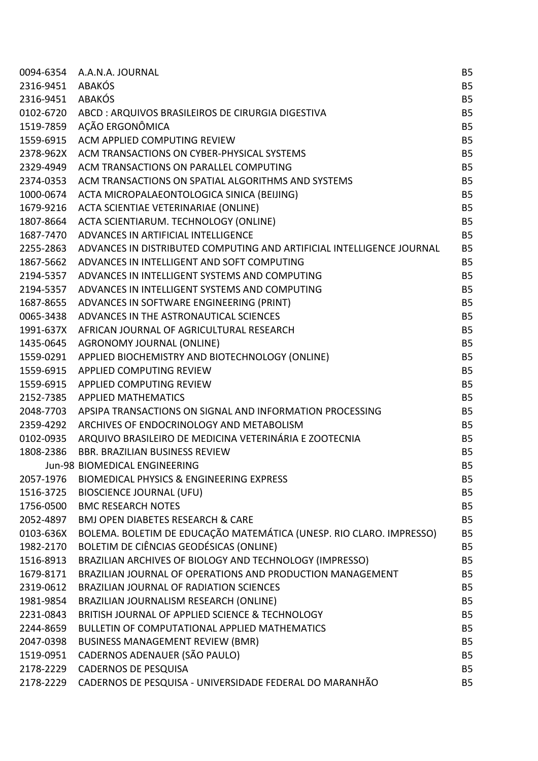| | | |
|---|---|---|
| 0094-6354 | A.A.N.A. JOURNAL | B5 |
| 2316-9451 | ABAKÓS | B5 |
| 2316-9451 | ABAKÓS | B5 |
| 0102-6720 | ABCD : ARQUIVOS BRASILEIROS DE CIRURGIA DIGESTIVA | B5 |
| 1519-7859 | AÇÃO ERGONÔMICA | B5 |
| 1559-6915 | ACM APPLIED COMPUTING REVIEW | B5 |
| 2378-962X | ACM TRANSACTIONS ON CYBER-PHYSICAL SYSTEMS | B5 |
| 2329-4949 | ACM TRANSACTIONS ON PARALLEL COMPUTING | B5 |
| 2374-0353 | ACM TRANSACTIONS ON SPATIAL ALGORITHMS AND SYSTEMS | B5 |
| 1000-0674 | ACTA MICROPALAEONTOLOGICA SINICA (BEIJING) | B5 |
| 1679-9216 | ACTA SCIENTIAE VETERINARIAE (ONLINE) | B5 |
| 1807-8664 | ACTA SCIENTIARUM. TECHNOLOGY (ONLINE) | B5 |
| 1687-7470 | ADVANCES IN ARTIFICIAL INTELLIGENCE | B5 |
| 2255-2863 | ADVANCES IN DISTRIBUTED COMPUTING AND ARTIFICIAL INTELLIGENCE JOURNAL | B5 |
| 1867-5662 | ADVANCES IN INTELLIGENT AND SOFT COMPUTING | B5 |
| 2194-5357 | ADVANCES IN INTELLIGENT SYSTEMS AND COMPUTING | B5 |
| 2194-5357 | ADVANCES IN INTELLIGENT SYSTEMS AND COMPUTING | B5 |
| 1687-8655 | ADVANCES IN SOFTWARE ENGINEERING (PRINT) | B5 |
| 0065-3438 | ADVANCES IN THE ASTRONAUTICAL SCIENCES | B5 |
| 1991-637X | AFRICAN JOURNAL OF AGRICULTURAL RESEARCH | B5 |
| 1435-0645 | AGRONOMY JOURNAL (ONLINE) | B5 |
| 1559-0291 | APPLIED BIOCHEMISTRY AND BIOTECHNOLOGY (ONLINE) | B5 |
| 1559-6915 | APPLIED COMPUTING REVIEW | B5 |
| 1559-6915 | APPLIED COMPUTING REVIEW | B5 |
| 2152-7385 | APPLIED MATHEMATICS | B5 |
| 2048-7703 | APSIPA TRANSACTIONS ON SIGNAL AND INFORMATION PROCESSING | B5 |
| 2359-4292 | ARCHIVES OF ENDOCRINOLOGY AND METABOLISM | B5 |
| 0102-0935 | ARQUIVO BRASILEIRO DE MEDICINA VETERINÁRIA E ZOOTECNIA | B5 |
| 1808-2386 | BBR. BRAZILIAN BUSINESS REVIEW | B5 |
| Jun-98 | BIOMEDICAL ENGINEERING | B5 |
| 2057-1976 | BIOMEDICAL PHYSICS & ENGINEERING EXPRESS | B5 |
| 1516-3725 | BIOSCIENCE JOURNAL (UFU) | B5 |
| 1756-0500 | BMC RESEARCH NOTES | B5 |
| 2052-4897 | BMJ OPEN DIABETES RESEARCH & CARE | B5 |
| 0103-636X | BOLEMA. BOLETIM DE EDUCAÇÃO MATEMÁTICA (UNESP. RIO CLARO. IMPRESSO) | B5 |
| 1982-2170 | BOLETIM DE CIÊNCIAS GEODÉSICAS (ONLINE) | B5 |
| 1516-8913 | BRAZILIAN ARCHIVES OF BIOLOGY AND TECHNOLOGY (IMPRESSO) | B5 |
| 1679-8171 | BRAZILIAN JOURNAL OF OPERATIONS AND PRODUCTION MANAGEMENT | B5 |
| 2319-0612 | BRAZILIAN JOURNAL OF RADIATION SCIENCES | B5 |
| 1981-9854 | BRAZILIAN JOURNALISM RESEARCH (ONLINE) | B5 |
| 2231-0843 | BRITISH JOURNAL OF APPLIED SCIENCE & TECHNOLOGY | B5 |
| 2244-8659 | BULLETIN OF COMPUTATIONAL APPLIED MATHEMATICS | B5 |
| 2047-0398 | BUSINESS MANAGEMENT REVIEW (BMR) | B5 |
| 1519-0951 | CADERNOS ADENAUER (SÃO PAULO) | B5 |
| 2178-2229 | CADERNOS DE PESQUISA | B5 |
| 2178-2229 | CADERNOS DE PESQUISA - UNIVERSIDADE FEDERAL DO MARANHÃO | B5 |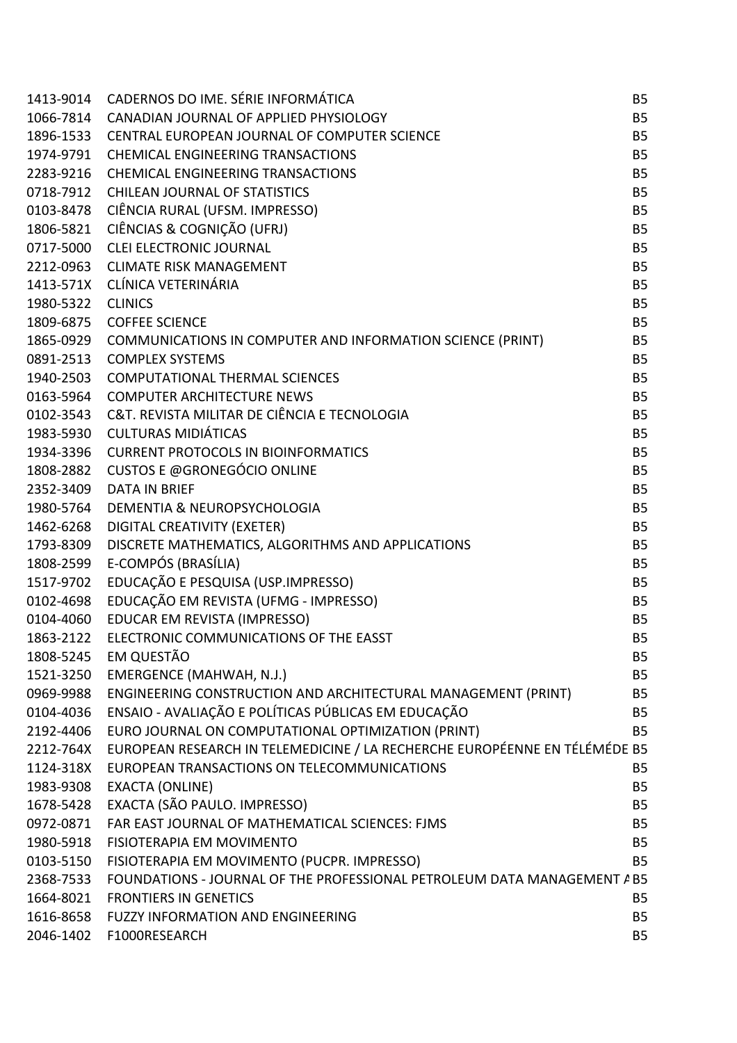| | | |
|---|---|---|
| 1413-9014 | CADERNOS DO IME. SÉRIE INFORMÁTICA | B5 |
| 1066-7814 | CANADIAN JOURNAL OF APPLIED PHYSIOLOGY | B5 |
| 1896-1533 | CENTRAL EUROPEAN JOURNAL OF COMPUTER SCIENCE | B5 |
| 1974-9791 | CHEMICAL ENGINEERING TRANSACTIONS | B5 |
| 2283-9216 | CHEMICAL ENGINEERING TRANSACTIONS | B5 |
| 0718-7912 | CHILEAN JOURNAL OF STATISTICS | B5 |
| 0103-8478 | CIÊNCIA RURAL (UFSM. IMPRESSO) | B5 |
| 1806-5821 | CIÊNCIAS & COGNIÇÃO (UFRJ) | B5 |
| 0717-5000 | CLEI ELECTRONIC JOURNAL | B5 |
| 2212-0963 | CLIMATE RISK MANAGEMENT | B5 |
| 1413-571X | CLÍNICA VETERINÁRIA | B5 |
| 1980-5322 | CLINICS | B5 |
| 1809-6875 | COFFEE SCIENCE | B5 |
| 1865-0929 | COMMUNICATIONS IN COMPUTER AND INFORMATION SCIENCE (PRINT) | B5 |
| 0891-2513 | COMPLEX SYSTEMS | B5 |
| 1940-2503 | COMPUTATIONAL THERMAL SCIENCES | B5 |
| 0163-5964 | COMPUTER ARCHITECTURE NEWS | B5 |
| 0102-3543 | C&T. REVISTA MILITAR DE CIÊNCIA E TECNOLOGIA | B5 |
| 1983-5930 | CULTURAS MIDIÁTICAS | B5 |
| 1934-3396 | CURRENT PROTOCOLS IN BIOINFORMATICS | B5 |
| 1808-2882 | CUSTOS E @GRONEGÓCIO ONLINE | B5 |
| 2352-3409 | DATA IN BRIEF | B5 |
| 1980-5764 | DEMENTIA & NEUROPSYCHOLOGIA | B5 |
| 1462-6268 | DIGITAL CREATIVITY (EXETER) | B5 |
| 1793-8309 | DISCRETE MATHEMATICS, ALGORITHMS AND APPLICATIONS | B5 |
| 1808-2599 | E-COMPÓS (BRASÍLIA) | B5 |
| 1517-9702 | EDUCAÇÃO E PESQUISA (USP.IMPRESSO) | B5 |
| 0102-4698 | EDUCAÇÃO EM REVISTA (UFMG - IMPRESSO) | B5 |
| 0104-4060 | EDUCAR EM REVISTA (IMPRESSO) | B5 |
| 1863-2122 | ELECTRONIC COMMUNICATIONS OF THE EASST | B5 |
| 1808-5245 | EM QUESTÃO | B5 |
| 1521-3250 | EMERGENCE (MAHWAH, N.J.) | B5 |
| 0969-9988 | ENGINEERING CONSTRUCTION AND ARCHITECTURAL MANAGEMENT (PRINT) | B5 |
| 0104-4036 | ENSAIO - AVALIAÇÃO E POLÍTICAS PÚBLICAS EM EDUCAÇÃO | B5 |
| 2192-4406 | EURO JOURNAL ON COMPUTATIONAL OPTIMIZATION (PRINT) | B5 |
| 2212-764X | EUROPEAN RESEARCH IN TELEMEDICINE / LA RECHERCHE EUROPÉENNE EN TÉLÉMÉDE | B5 |
| 1124-318X | EUROPEAN TRANSACTIONS ON TELECOMMUNICATIONS | B5 |
| 1983-9308 | EXACTA (ONLINE) | B5 |
| 1678-5428 | EXACTA (SÃO PAULO. IMPRESSO) | B5 |
| 0972-0871 | FAR EAST JOURNAL OF MATHEMATICAL SCIENCES: FJMS | B5 |
| 1980-5918 | FISIOTERAPIA EM MOVIMENTO | B5 |
| 0103-5150 | FISIOTERAPIA EM MOVIMENTO (PUCPR. IMPRESSO) | B5 |
| 2368-7533 | FOUNDATIONS - JOURNAL OF THE PROFESSIONAL PETROLEUM DATA MANAGEMENT A | B5 |
| 1664-8021 | FRONTIERS IN GENETICS | B5 |
| 1616-8658 | FUZZY INFORMATION AND ENGINEERING | B5 |
| 2046-1402 | F1000RESEARCH | B5 |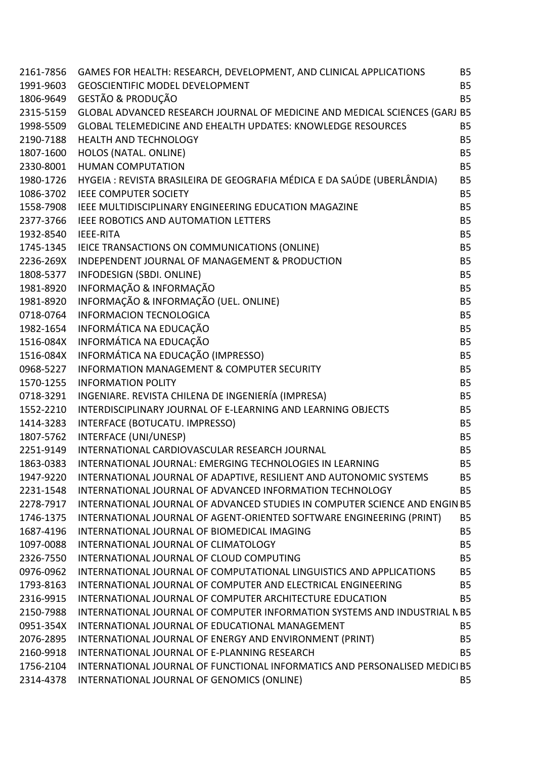| | | |
|---|---|---|
| 2161-7856 | GAMES FOR HEALTH: RESEARCH, DEVELOPMENT, AND CLINICAL APPLICATIONS | B5 |
| 1991-9603 | GEOSCIENTIFIC MODEL DEVELOPMENT | B5 |
| 1806-9649 | GESTÃO & PRODUÇÃO | B5 |
| 2315-5159 | GLOBAL ADVANCED RESEARCH JOURNAL OF MEDICINE AND MEDICAL SCIENCES (GARJ | B5 |
| 1998-5509 | GLOBAL TELEMEDICINE AND EHEALTH UPDATES: KNOWLEDGE RESOURCES | B5 |
| 2190-7188 | HEALTH AND TECHNOLOGY | B5 |
| 1807-1600 | HOLOS (NATAL. ONLINE) | B5 |
| 2330-8001 | HUMAN COMPUTATION | B5 |
| 1980-1726 | HYGEIA : REVISTA BRASILEIRA DE GEOGRAFIA MÉDICA E DA SAÚDE (UBERLÂNDIA) | B5 |
| 1086-3702 | IEEE COMPUTER SOCIETY | B5 |
| 1558-7908 | IEEE MULTIDISCIPLINARY ENGINEERING EDUCATION MAGAZINE | B5 |
| 2377-3766 | IEEE ROBOTICS AND AUTOMATION LETTERS | B5 |
| 1932-8540 | IEEE-RITA | B5 |
| 1745-1345 | IEICE TRANSACTIONS ON COMMUNICATIONS (ONLINE) | B5 |
| 2236-269X | INDEPENDENT JOURNAL OF MANAGEMENT & PRODUCTION | B5 |
| 1808-5377 | INFODESIGN (SBDI. ONLINE) | B5 |
| 1981-8920 | INFORMAÇÃO & INFORMAÇÃO | B5 |
| 1981-8920 | INFORMAÇÃO & INFORMAÇÃO (UEL. ONLINE) | B5 |
| 0718-0764 | INFORMACION TECNOLOGICA | B5 |
| 1982-1654 | INFORMÁTICA NA EDUCAÇÃO | B5 |
| 1516-084X | INFORMÁTICA NA EDUCAÇÃO | B5 |
| 1516-084X | INFORMÁTICA NA EDUCAÇÃO (IMPRESSO) | B5 |
| 0968-5227 | INFORMATION MANAGEMENT & COMPUTER SECURITY | B5 |
| 1570-1255 | INFORMATION POLITY | B5 |
| 0718-3291 | INGENIARE. REVISTA CHILENA DE INGENIERÍA (IMPRESA) | B5 |
| 1552-2210 | INTERDISCIPLINARY JOURNAL OF E-LEARNING AND LEARNING OBJECTS | B5 |
| 1414-3283 | INTERFACE (BOTUCATU. IMPRESSO) | B5 |
| 1807-5762 | INTERFACE (UNI/UNESP) | B5 |
| 2251-9149 | INTERNATIONAL CARDIOVASCULAR RESEARCH JOURNAL | B5 |
| 1863-0383 | INTERNATIONAL JOURNAL: EMERGING TECHNOLOGIES IN LEARNING | B5 |
| 1947-9220 | INTERNATIONAL JOURNAL OF ADAPTIVE, RESILIENT AND AUTONOMIC SYSTEMS | B5 |
| 2231-1548 | INTERNATIONAL JOURNAL OF ADVANCED INFORMATION TECHNOLOGY | B5 |
| 2278-7917 | INTERNATIONAL JOURNAL OF ADVANCED STUDIES IN COMPUTER SCIENCE AND ENGIN | B5 |
| 1746-1375 | INTERNATIONAL JOURNAL OF AGENT-ORIENTED SOFTWARE ENGINEERING (PRINT) | B5 |
| 1687-4196 | INTERNATIONAL JOURNAL OF BIOMEDICAL IMAGING | B5 |
| 1097-0088 | INTERNATIONAL JOURNAL OF CLIMATOLOGY | B5 |
| 2326-7550 | INTERNATIONAL JOURNAL OF CLOUD COMPUTING | B5 |
| 0976-0962 | INTERNATIONAL JOURNAL OF COMPUTATIONAL LINGUISTICS AND APPLICATIONS | B5 |
| 1793-8163 | INTERNATIONAL JOURNAL OF COMPUTER AND ELECTRICAL ENGINEERING | B5 |
| 2316-9915 | INTERNATIONAL JOURNAL OF COMPUTER ARCHITECTURE EDUCATION | B5 |
| 2150-7988 | INTERNATIONAL JOURNAL OF COMPUTER INFORMATION SYSTEMS AND INDUSTRIAL M | B5 |
| 0951-354X | INTERNATIONAL JOURNAL OF EDUCATIONAL MANAGEMENT | B5 |
| 2076-2895 | INTERNATIONAL JOURNAL OF ENERGY AND ENVIRONMENT (PRINT) | B5 |
| 2160-9918 | INTERNATIONAL JOURNAL OF E-PLANNING RESEARCH | B5 |
| 1756-2104 | INTERNATIONAL JOURNAL OF FUNCTIONAL INFORMATICS AND PERSONALISED MEDICI | B5 |
| 2314-4378 | INTERNATIONAL JOURNAL OF GENOMICS (ONLINE) | B5 |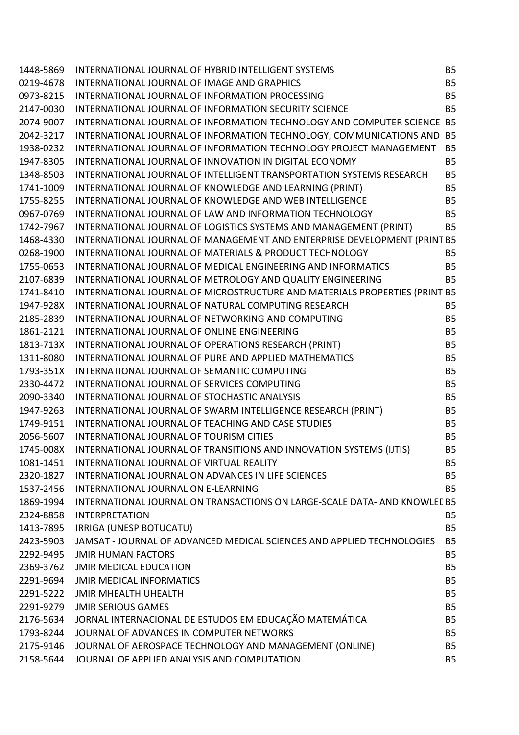| | | |
|---|---|---|
| 1448-5869 | INTERNATIONAL JOURNAL OF HYBRID INTELLIGENT SYSTEMS | B5 |
| 0219-4678 | INTERNATIONAL JOURNAL OF IMAGE AND GRAPHICS | B5 |
| 0973-8215 | INTERNATIONAL JOURNAL OF INFORMATION PROCESSING | B5 |
| 2147-0030 | INTERNATIONAL JOURNAL OF INFORMATION SECURITY SCIENCE | B5 |
| 2074-9007 | INTERNATIONAL JOURNAL OF INFORMATION TECHNOLOGY AND COMPUTER SCIENCE | B5 |
| 2042-3217 | INTERNATIONAL JOURNAL OF INFORMATION TECHNOLOGY, COMMUNICATIONS AND | B5 |
| 1938-0232 | INTERNATIONAL JOURNAL OF INFORMATION TECHNOLOGY PROJECT MANAGEMENT | B5 |
| 1947-8305 | INTERNATIONAL JOURNAL OF INNOVATION IN DIGITAL ECONOMY | B5 |
| 1348-8503 | INTERNATIONAL JOURNAL OF INTELLIGENT TRANSPORTATION SYSTEMS RESEARCH | B5 |
| 1741-1009 | INTERNATIONAL JOURNAL OF KNOWLEDGE AND LEARNING (PRINT) | B5 |
| 1755-8255 | INTERNATIONAL JOURNAL OF KNOWLEDGE AND WEB INTELLIGENCE | B5 |
| 0967-0769 | INTERNATIONAL JOURNAL OF LAW AND INFORMATION TECHNOLOGY | B5 |
| 1742-7967 | INTERNATIONAL JOURNAL OF LOGISTICS SYSTEMS AND MANAGEMENT (PRINT) | B5 |
| 1468-4330 | INTERNATIONAL JOURNAL OF MANAGEMENT AND ENTERPRISE DEVELOPMENT (PRINT | B5 |
| 0268-1900 | INTERNATIONAL JOURNAL OF MATERIALS & PRODUCT TECHNOLOGY | B5 |
| 1755-0653 | INTERNATIONAL JOURNAL OF MEDICAL ENGINEERING AND INFORMATICS | B5 |
| 2107-6839 | INTERNATIONAL JOURNAL OF METROLOGY AND QUALITY ENGINEERING | B5 |
| 1741-8410 | INTERNATIONAL JOURNAL OF MICROSTRUCTURE AND MATERIALS PROPERTIES (PRINT | B5 |
| 1947-928X | INTERNATIONAL JOURNAL OF NATURAL COMPUTING RESEARCH | B5 |
| 2185-2839 | INTERNATIONAL JOURNAL OF NETWORKING AND COMPUTING | B5 |
| 1861-2121 | INTERNATIONAL JOURNAL OF ONLINE ENGINEERING | B5 |
| 1813-713X | INTERNATIONAL JOURNAL OF OPERATIONS RESEARCH (PRINT) | B5 |
| 1311-8080 | INTERNATIONAL JOURNAL OF PURE AND APPLIED MATHEMATICS | B5 |
| 1793-351X | INTERNATIONAL JOURNAL OF SEMANTIC COMPUTING | B5 |
| 2330-4472 | INTERNATIONAL JOURNAL OF SERVICES COMPUTING | B5 |
| 2090-3340 | INTERNATIONAL JOURNAL OF STOCHASTIC ANALYSIS | B5 |
| 1947-9263 | INTERNATIONAL JOURNAL OF SWARM INTELLIGENCE RESEARCH (PRINT) | B5 |
| 1749-9151 | INTERNATIONAL JOURNAL OF TEACHING AND CASE STUDIES | B5 |
| 2056-5607 | INTERNATIONAL JOURNAL OF TOURISM CITIES | B5 |
| 1745-008X | INTERNATIONAL JOURNAL OF TRANSITIONS AND INNOVATION SYSTEMS (IJTIS) | B5 |
| 1081-1451 | INTERNATIONAL JOURNAL OF VIRTUAL REALITY | B5 |
| 2320-1827 | INTERNATIONAL JOURNAL ON ADVANCES IN LIFE SCIENCES | B5 |
| 1537-2456 | INTERNATIONAL JOURNAL ON E-LEARNING | B5 |
| 1869-1994 | INTERNATIONAL JOURNAL ON TRANSACTIONS ON LARGE-SCALE DATA- AND KNOWLED | B5 |
| 2324-8858 | INTERPRETATION | B5 |
| 1413-7895 | IRRIGA (UNESP BOTUCATU) | B5 |
| 2423-5903 | JAMSAT - JOURNAL OF ADVANCED MEDICAL SCIENCES AND APPLIED TECHNOLOGIES | B5 |
| 2292-9495 | JMIR HUMAN FACTORS | B5 |
| 2369-3762 | JMIR MEDICAL EDUCATION | B5 |
| 2291-9694 | JMIR MEDICAL INFORMATICS | B5 |
| 2291-5222 | JMIR MHEALTH UHEALTH | B5 |
| 2291-9279 | JMIR SERIOUS GAMES | B5 |
| 2176-5634 | JORNAL INTERNACIONAL DE ESTUDOS EM EDUCAÇÃO MATEMÁTICA | B5 |
| 1793-8244 | JOURNAL OF ADVANCES IN COMPUTER NETWORKS | B5 |
| 2175-9146 | JOURNAL OF AEROSPACE TECHNOLOGY AND MANAGEMENT (ONLINE) | B5 |
| 2158-5644 | JOURNAL OF APPLIED ANALYSIS AND COMPUTATION | B5 |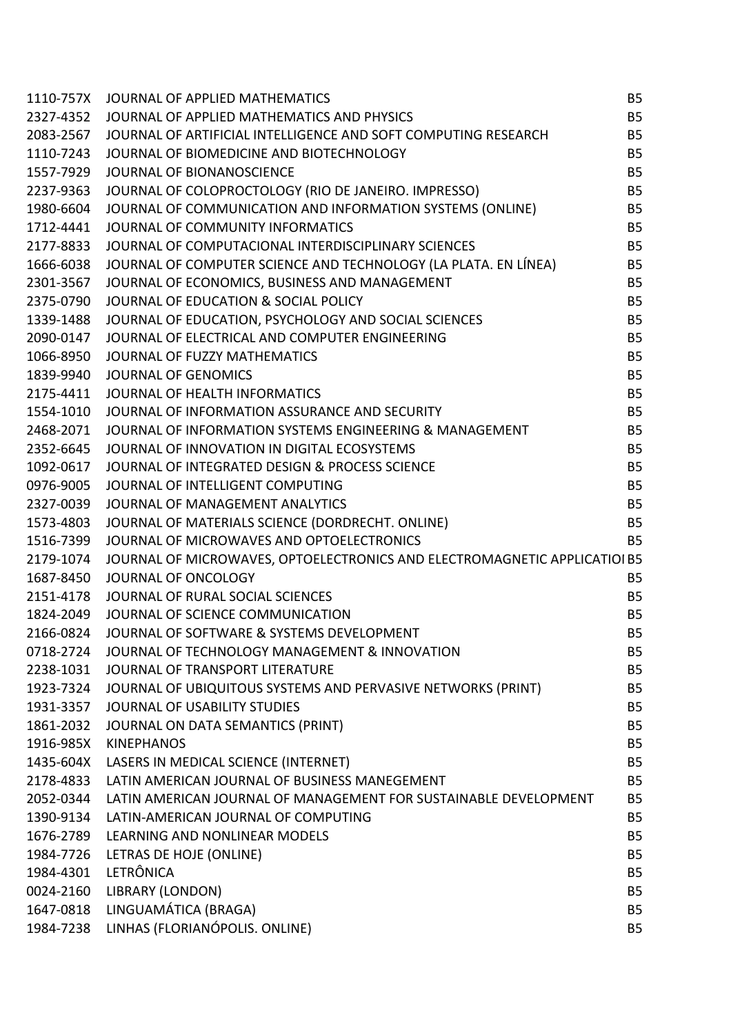| | | |
|---|---|---|
| 1110-757X | JOURNAL OF APPLIED MATHEMATICS | B5 |
| 2327-4352 | JOURNAL OF APPLIED MATHEMATICS AND PHYSICS | B5 |
| 2083-2567 | JOURNAL OF ARTIFICIAL INTELLIGENCE AND SOFT COMPUTING RESEARCH | B5 |
| 1110-7243 | JOURNAL OF BIOMEDICINE AND BIOTECHNOLOGY | B5 |
| 1557-7929 | JOURNAL OF BIONANOSCIENCE | B5 |
| 2237-9363 | JOURNAL OF COLOPROCTOLOGY (RIO DE JANEIRO. IMPRESSO) | B5 |
| 1980-6604 | JOURNAL OF COMMUNICATION AND INFORMATION SYSTEMS (ONLINE) | B5 |
| 1712-4441 | JOURNAL OF COMMUNITY INFORMATICS | B5 |
| 2177-8833 | JOURNAL OF COMPUTACIONAL INTERDISCIPLINARY SCIENCES | B5 |
| 1666-6038 | JOURNAL OF COMPUTER SCIENCE AND TECHNOLOGY (LA PLATA. EN LÍNEA) | B5 |
| 2301-3567 | JOURNAL OF ECONOMICS, BUSINESS AND MANAGEMENT | B5 |
| 2375-0790 | JOURNAL OF EDUCATION & SOCIAL POLICY | B5 |
| 1339-1488 | JOURNAL OF EDUCATION, PSYCHOLOGY AND SOCIAL SCIENCES | B5 |
| 2090-0147 | JOURNAL OF ELECTRICAL AND COMPUTER ENGINEERING | B5 |
| 1066-8950 | JOURNAL OF FUZZY MATHEMATICS | B5 |
| 1839-9940 | JOURNAL OF GENOMICS | B5 |
| 2175-4411 | JOURNAL OF HEALTH INFORMATICS | B5 |
| 1554-1010 | JOURNAL OF INFORMATION ASSURANCE AND SECURITY | B5 |
| 2468-2071 | JOURNAL OF INFORMATION SYSTEMS ENGINEERING & MANAGEMENT | B5 |
| 2352-6645 | JOURNAL OF INNOVATION IN DIGITAL ECOSYSTEMS | B5 |
| 1092-0617 | JOURNAL OF INTEGRATED DESIGN & PROCESS SCIENCE | B5 |
| 0976-9005 | JOURNAL OF INTELLIGENT COMPUTING | B5 |
| 2327-0039 | JOURNAL OF MANAGEMENT ANALYTICS | B5 |
| 1573-4803 | JOURNAL OF MATERIALS SCIENCE (DORDRECHT. ONLINE) | B5 |
| 1516-7399 | JOURNAL OF MICROWAVES AND OPTOELECTRONICS | B5 |
| 2179-1074 | JOURNAL OF MICROWAVES, OPTOELECTRONICS AND ELECTROMAGNETIC APPLICATIOI | B5 |
| 1687-8450 | JOURNAL OF ONCOLOGY | B5 |
| 2151-4178 | JOURNAL OF RURAL SOCIAL SCIENCES | B5 |
| 1824-2049 | JOURNAL OF SCIENCE COMMUNICATION | B5 |
| 2166-0824 | JOURNAL OF SOFTWARE & SYSTEMS DEVELOPMENT | B5 |
| 0718-2724 | JOURNAL OF TECHNOLOGY MANAGEMENT & INNOVATION | B5 |
| 2238-1031 | JOURNAL OF TRANSPORT LITERATURE | B5 |
| 1923-7324 | JOURNAL OF UBIQUITOUS SYSTEMS AND PERVASIVE NETWORKS (PRINT) | B5 |
| 1931-3357 | JOURNAL OF USABILITY STUDIES | B5 |
| 1861-2032 | JOURNAL ON DATA SEMANTICS (PRINT) | B5 |
| 1916-985X | KINEPHANOS | B5 |
| 1435-604X | LASERS IN MEDICAL SCIENCE (INTERNET) | B5 |
| 2178-4833 | LATIN AMERICAN JOURNAL OF BUSINESS MANEGEMENT | B5 |
| 2052-0344 | LATIN AMERICAN JOURNAL OF MANAGEMENT FOR SUSTAINABLE DEVELOPMENT | B5 |
| 1390-9134 | LATIN-AMERICAN JOURNAL OF COMPUTING | B5 |
| 1676-2789 | LEARNING AND NONLINEAR MODELS | B5 |
| 1984-7726 | LETRAS DE HOJE (ONLINE) | B5 |
| 1984-4301 | LETRÔNICA | B5 |
| 0024-2160 | LIBRARY (LONDON) | B5 |
| 1647-0818 | LINGUAMÁTICA (BRAGA) | B5 |
| 1984-7238 | LINHAS (FLORIANÓPOLIS. ONLINE) | B5 |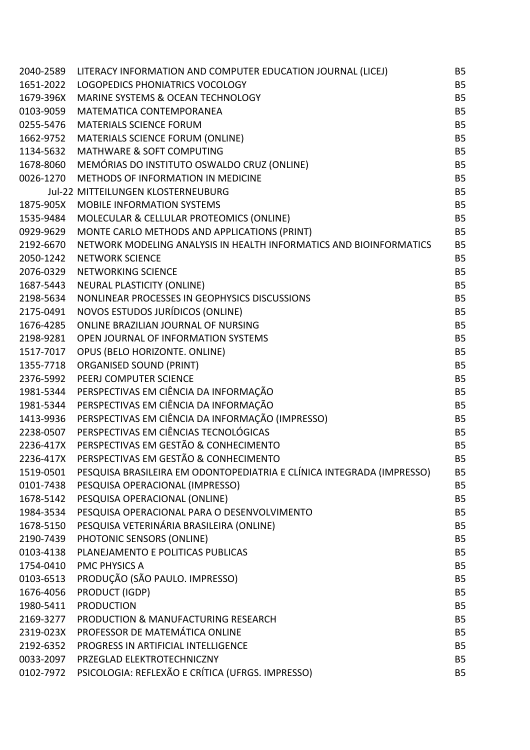| | | |
|---|---|---|
| 2040-2589 | LITERACY INFORMATION AND COMPUTER EDUCATION JOURNAL (LICEJ) | B5 |
| 1651-2022 | LOGOPEDICS PHONIATRICS VOCOLOGY | B5 |
| 1679-396X | MARINE SYSTEMS & OCEAN TECHNOLOGY | B5 |
| 0103-9059 | MATEMATICA CONTEMPORANEA | B5 |
| 0255-5476 | MATERIALS SCIENCE FORUM | B5 |
| 1662-9752 | MATERIALS SCIENCE FORUM (ONLINE) | B5 |
| 1134-5632 | MATHWARE & SOFT COMPUTING | B5 |
| 1678-8060 | MEMÓRIAS DO INSTITUTO OSWALDO CRUZ (ONLINE) | B5 |
| 0026-1270 | METHODS OF INFORMATION IN MEDICINE | B5 |
| Jul-22 | MITTEILUNGEN KLOSTERNEUBURG | B5 |
| 1875-905X | MOBILE INFORMATION SYSTEMS | B5 |
| 1535-9484 | MOLECULAR & CELLULAR PROTEOMICS (ONLINE) | B5 |
| 0929-9629 | MONTE CARLO METHODS AND APPLICATIONS (PRINT) | B5 |
| 2192-6670 | NETWORK MODELING ANALYSIS IN HEALTH INFORMATICS AND BIOINFORMATICS | B5 |
| 2050-1242 | NETWORK SCIENCE | B5 |
| 2076-0329 | NETWORKING SCIENCE | B5 |
| 1687-5443 | NEURAL PLASTICITY (ONLINE) | B5 |
| 2198-5634 | NONLINEAR PROCESSES IN GEOPHYSICS DISCUSSIONS | B5 |
| 2175-0491 | NOVOS ESTUDOS JURÍDICOS (ONLINE) | B5 |
| 1676-4285 | ONLINE BRAZILIAN JOURNAL OF NURSING | B5 |
| 2198-9281 | OPEN JOURNAL OF INFORMATION SYSTEMS | B5 |
| 1517-7017 | OPUS (BELO HORIZONTE. ONLINE) | B5 |
| 1355-7718 | ORGANISED SOUND (PRINT) | B5 |
| 2376-5992 | PEERJ COMPUTER SCIENCE | B5 |
| 1981-5344 | PERSPECTIVAS EM CIÊNCIA DA INFORMAÇÃO | B5 |
| 1981-5344 | PERSPECTIVAS EM CIÊNCIA DA INFORMAÇÃO | B5 |
| 1413-9936 | PERSPECTIVAS EM CIÊNCIA DA INFORMAÇÃO (IMPRESSO) | B5 |
| 2238-0507 | PERSPECTIVAS EM CIÊNCIAS TECNOLÓGICAS | B5 |
| 2236-417X | PERSPECTIVAS EM GESTÃO & CONHECIMENTO | B5 |
| 2236-417X | PERSPECTIVAS EM GESTÃO & CONHECIMENTO | B5 |
| 1519-0501 | PESQUISA BRASILEIRA EM ODONTOPEDIATRIA E CLÍNICA INTEGRADA (IMPRESSO) | B5 |
| 0101-7438 | PESQUISA OPERACIONAL (IMPRESSO) | B5 |
| 1678-5142 | PESQUISA OPERACIONAL (ONLINE) | B5 |
| 1984-3534 | PESQUISA OPERACIONAL PARA O DESENVOLVIMENTO | B5 |
| 1678-5150 | PESQUISA VETERINÁRIA BRASILEIRA (ONLINE) | B5 |
| 2190-7439 | PHOTONIC SENSORS (ONLINE) | B5 |
| 0103-4138 | PLANEJAMENTO E POLITICAS PUBLICAS | B5 |
| 1754-0410 | PMC PHYSICS A | B5 |
| 0103-6513 | PRODUÇÃO (SÃO PAULO. IMPRESSO) | B5 |
| 1676-4056 | PRODUCT (IGDP) | B5 |
| 1980-5411 | PRODUCTION | B5 |
| 2169-3277 | PRODUCTION & MANUFACTURING RESEARCH | B5 |
| 2319-023X | PROFESSOR DE MATEMÁTICA ONLINE | B5 |
| 2192-6352 | PROGRESS IN ARTIFICIAL INTELLIGENCE | B5 |
| 0033-2097 | PRZEGLAD ELEKTROTECHNICZNY | B5 |
| 0102-7972 | PSICOLOGIA: REFLEXÃO E CRÍTICA (UFRGS. IMPRESSO) | B5 |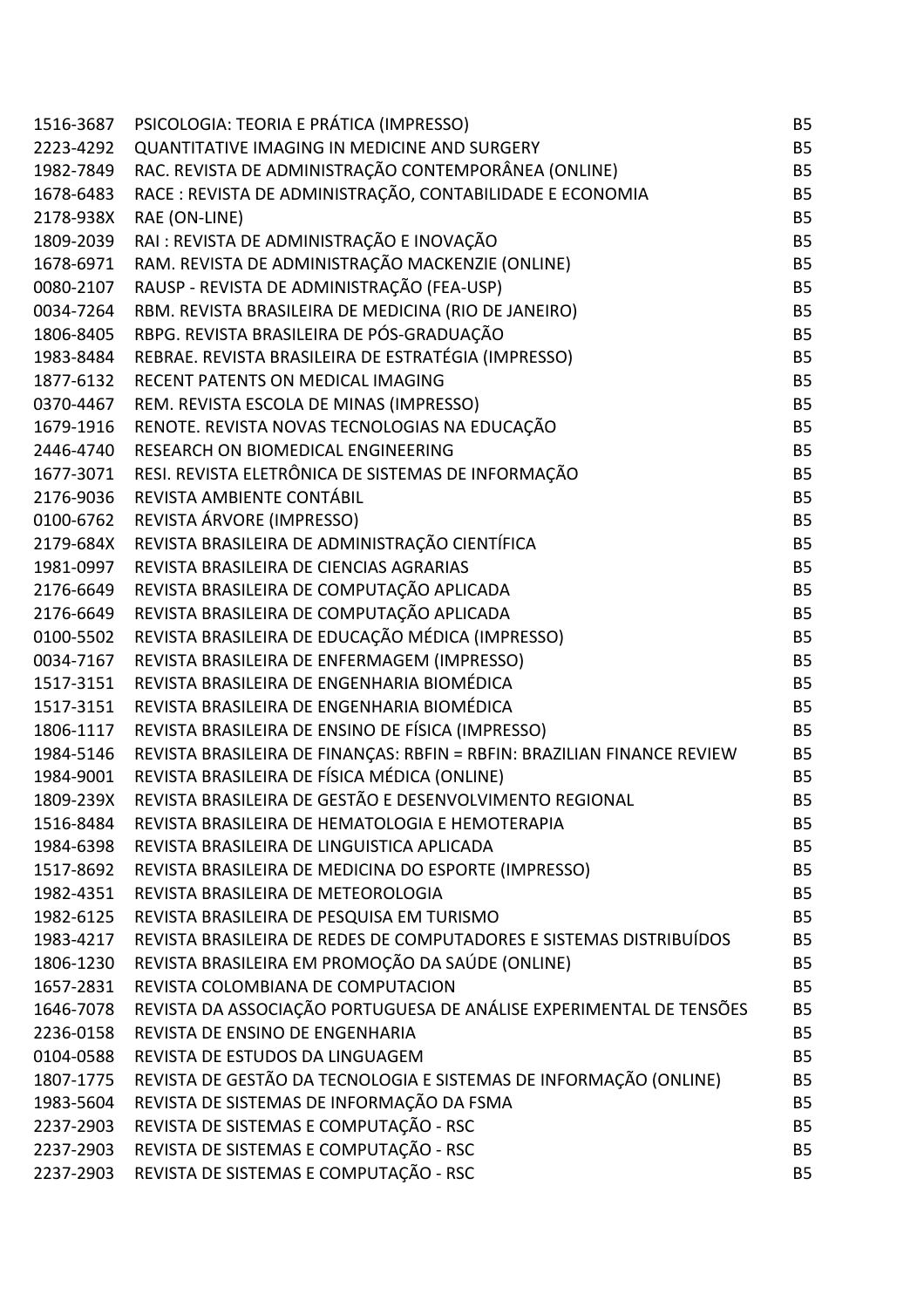| | | |
|---|---|---|
| 1516-3687 | PSICOLOGIA: TEORIA E PRÁTICA (IMPRESSO) | B5 |
| 2223-4292 | QUANTITATIVE IMAGING IN MEDICINE AND SURGERY | B5 |
| 1982-7849 | RAC. REVISTA DE ADMINISTRAÇÃO CONTEMPORÂNEA (ONLINE) | B5 |
| 1678-6483 | RACE : REVISTA DE ADMINISTRAÇÃO, CONTABILIDADE E ECONOMIA | B5 |
| 2178-938X | RAE (ON-LINE) | B5 |
| 1809-2039 | RAI : REVISTA DE ADMINISTRAÇÃO E INOVAÇÃO | B5 |
| 1678-6971 | RAM. REVISTA DE ADMINISTRAÇÃO MACKENZIE (ONLINE) | B5 |
| 0080-2107 | RAUSP - REVISTA DE ADMINISTRAÇÃO (FEA-USP) | B5 |
| 0034-7264 | RBM. REVISTA BRASILEIRA DE MEDICINA (RIO DE JANEIRO) | B5 |
| 1806-8405 | RBPG. REVISTA BRASILEIRA DE PÓS-GRADUAÇÃO | B5 |
| 1983-8484 | REBRAE. REVISTA BRASILEIRA DE ESTRATÉGIA (IMPRESSO) | B5 |
| 1877-6132 | RECENT PATENTS ON MEDICAL IMAGING | B5 |
| 0370-4467 | REM. REVISTA ESCOLA DE MINAS (IMPRESSO) | B5 |
| 1679-1916 | RENOTE. REVISTA NOVAS TECNOLOGIAS NA EDUCAÇÃO | B5 |
| 2446-4740 | RESEARCH ON BIOMEDICAL ENGINEERING | B5 |
| 1677-3071 | RESI. REVISTA ELETRÔNICA DE SISTEMAS DE INFORMAÇÃO | B5 |
| 2176-9036 | REVISTA AMBIENTE CONTÁBIL | B5 |
| 0100-6762 | REVISTA ÁRVORE (IMPRESSO) | B5 |
| 2179-684X | REVISTA BRASILEIRA DE ADMINISTRAÇÃO CIENTÍFICA | B5 |
| 1981-0997 | REVISTA BRASILEIRA DE CIENCIAS AGRARIAS | B5 |
| 2176-6649 | REVISTA BRASILEIRA DE COMPUTAÇÃO APLICADA | B5 |
| 2176-6649 | REVISTA BRASILEIRA DE COMPUTAÇÃO APLICADA | B5 |
| 0100-5502 | REVISTA BRASILEIRA DE EDUCAÇÃO MÉDICA (IMPRESSO) | B5 |
| 0034-7167 | REVISTA BRASILEIRA DE ENFERMAGEM (IMPRESSO) | B5 |
| 1517-3151 | REVISTA BRASILEIRA DE ENGENHARIA BIOMÉDICA | B5 |
| 1517-3151 | REVISTA BRASILEIRA DE ENGENHARIA BIOMÉDICA | B5 |
| 1806-1117 | REVISTA BRASILEIRA DE ENSINO DE FÍSICA (IMPRESSO) | B5 |
| 1984-5146 | REVISTA BRASILEIRA DE FINANÇAS: RBFIN = RBFIN: BRAZILIAN FINANCE REVIEW | B5 |
| 1984-9001 | REVISTA BRASILEIRA DE FÍSICA MÉDICA (ONLINE) | B5 |
| 1809-239X | REVISTA BRASILEIRA DE GESTÃO E DESENVOLVIMENTO REGIONAL | B5 |
| 1516-8484 | REVISTA BRASILEIRA DE HEMATOLOGIA E HEMOTERAPIA | B5 |
| 1984-6398 | REVISTA BRASILEIRA DE LINGUISTICA APLICADA | B5 |
| 1517-8692 | REVISTA BRASILEIRA DE MEDICINA DO ESPORTE (IMPRESSO) | B5 |
| 1982-4351 | REVISTA BRASILEIRA DE METEOROLOGIA | B5 |
| 1982-6125 | REVISTA BRASILEIRA DE PESQUISA EM TURISMO | B5 |
| 1983-4217 | REVISTA BRASILEIRA DE REDES DE COMPUTADORES E SISTEMAS DISTRIBUÍDOS | B5 |
| 1806-1230 | REVISTA BRASILEIRA EM PROMOÇÃO DA SAÚDE (ONLINE) | B5 |
| 1657-2831 | REVISTA COLOMBIANA DE COMPUTACION | B5 |
| 1646-7078 | REVISTA DA ASSOCIAÇÃO PORTUGUESA DE ANÁLISE EXPERIMENTAL DE TENSÕES | B5 |
| 2236-0158 | REVISTA DE ENSINO DE ENGENHARIA | B5 |
| 0104-0588 | REVISTA DE ESTUDOS DA LINGUAGEM | B5 |
| 1807-1775 | REVISTA DE GESTÃO DA TECNOLOGIA E SISTEMAS DE INFORMAÇÃO (ONLINE) | B5 |
| 1983-5604 | REVISTA DE SISTEMAS DE INFORMAÇÃO DA FSMA | B5 |
| 2237-2903 | REVISTA DE SISTEMAS E COMPUTAÇÃO - RSC | B5 |
| 2237-2903 | REVISTA DE SISTEMAS E COMPUTAÇÃO - RSC | B5 |
| 2237-2903 | REVISTA DE SISTEMAS E COMPUTAÇÃO - RSC | B5 |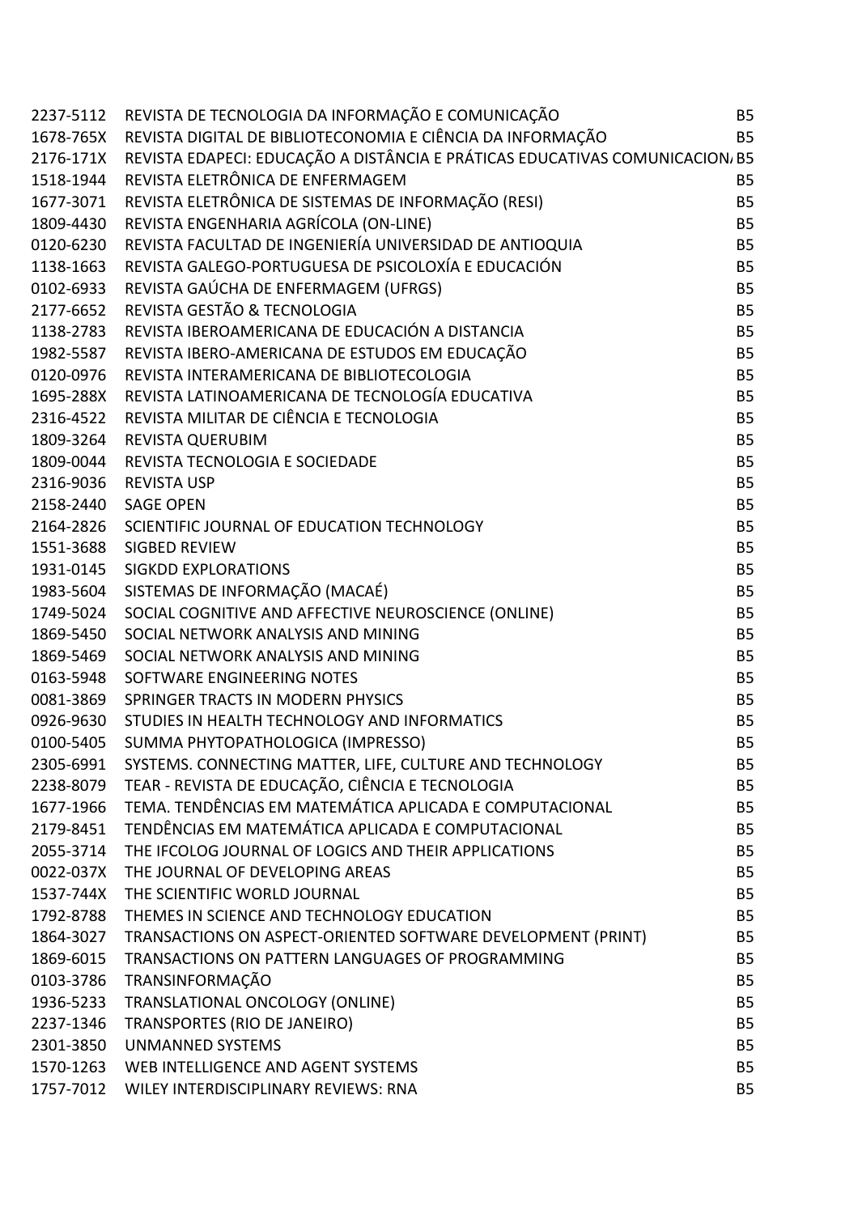| | | |
|---|---|---|
| 2237-5112 | REVISTA DE TECNOLOGIA DA INFORMAÇÃO E COMUNICAÇÃO | B5 |
| 1678-765X | REVISTA DIGITAL DE BIBLIOTECONOMIA E CIÊNCIA DA INFORMAÇÃO | B5 |
| 2176-171X | REVISTA EDAPECI: EDUCAÇÃO A DISTÂNCIA E PRÁTICAS EDUCATIVAS COMUNICACION | B5 |
| 1518-1944 | REVISTA ELETRÔNICA DE ENFERMAGEM | B5 |
| 1677-3071 | REVISTA ELETRÔNICA DE SISTEMAS DE INFORMAÇÃO (RESI) | B5 |
| 1809-4430 | REVISTA ENGENHARIA AGRÍCOLA (ON-LINE) | B5 |
| 0120-6230 | REVISTA FACULTAD DE INGENIERÍA UNIVERSIDAD DE ANTIOQUIA | B5 |
| 1138-1663 | REVISTA GALEGO-PORTUGUESA DE PSICOLOXÍA E EDUCACIÓN | B5 |
| 0102-6933 | REVISTA GAÚCHA DE ENFERMAGEM (UFRGS) | B5 |
| 2177-6652 | REVISTA GESTÃO & TECNOLOGIA | B5 |
| 1138-2783 | REVISTA IBEROAMERICANA DE EDUCACIÓN A DISTANCIA | B5 |
| 1982-5587 | REVISTA IBERO-AMERICANA DE ESTUDOS EM EDUCAÇÃO | B5 |
| 0120-0976 | REVISTA INTERAMERICANA DE BIBLIOTECOLOGIA | B5 |
| 1695-288X | REVISTA LATINOAMERICANA DE TECNOLOGÍA EDUCATIVA | B5 |
| 2316-4522 | REVISTA MILITAR DE CIÊNCIA E TECNOLOGIA | B5 |
| 1809-3264 | REVISTA QUERUBIM | B5 |
| 1809-0044 | REVISTA TECNOLOGIA E SOCIEDADE | B5 |
| 2316-9036 | REVISTA USP | B5 |
| 2158-2440 | SAGE OPEN | B5 |
| 2164-2826 | SCIENTIFIC JOURNAL OF EDUCATION TECHNOLOGY | B5 |
| 1551-3688 | SIGBED REVIEW | B5 |
| 1931-0145 | SIGKDD EXPLORATIONS | B5 |
| 1983-5604 | SISTEMAS DE INFORMAÇÃO (MACAÉ) | B5 |
| 1749-5024 | SOCIAL COGNITIVE AND AFFECTIVE NEUROSCIENCE (ONLINE) | B5 |
| 1869-5450 | SOCIAL NETWORK ANALYSIS AND MINING | B5 |
| 1869-5469 | SOCIAL NETWORK ANALYSIS AND MINING | B5 |
| 0163-5948 | SOFTWARE ENGINEERING NOTES | B5 |
| 0081-3869 | SPRINGER TRACTS IN MODERN PHYSICS | B5 |
| 0926-9630 | STUDIES IN HEALTH TECHNOLOGY AND INFORMATICS | B5 |
| 0100-5405 | SUMMA PHYTOPATHOLOGICA (IMPRESSO) | B5 |
| 2305-6991 | SYSTEMS. CONNECTING MATTER, LIFE, CULTURE AND TECHNOLOGY | B5 |
| 2238-8079 | TEAR - REVISTA DE EDUCAÇÃO, CIÊNCIA E TECNOLOGIA | B5 |
| 1677-1966 | TEMA. TENDÊNCIAS EM MATEMÁTICA APLICADA E COMPUTACIONAL | B5 |
| 2179-8451 | TENDÊNCIAS EM MATEMÁTICA APLICADA E COMPUTACIONAL | B5 |
| 2055-3714 | THE IFCOLOG JOURNAL OF LOGICS AND THEIR APPLICATIONS | B5 |
| 0022-037X | THE JOURNAL OF DEVELOPING AREAS | B5 |
| 1537-744X | THE SCIENTIFIC WORLD JOURNAL | B5 |
| 1792-8788 | THEMES IN SCIENCE AND TECHNOLOGY EDUCATION | B5 |
| 1864-3027 | TRANSACTIONS ON ASPECT-ORIENTED SOFTWARE DEVELOPMENT (PRINT) | B5 |
| 1869-6015 | TRANSACTIONS ON PATTERN LANGUAGES OF PROGRAMMING | B5 |
| 0103-3786 | TRANSINFORMAÇÃO | B5 |
| 1936-5233 | TRANSLATIONAL ONCOLOGY (ONLINE) | B5 |
| 2237-1346 | TRANSPORTES (RIO DE JANEIRO) | B5 |
| 2301-3850 | UNMANNED SYSTEMS | B5 |
| 1570-1263 | WEB INTELLIGENCE AND AGENT SYSTEMS | B5 |
| 1757-7012 | WILEY INTERDISCIPLINARY REVIEWS: RNA | B5 |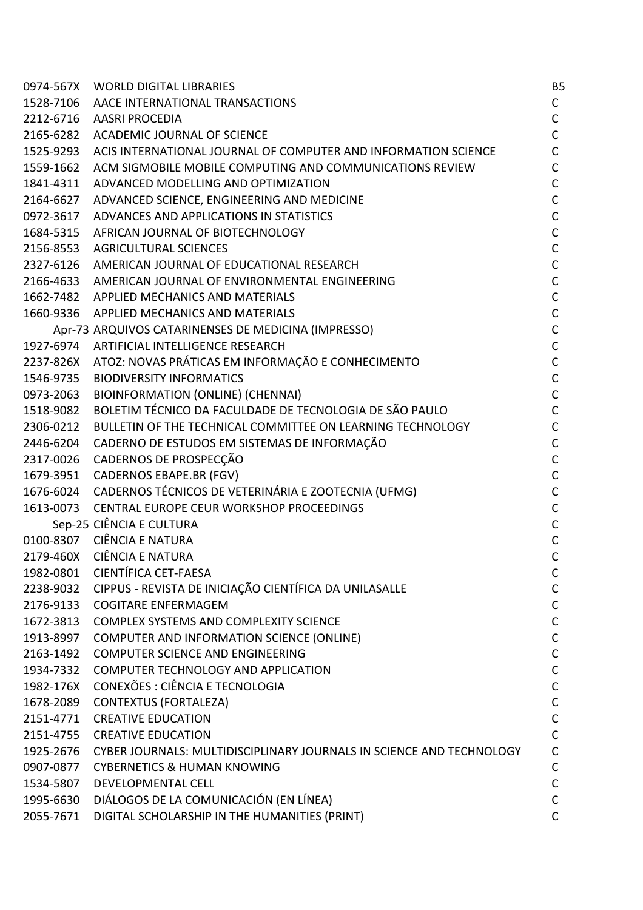| | | |
|---|---|---|
| 0974-567X | WORLD DIGITAL LIBRARIES | B5 |
| 1528-7106 | AACE INTERNATIONAL TRANSACTIONS | C |
| 2212-6716 | AASRI PROCEDIA | C |
| 2165-6282 | ACADEMIC JOURNAL OF SCIENCE | C |
| 1525-9293 | ACIS INTERNATIONAL JOURNAL OF COMPUTER AND INFORMATION SCIENCE | C |
| 1559-1662 | ACM SIGMOBILE MOBILE COMPUTING AND COMMUNICATIONS REVIEW | C |
| 1841-4311 | ADVANCED MODELLING AND OPTIMIZATION | C |
| 2164-6627 | ADVANCED SCIENCE, ENGINEERING AND MEDICINE | C |
| 0972-3617 | ADVANCES AND APPLICATIONS IN STATISTICS | C |
| 1684-5315 | AFRICAN JOURNAL OF BIOTECHNOLOGY | C |
| 2156-8553 | AGRICULTURAL SCIENCES | C |
| 2327-6126 | AMERICAN JOURNAL OF EDUCATIONAL RESEARCH | C |
| 2166-4633 | AMERICAN JOURNAL OF ENVIRONMENTAL ENGINEERING | C |
| 1662-7482 | APPLIED MECHANICS AND MATERIALS | C |
| 1660-9336 | APPLIED MECHANICS AND MATERIALS | C |
| Apr-73 | ARQUIVOS CATARINENSES DE MEDICINA (IMPRESSO) | C |
| 1927-6974 | ARTIFICIAL INTELLIGENCE RESEARCH | C |
| 2237-826X | ATOZ: NOVAS PRÁTICAS EM INFORMAÇÃO E CONHECIMENTO | C |
| 1546-9735 | BIODIVERSITY INFORMATICS | C |
| 0973-2063 | BIOINFORMATION (ONLINE) (CHENNAI) | C |
| 1518-9082 | BOLETIM TÉCNICO DA FACULDADE DE TECNOLOGIA DE SÃO PAULO | C |
| 2306-0212 | BULLETIN OF THE TECHNICAL COMMITTEE ON LEARNING TECHNOLOGY | C |
| 2446-6204 | CADERNO DE ESTUDOS EM SISTEMAS DE INFORMAÇÃO | C |
| 2317-0026 | CADERNOS DE PROSPECÇÃO | C |
| 1679-3951 | CADERNOS EBAPE.BR (FGV) | C |
| 1676-6024 | CADERNOS TÉCNICOS DE VETERINÁRIA E ZOOTECNIA (UFMG) | C |
| 1613-0073 | CENTRAL EUROPE CEUR WORKSHOP PROCEEDINGS | C |
| Sep-25 | CIÊNCIA E CULTURA | C |
| 0100-8307 | CIÊNCIA E NATURA | C |
| 2179-460X | CIÊNCIA E NATURA | C |
| 1982-0801 | CIENTÍFICA CET-FAESA | C |
| 2238-9032 | CIPPUS - REVISTA DE INICIAÇÃO CIENTÍFICA DA UNILASALLE | C |
| 2176-9133 | COGITARE ENFERMAGEM | C |
| 1672-3813 | COMPLEX SYSTEMS AND COMPLEXITY SCIENCE | C |
| 1913-8997 | COMPUTER AND INFORMATION SCIENCE (ONLINE) | C |
| 2163-1492 | COMPUTER SCIENCE AND ENGINEERING | C |
| 1934-7332 | COMPUTER TECHNOLOGY AND APPLICATION | C |
| 1982-176X | CONEXÕES : CIÊNCIA E TECNOLOGIA | C |
| 1678-2089 | CONTEXTUS (FORTALEZA) | C |
| 2151-4771 | CREATIVE EDUCATION | C |
| 2151-4755 | CREATIVE EDUCATION | C |
| 1925-2676 | CYBER JOURNALS: MULTIDISCIPLINARY JOURNALS IN SCIENCE AND TECHNOLOGY | C |
| 0907-0877 | CYBERNETICS & HUMAN KNOWING | C |
| 1534-5807 | DEVELOPMENTAL CELL | C |
| 1995-6630 | DIÁLOGOS DE LA COMUNICACIÓN (EN LÍNEA) | C |
| 2055-7671 | DIGITAL SCHOLARSHIP IN THE HUMANITIES (PRINT) | C |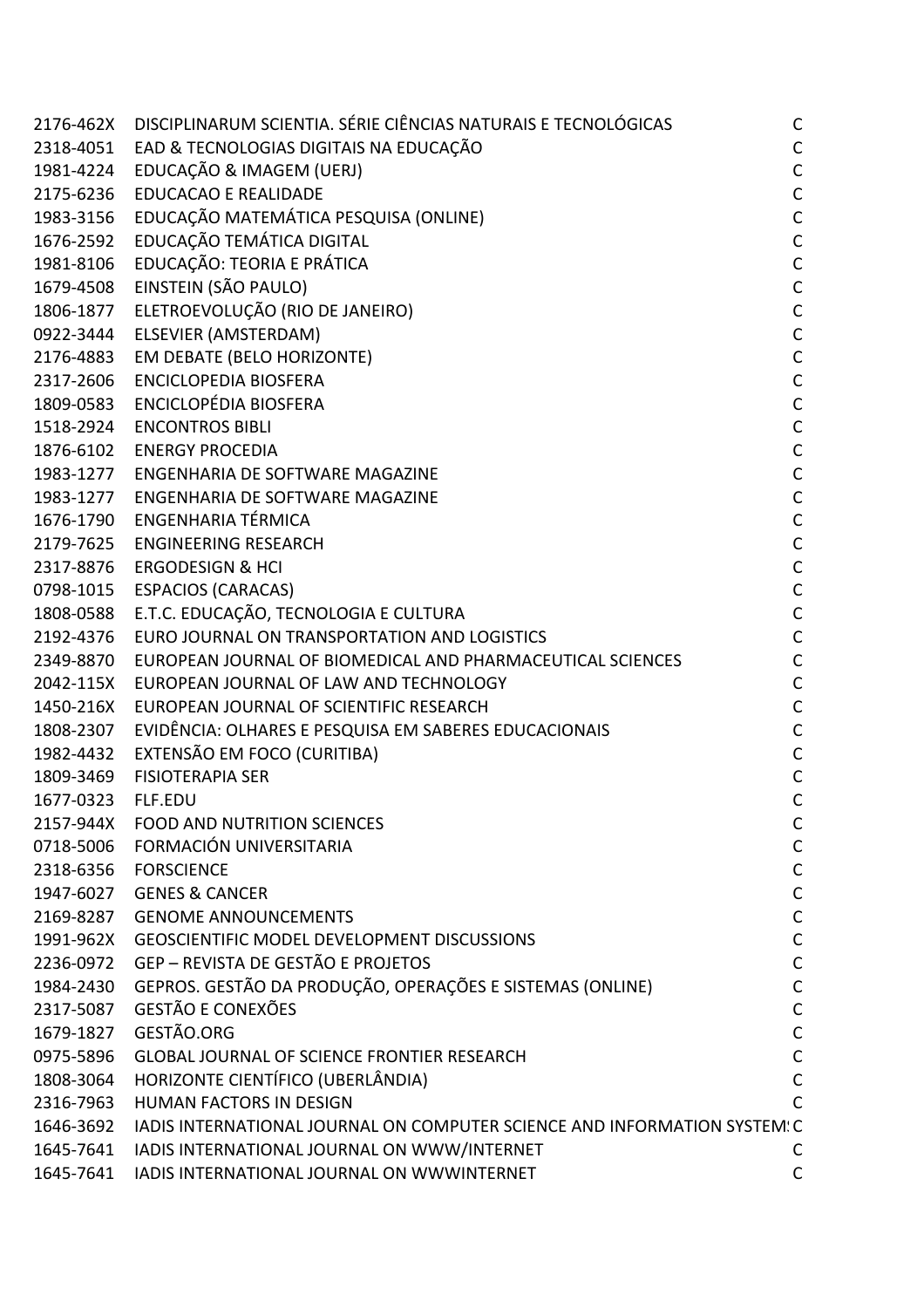| | | |
|---|---|---|
| 2176-462X | DISCIPLINARUM SCIENTIA. SÉRIE CIÊNCIAS NATURAIS E TECNOLÓGICAS | C |
| 2318-4051 | EAD & TECNOLOGIAS DIGITAIS NA EDUCAÇÃO | C |
| 1981-4224 | EDUCAÇÃO & IMAGEM (UERJ) | C |
| 2175-6236 | EDUCACAO E REALIDADE | C |
| 1983-3156 | EDUCAÇÃO MATEMÁTICA PESQUISA (ONLINE) | C |
| 1676-2592 | EDUCAÇÃO TEMÁTICA DIGITAL | C |
| 1981-8106 | EDUCAÇÃO: TEORIA E PRÁTICA | C |
| 1679-4508 | EINSTEIN (SÃO PAULO) | C |
| 1806-1877 | ELETROEVOLUÇÃO (RIO DE JANEIRO) | C |
| 0922-3444 | ELSEVIER (AMSTERDAM) | C |
| 2176-4883 | EM DEBATE (BELO HORIZONTE) | C |
| 2317-2606 | ENCICLOPEDIA BIOSFERA | C |
| 1809-0583 | ENCICLOPÉDIA BIOSFERA | C |
| 1518-2924 | ENCONTROS BIBLI | C |
| 1876-6102 | ENERGY PROCEDIA | C |
| 1983-1277 | ENGENHARIA DE SOFTWARE MAGAZINE | C |
| 1983-1277 | ENGENHARIA DE SOFTWARE MAGAZINE | C |
| 1676-1790 | ENGENHARIA TÉRMICA | C |
| 2179-7625 | ENGINEERING RESEARCH | C |
| 2317-8876 | ERGODESIGN & HCI | C |
| 0798-1015 | ESPACIOS (CARACAS) | C |
| 1808-0588 | E.T.C. EDUCAÇÃO, TECNOLOGIA E CULTURA | C |
| 2192-4376 | EURO JOURNAL ON TRANSPORTATION AND LOGISTICS | C |
| 2349-8870 | EUROPEAN JOURNAL OF BIOMEDICAL AND PHARMACEUTICAL SCIENCES | C |
| 2042-115X | EUROPEAN JOURNAL OF LAW AND TECHNOLOGY | C |
| 1450-216X | EUROPEAN JOURNAL OF SCIENTIFIC RESEARCH | C |
| 1808-2307 | EVIDÊNCIA: OLHARES E PESQUISA EM SABERES EDUCACIONAIS | C |
| 1982-4432 | EXTENSÃO EM FOCO (CURITIBA) | C |
| 1809-3469 | FISIOTERAPIA SER | C |
| 1677-0323 | FLF.EDU | C |
| 2157-944X | FOOD AND NUTRITION SCIENCES | C |
| 0718-5006 | FORMACIÓN UNIVERSITARIA | C |
| 2318-6356 | FORSCIENCE | C |
| 1947-6027 | GENES & CANCER | C |
| 2169-8287 | GENOME ANNOUNCEMENTS | C |
| 1991-962X | GEOSCIENTIFIC MODEL DEVELOPMENT DISCUSSIONS | C |
| 2236-0972 | GEP – REVISTA DE GESTÃO E PROJETOS | C |
| 1984-2430 | GEPROS. GESTÃO DA PRODUÇÃO, OPERAÇÕES E SISTEMAS (ONLINE) | C |
| 2317-5087 | GESTÃO E CONEXÕES | C |
| 1679-1827 | GESTÃO.ORG | C |
| 0975-5896 | GLOBAL JOURNAL OF SCIENCE FRONTIER RESEARCH | C |
| 1808-3064 | HORIZONTE CIENTÍFICO (UBERLÂNDIA) | C |
| 2316-7963 | HUMAN FACTORS IN DESIGN | C |
| 1646-3692 | IADIS INTERNATIONAL JOURNAL ON COMPUTER SCIENCE AND INFORMATION SYSTEM! | C |
| 1645-7641 | IADIS INTERNATIONAL JOURNAL ON WWW/INTERNET | C |
| 1645-7641 | IADIS INTERNATIONAL JOURNAL ON WWWINTERNET | C |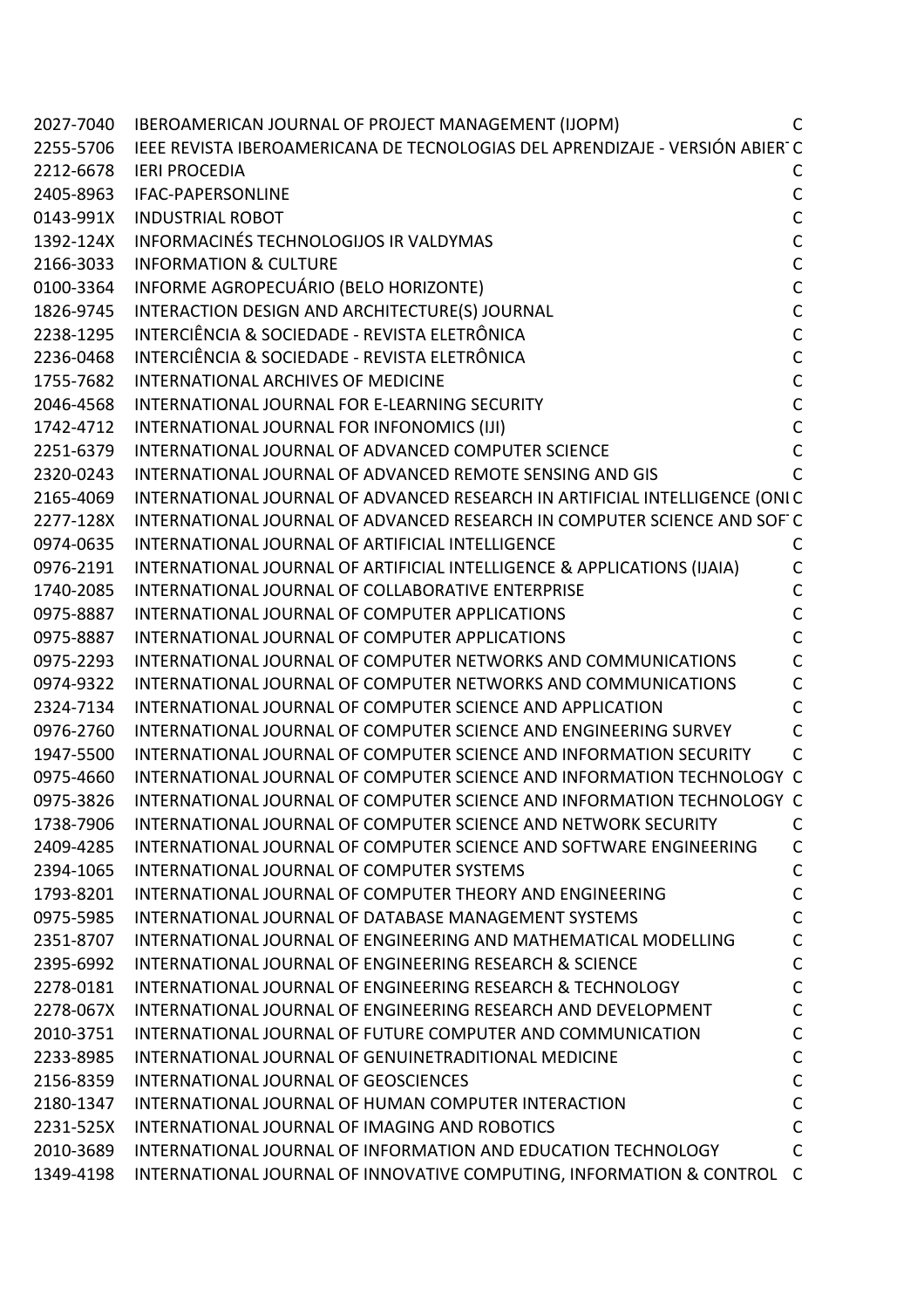| | | |
|---|---|---|
| 2027-7040 | IBEROAMERICAN JOURNAL OF PROJECT MANAGEMENT (IJOPM) | C |
| 2255-5706 | IEEE REVISTA IBEROAMERICANA DE TECNOLOGIAS DEL APRENDIZAJE - VERSIÓN ABIER | C |
| 2212-6678 | IERI PROCEDIA | C |
| 2405-8963 | IFAC-PAPERSONLINE | C |
| 0143-991X | INDUSTRIAL ROBOT | C |
| 1392-124X | INFORMACINÉS TECHNOLOGIJOS IR VALDYMAS | C |
| 2166-3033 | INFORMATION & CULTURE | C |
| 0100-3364 | INFORME AGROPECUÁRIO (BELO HORIZONTE) | C |
| 1826-9745 | INTERACTION DESIGN AND ARCHITECTURE(S) JOURNAL | C |
| 2238-1295 | INTERCIÊNCIA & SOCIEDADE - REVISTA ELETRÔNICA | C |
| 2236-0468 | INTERCIÊNCIA & SOCIEDADE - REVISTA ELETRÔNICA | C |
| 1755-7682 | INTERNATIONAL ARCHIVES OF MEDICINE | C |
| 2046-4568 | INTERNATIONAL JOURNAL FOR E-LEARNING SECURITY | C |
| 1742-4712 | INTERNATIONAL JOURNAL FOR INFONOMICS (IJI) | C |
| 2251-6379 | INTERNATIONAL JOURNAL OF ADVANCED COMPUTER SCIENCE | C |
| 2320-0243 | INTERNATIONAL JOURNAL OF ADVANCED REMOTE SENSING AND GIS | C |
| 2165-4069 | INTERNATIONAL JOURNAL OF ADVANCED RESEARCH IN ARTIFICIAL INTELLIGENCE (ONI | C |
| 2277-128X | INTERNATIONAL JOURNAL OF ADVANCED RESEARCH IN COMPUTER SCIENCE AND SOF | C |
| 0974-0635 | INTERNATIONAL JOURNAL OF ARTIFICIAL INTELLIGENCE | C |
| 0976-2191 | INTERNATIONAL JOURNAL OF ARTIFICIAL INTELLIGENCE & APPLICATIONS (IJAIA) | C |
| 1740-2085 | INTERNATIONAL JOURNAL OF COLLABORATIVE ENTERPRISE | C |
| 0975-8887 | INTERNATIONAL JOURNAL OF COMPUTER APPLICATIONS | C |
| 0975-8887 | INTERNATIONAL JOURNAL OF COMPUTER APPLICATIONS | C |
| 0975-2293 | INTERNATIONAL JOURNAL OF COMPUTER NETWORKS AND COMMUNICATIONS | C |
| 0974-9322 | INTERNATIONAL JOURNAL OF COMPUTER NETWORKS AND COMMUNICATIONS | C |
| 2324-7134 | INTERNATIONAL JOURNAL OF COMPUTER SCIENCE AND APPLICATION | C |
| 0976-2760 | INTERNATIONAL JOURNAL OF COMPUTER SCIENCE AND ENGINEERING SURVEY | C |
| 1947-5500 | INTERNATIONAL JOURNAL OF COMPUTER SCIENCE AND INFORMATION SECURITY | C |
| 0975-4660 | INTERNATIONAL JOURNAL OF COMPUTER SCIENCE AND INFORMATION TECHNOLOGY | C |
| 0975-3826 | INTERNATIONAL JOURNAL OF COMPUTER SCIENCE AND INFORMATION TECHNOLOGY | C |
| 1738-7906 | INTERNATIONAL JOURNAL OF COMPUTER SCIENCE AND NETWORK SECURITY | C |
| 2409-4285 | INTERNATIONAL JOURNAL OF COMPUTER SCIENCE AND SOFTWARE ENGINEERING | C |
| 2394-1065 | INTERNATIONAL JOURNAL OF COMPUTER SYSTEMS | C |
| 1793-8201 | INTERNATIONAL JOURNAL OF COMPUTER THEORY AND ENGINEERING | C |
| 0975-5985 | INTERNATIONAL JOURNAL OF DATABASE MANAGEMENT SYSTEMS | C |
| 2351-8707 | INTERNATIONAL JOURNAL OF ENGINEERING AND MATHEMATICAL MODELLING | C |
| 2395-6992 | INTERNATIONAL JOURNAL OF ENGINEERING RESEARCH & SCIENCE | C |
| 2278-0181 | INTERNATIONAL JOURNAL OF ENGINEERING RESEARCH & TECHNOLOGY | C |
| 2278-067X | INTERNATIONAL JOURNAL OF ENGINEERING RESEARCH AND DEVELOPMENT | C |
| 2010-3751 | INTERNATIONAL JOURNAL OF FUTURE COMPUTER AND COMMUNICATION | C |
| 2233-8985 | INTERNATIONAL JOURNAL OF GENUINETRADITIONAL MEDICINE | C |
| 2156-8359 | INTERNATIONAL JOURNAL OF GEOSCIENCES | C |
| 2180-1347 | INTERNATIONAL JOURNAL OF HUMAN COMPUTER INTERACTION | C |
| 2231-525X | INTERNATIONAL JOURNAL OF IMAGING AND ROBOTICS | C |
| 2010-3689 | INTERNATIONAL JOURNAL OF INFORMATION AND EDUCATION TECHNOLOGY | C |
| 1349-4198 | INTERNATIONAL JOURNAL OF INNOVATIVE COMPUTING, INFORMATION & CONTROL | C |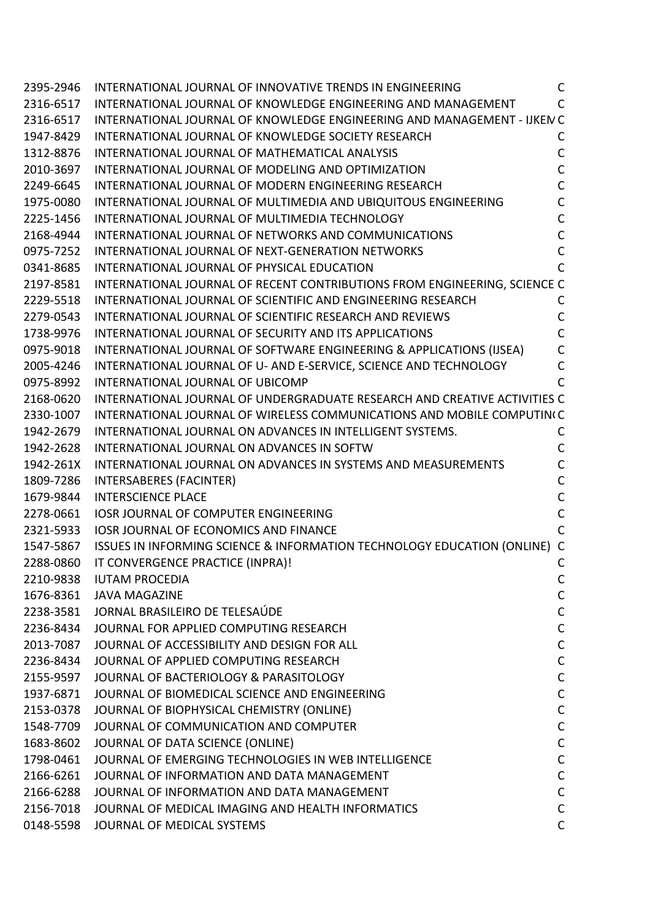| | | |
|---|---|---|
| 2395-2946 | INTERNATIONAL JOURNAL OF INNOVATIVE TRENDS IN ENGINEERING | C |
| 2316-6517 | INTERNATIONAL JOURNAL OF KNOWLEDGE ENGINEERING AND MANAGEMENT | C |
| 2316-6517 | INTERNATIONAL JOURNAL OF KNOWLEDGE ENGINEERING AND MANAGEMENT - IJKEM | C |
| 1947-8429 | INTERNATIONAL JOURNAL OF KNOWLEDGE SOCIETY RESEARCH | C |
| 1312-8876 | INTERNATIONAL JOURNAL OF MATHEMATICAL ANALYSIS | C |
| 2010-3697 | INTERNATIONAL JOURNAL OF MODELING AND OPTIMIZATION | C |
| 2249-6645 | INTERNATIONAL JOURNAL OF MODERN ENGINEERING RESEARCH | C |
| 1975-0080 | INTERNATIONAL JOURNAL OF MULTIMEDIA AND UBIQUITOUS ENGINEERING | C |
| 2225-1456 | INTERNATIONAL JOURNAL OF MULTIMEDIA TECHNOLOGY | C |
| 2168-4944 | INTERNATIONAL JOURNAL OF NETWORKS AND COMMUNICATIONS | C |
| 0975-7252 | INTERNATIONAL JOURNAL OF NEXT-GENERATION NETWORKS | C |
| 0341-8685 | INTERNATIONAL JOURNAL OF PHYSICAL EDUCATION | C |
| 2197-8581 | INTERNATIONAL JOURNAL OF RECENT CONTRIBUTIONS FROM ENGINEERING, SCIENCE | C |
| 2229-5518 | INTERNATIONAL JOURNAL OF SCIENTIFIC AND ENGINEERING RESEARCH | C |
| 2279-0543 | INTERNATIONAL JOURNAL OF SCIENTIFIC RESEARCH AND REVIEWS | C |
| 1738-9976 | INTERNATIONAL JOURNAL OF SECURITY AND ITS APPLICATIONS | C |
| 0975-9018 | INTERNATIONAL JOURNAL OF SOFTWARE ENGINEERING & APPLICATIONS (IJSEA) | C |
| 2005-4246 | INTERNATIONAL JOURNAL OF U- AND E-SERVICE, SCIENCE AND TECHNOLOGY | C |
| 0975-8992 | INTERNATIONAL JOURNAL OF UBICOMP | C |
| 2168-0620 | INTERNATIONAL JOURNAL OF UNDERGRADUATE RESEARCH AND CREATIVE ACTIVITIES | C |
| 2330-1007 | INTERNATIONAL JOURNAL OF WIRELESS COMMUNICATIONS AND MOBILE COMPUTIN( | C |
| 1942-2679 | INTERNATIONAL JOURNAL ON ADVANCES IN INTELLIGENT SYSTEMS. | C |
| 1942-2628 | INTERNATIONAL JOURNAL ON ADVANCES IN SOFTW | C |
| 1942-261X | INTERNATIONAL JOURNAL ON ADVANCES IN SYSTEMS AND MEASUREMENTS | C |
| 1809-7286 | INTERSABERES (FACINTER) | C |
| 1679-9844 | INTERSCIENCE PLACE | C |
| 2278-0661 | IOSR JOURNAL OF COMPUTER ENGINEERING | C |
| 2321-5933 | IOSR JOURNAL OF ECONOMICS AND FINANCE | C |
| 1547-5867 | ISSUES IN INFORMING SCIENCE & INFORMATION TECHNOLOGY EDUCATION (ONLINE) | C |
| 2288-0860 | IT CONVERGENCE PRACTICE (INPRA)! | C |
| 2210-9838 | IUTAM PROCEDIA | C |
| 1676-8361 | JAVA MAGAZINE | C |
| 2238-3581 | JORNAL BRASILEIRO DE TELESAÚDE | C |
| 2236-8434 | JOURNAL FOR APPLIED COMPUTING RESEARCH | C |
| 2013-7087 | JOURNAL OF ACCESSIBILITY AND DESIGN FOR ALL | C |
| 2236-8434 | JOURNAL OF APPLIED COMPUTING RESEARCH | C |
| 2155-9597 | JOURNAL OF BACTERIOLOGY & PARASITOLOGY | C |
| 1937-6871 | JOURNAL OF BIOMEDICAL SCIENCE AND ENGINEERING | C |
| 2153-0378 | JOURNAL OF BIOPHYSICAL CHEMISTRY (ONLINE) | C |
| 1548-7709 | JOURNAL OF COMMUNICATION AND COMPUTER | C |
| 1683-8602 | JOURNAL OF DATA SCIENCE (ONLINE) | C |
| 1798-0461 | JOURNAL OF EMERGING TECHNOLOGIES IN WEB INTELLIGENCE | C |
| 2166-6261 | JOURNAL OF INFORMATION AND DATA MANAGEMENT | C |
| 2166-6288 | JOURNAL OF INFORMATION AND DATA MANAGEMENT | C |
| 2156-7018 | JOURNAL OF MEDICAL IMAGING AND HEALTH INFORMATICS | C |
| 0148-5598 | JOURNAL OF MEDICAL SYSTEMS | C |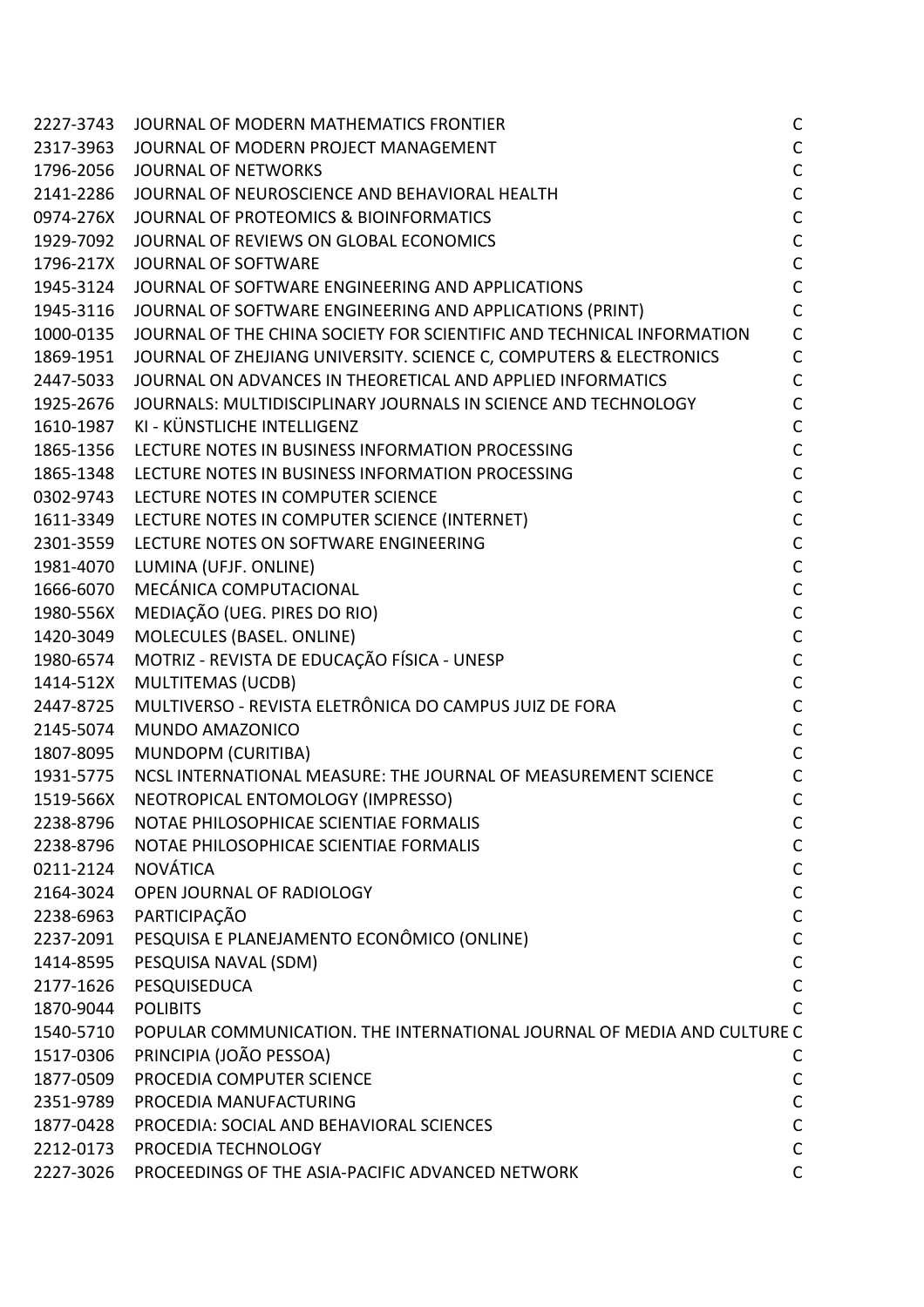| | | |
|---|---|---|
| 2227-3743 | JOURNAL OF MODERN MATHEMATICS FRONTIER | C |
| 2317-3963 | JOURNAL OF MODERN PROJECT MANAGEMENT | C |
| 1796-2056 | JOURNAL OF NETWORKS | C |
| 2141-2286 | JOURNAL OF NEUROSCIENCE AND BEHAVIORAL HEALTH | C |
| 0974-276X | JOURNAL OF PROTEOMICS & BIOINFORMATICS | C |
| 1929-7092 | JOURNAL OF REVIEWS ON GLOBAL ECONOMICS | C |
| 1796-217X | JOURNAL OF SOFTWARE | C |
| 1945-3124 | JOURNAL OF SOFTWARE ENGINEERING AND APPLICATIONS | C |
| 1945-3116 | JOURNAL OF SOFTWARE ENGINEERING AND APPLICATIONS (PRINT) | C |
| 1000-0135 | JOURNAL OF THE CHINA SOCIETY FOR SCIENTIFIC AND TECHNICAL INFORMATION | C |
| 1869-1951 | JOURNAL OF ZHEJIANG UNIVERSITY. SCIENCE C, COMPUTERS & ELECTRONICS | C |
| 2447-5033 | JOURNAL ON ADVANCES IN THEORETICAL AND APPLIED INFORMATICS | C |
| 1925-2676 | JOURNALS: MULTIDISCIPLINARY JOURNALS IN SCIENCE AND TECHNOLOGY | C |
| 1610-1987 | KI - KÜNSTLICHE INTELLIGENZ | C |
| 1865-1356 | LECTURE NOTES IN BUSINESS INFORMATION PROCESSING | C |
| 1865-1348 | LECTURE NOTES IN BUSINESS INFORMATION PROCESSING | C |
| 0302-9743 | LECTURE NOTES IN COMPUTER SCIENCE | C |
| 1611-3349 | LECTURE NOTES IN COMPUTER SCIENCE (INTERNET) | C |
| 2301-3559 | LECTURE NOTES ON SOFTWARE ENGINEERING | C |
| 1981-4070 | LUMINA (UFJF. ONLINE) | C |
| 1666-6070 | MECÁNICA COMPUTACIONAL | C |
| 1980-556X | MEDIAÇÃO (UEG. PIRES DO RIO) | C |
| 1420-3049 | MOLECULES (BASEL. ONLINE) | C |
| 1980-6574 | MOTRIZ - REVISTA DE EDUCAÇÃO FÍSICA - UNESP | C |
| 1414-512X | MULTITEMAS (UCDB) | C |
| 2447-8725 | MULTIVERSO - REVISTA ELETRÔNICA DO CAMPUS JUIZ DE FORA | C |
| 2145-5074 | MUNDO AMAZONICO | C |
| 1807-8095 | MUNDOPM (CURITIBA) | C |
| 1931-5775 | NCSL INTERNATIONAL MEASURE: THE JOURNAL OF MEASUREMENT SCIENCE | C |
| 1519-566X | NEOTROPICAL ENTOMOLOGY (IMPRESSO) | C |
| 2238-8796 | NOTAE PHILOSOPHICAE SCIENTIAE FORMALIS | C |
| 2238-8796 | NOTAE PHILOSOPHICAE SCIENTIAE FORMALIS | C |
| 0211-2124 | NOVÁTICA | C |
| 2164-3024 | OPEN JOURNAL OF RADIOLOGY | C |
| 2238-6963 | PARTICIPAÇÃO | C |
| 2237-2091 | PESQUISA E PLANEJAMENTO ECONÔMICO (ONLINE) | C |
| 1414-8595 | PESQUISA NAVAL (SDM) | C |
| 2177-1626 | PESQUISEDUCA | C |
| 1870-9044 | POLIBITS | C |
| 1540-5710 | POPULAR COMMUNICATION. THE INTERNATIONAL JOURNAL OF MEDIA AND CULTURE | C |
| 1517-0306 | PRINCIPIA (JOÃO PESSOA) | C |
| 1877-0509 | PROCEDIA COMPUTER SCIENCE | C |
| 2351-9789 | PROCEDIA MANUFACTURING | C |
| 1877-0428 | PROCEDIA: SOCIAL AND BEHAVIORAL SCIENCES | C |
| 2212-0173 | PROCEDIA TECHNOLOGY | C |
| 2227-3026 | PROCEEDINGS OF THE ASIA-PACIFIC ADVANCED NETWORK | C |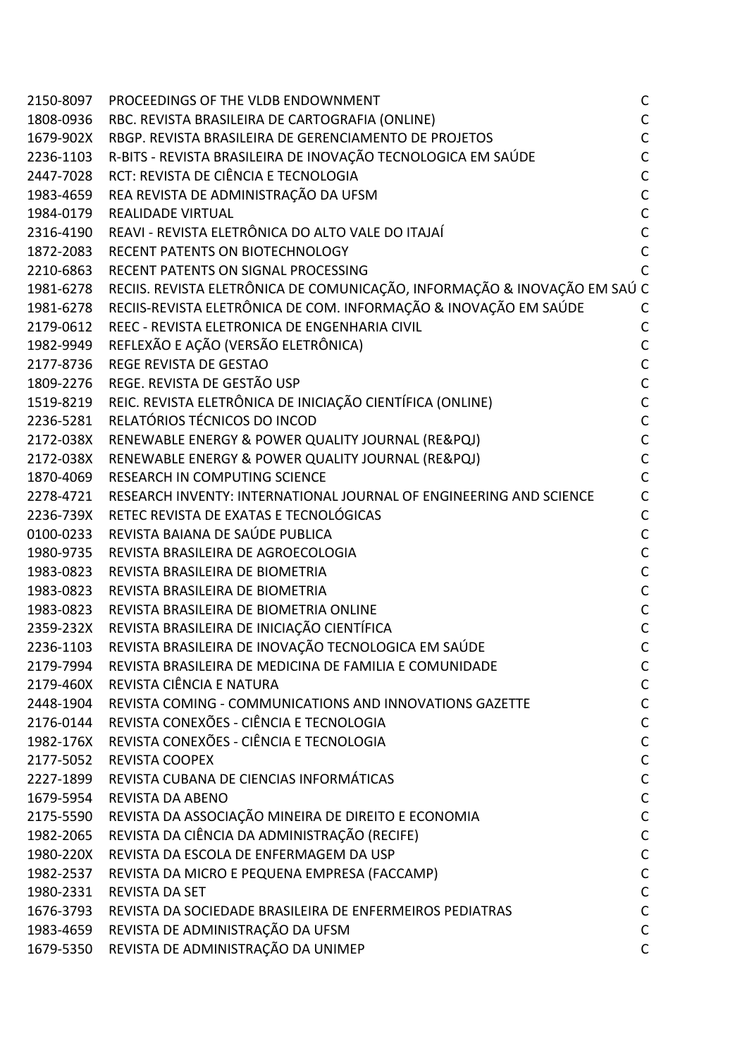| | | |
|---|---|---|
| 2150-8097 | PROCEEDINGS OF THE VLDB ENDOWNMENT | C |
| 1808-0936 | RBC. REVISTA BRASILEIRA DE CARTOGRAFIA (ONLINE) | C |
| 1679-902X | RBGP. REVISTA BRASILEIRA DE GERENCIAMENTO DE PROJETOS | C |
| 2236-1103 | R-BITS - REVISTA BRASILEIRA DE INOVAÇÃO TECNOLOGICA EM SAÚDE | C |
| 2447-7028 | RCT: REVISTA DE CIÊNCIA E TECNOLOGIA | C |
| 1983-4659 | REA REVISTA DE ADMINISTRAÇÃO DA UFSM | C |
| 1984-0179 | REALIDADE VIRTUAL | C |
| 2316-4190 | REAVI - REVISTA ELETRÔNICA DO ALTO VALE DO ITAJAÍ | C |
| 1872-2083 | RECENT PATENTS ON BIOTECHNOLOGY | C |
| 2210-6863 | RECENT PATENTS ON SIGNAL PROCESSING | C |
| 1981-6278 | RECIIS. REVISTA ELETRÔNICA DE COMUNICAÇÃO, INFORMAÇÃO & INOVAÇÃO EM SAÚ | C |
| 1981-6278 | RECIIS-REVISTA ELETRÔNICA DE COM. INFORMAÇÃO & INOVAÇÃO EM SAÚDE | C |
| 2179-0612 | REEC - REVISTA ELETRONICA DE ENGENHARIA CIVIL | C |
| 1982-9949 | REFLEXÃO E AÇÃO (VERSÃO ELETRÔNICA) | C |
| 2177-8736 | REGE REVISTA DE GESTAO | C |
| 1809-2276 | REGE. REVISTA DE GESTÃO USP | C |
| 1519-8219 | REIC. REVISTA ELETRÔNICA DE INICIAÇÃO CIENTÍFICA (ONLINE) | C |
| 2236-5281 | RELATÓRIOS TÉCNICOS DO INCOD | C |
| 2172-038X | RENEWABLE ENERGY & POWER QUALITY JOURNAL (RE&PQJ) | C |
| 2172-038X | RENEWABLE ENERGY & POWER QUALITY JOURNAL (RE&PQJ) | C |
| 1870-4069 | RESEARCH IN COMPUTING SCIENCE | C |
| 2278-4721 | RESEARCH INVENTY: INTERNATIONAL JOURNAL OF ENGINEERING AND SCIENCE | C |
| 2236-739X | RETEC REVISTA DE EXATAS E TECNOLÓGICAS | C |
| 0100-0233 | REVISTA BAIANA DE SAÚDE PUBLICA | C |
| 1980-9735 | REVISTA BRASILEIRA DE AGROECOLOGIA | C |
| 1983-0823 | REVISTA BRASILEIRA DE BIOMETRIA | C |
| 1983-0823 | REVISTA BRASILEIRA DE BIOMETRIA | C |
| 1983-0823 | REVISTA BRASILEIRA DE BIOMETRIA ONLINE | C |
| 2359-232X | REVISTA BRASILEIRA DE INICIAÇÃO CIENTÍFICA | C |
| 2236-1103 | REVISTA BRASILEIRA DE INOVAÇÃO TECNOLOGICA EM SAÚDE | C |
| 2179-7994 | REVISTA BRASILEIRA DE MEDICINA DE FAMILIA E COMUNIDADE | C |
| 2179-460X | REVISTA CIÊNCIA E NATURA | C |
| 2448-1904 | REVISTA COMING - COMMUNICATIONS AND INNOVATIONS GAZETTE | C |
| 2176-0144 | REVISTA CONEXÕES - CIÊNCIA E TECNOLOGIA | C |
| 1982-176X | REVISTA CONEXÕES - CIÊNCIA E TECNOLOGIA | C |
| 2177-5052 | REVISTA COOPEX | C |
| 2227-1899 | REVISTA CUBANA DE CIENCIAS INFORMÁTICAS | C |
| 1679-5954 | REVISTA DA ABENO | C |
| 2175-5590 | REVISTA DA ASSOCIAÇÃO MINEIRA DE DIREITO E ECONOMIA | C |
| 1982-2065 | REVISTA DA CIÊNCIA DA ADMINISTRAÇÃO (RECIFE) | C |
| 1980-220X | REVISTA DA ESCOLA DE ENFERMAGEM DA USP | C |
| 1982-2537 | REVISTA DA MICRO E PEQUENA EMPRESA (FACCAMP) | C |
| 1980-2331 | REVISTA DA SET | C |
| 1676-3793 | REVISTA DA SOCIEDADE BRASILEIRA DE ENFERMEIROS PEDIATRAS | C |
| 1983-4659 | REVISTA DE ADMINISTRAÇÃO DA UFSM | C |
| 1679-5350 | REVISTA DE ADMINISTRAÇÃO DA UNIMEP | C |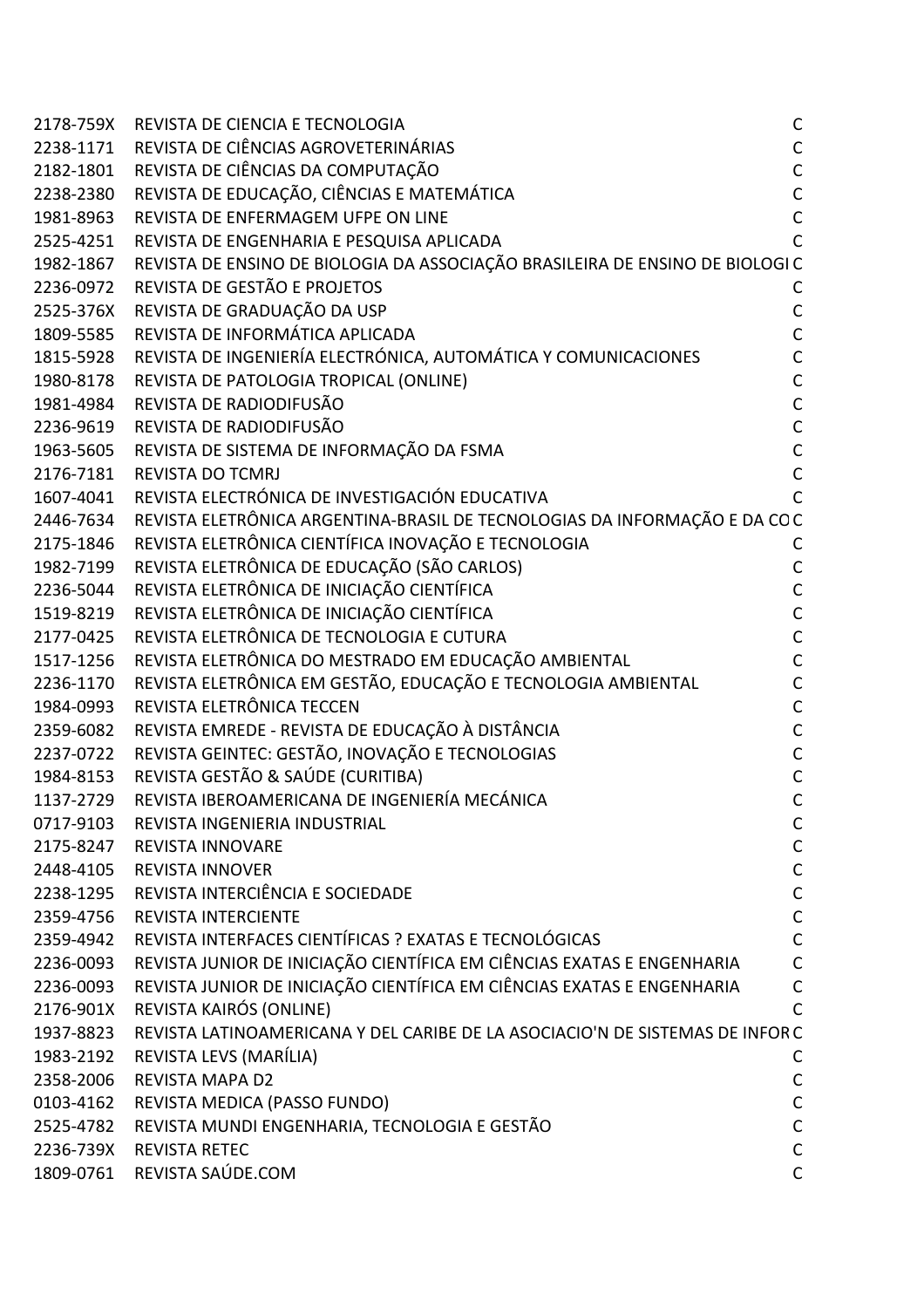| | | |
|---|---|---|
| 2178-759X | REVISTA DE CIENCIA E TECNOLOGIA | C |
| 2238-1171 | REVISTA DE CIÊNCIAS AGROVETERINÁRIAS | C |
| 2182-1801 | REVISTA DE CIÊNCIAS DA COMPUTAÇÃO | C |
| 2238-2380 | REVISTA DE EDUCAÇÃO, CIÊNCIAS E MATEMÁTICA | C |
| 1981-8963 | REVISTA DE ENFERMAGEM UFPE ON LINE | C |
| 2525-4251 | REVISTA DE ENGENHARIA E PESQUISA APLICADA | C |
| 1982-1867 | REVISTA DE ENSINO DE BIOLOGIA DA ASSOCIAÇÃO BRASILEIRA DE ENSINO DE BIOLOGI | C |
| 2236-0972 | REVISTA DE GESTÃO E PROJETOS | C |
| 2525-376X | REVISTA DE GRADUAÇÃO DA USP | C |
| 1809-5585 | REVISTA DE INFORMÁTICA APLICADA | C |
| 1815-5928 | REVISTA DE INGENIERÍA ELECTRÓNICA, AUTOMÁTICA Y COMUNICACIONES | C |
| 1980-8178 | REVISTA DE PATOLOGIA TROPICAL (ONLINE) | C |
| 1981-4984 | REVISTA DE RADIODIFUSÃO | C |
| 2236-9619 | REVISTA DE RADIODIFUSÃO | C |
| 1963-5605 | REVISTA DE SISTEMA DE INFORMAÇÃO DA FSMA | C |
| 2176-7181 | REVISTA DO TCMRJ | C |
| 1607-4041 | REVISTA ELECTRÓNICA DE INVESTIGACIÓN EDUCATIVA | C |
| 2446-7634 | REVISTA ELETRÔNICA ARGENTINA-BRASIL DE TECNOLOGIAS DA INFORMAÇÃO E DA CO | C |
| 2175-1846 | REVISTA ELETRÔNICA CIENTÍFICA INOVAÇÃO E TECNOLOGIA | C |
| 1982-7199 | REVISTA ELETRÔNICA DE EDUCAÇÃO (SÃO CARLOS) | C |
| 2236-5044 | REVISTA ELETRÔNICA DE INICIAÇÃO CIENTÍFICA | C |
| 1519-8219 | REVISTA ELETRÔNICA DE INICIAÇÃO CIENTÍFICA | C |
| 2177-0425 | REVISTA ELETRÔNICA DE TECNOLOGIA E CUTURA | C |
| 1517-1256 | REVISTA ELETRÔNICA DO MESTRADO EM EDUCAÇÃO AMBIENTAL | C |
| 2236-1170 | REVISTA ELETRÔNICA EM GESTÃO, EDUCAÇÃO E TECNOLOGIA AMBIENTAL | C |
| 1984-0993 | REVISTA ELETRÔNICA TECCEN | C |
| 2359-6082 | REVISTA EMREDE - REVISTA DE EDUCAÇÃO À DISTÂNCIA | C |
| 2237-0722 | REVISTA GEINTEC: GESTÃO, INOVAÇÃO E TECNOLOGIAS | C |
| 1984-8153 | REVISTA GESTÃO & SAÚDE (CURITIBA) | C |
| 1137-2729 | REVISTA IBEROAMERICANA DE INGENIERÍA MECÁNICA | C |
| 0717-9103 | REVISTA INGENIERIA INDUSTRIAL | C |
| 2175-8247 | REVISTA INNOVARE | C |
| 2448-4105 | REVISTA INNOVER | C |
| 2238-1295 | REVISTA INTERCIÊNCIA E SOCIEDADE | C |
| 2359-4756 | REVISTA INTERCIENTE | C |
| 2359-4942 | REVISTA INTERFACES CIENTÍFICAS ? EXATAS E TECNOLÓGICAS | C |
| 2236-0093 | REVISTA JUNIOR DE INICIAÇÃO CIENTÍFICA EM CIÊNCIAS EXATAS E ENGENHARIA | C |
| 2236-0093 | REVISTA JUNIOR DE INICIAÇÃO CIENTÍFICA EM CIÊNCIAS EXATAS E ENGENHARIA | C |
| 2176-901X | REVISTA KAIRÓS (ONLINE) | C |
| 1937-8823 | REVISTA LATINOAMERICANA Y DEL CARIBE DE LA ASOCIACIO'N DE SISTEMAS DE INFOR | C |
| 1983-2192 | REVISTA LEVS (MARÍLIA) | C |
| 2358-2006 | REVISTA MAPA D2 | C |
| 0103-4162 | REVISTA MEDICA (PASSO FUNDO) | C |
| 2525-4782 | REVISTA MUNDI ENGENHARIA, TECNOLOGIA E GESTÃO | C |
| 2236-739X | REVISTA RETEC | C |
| 1809-0761 | REVISTA SAÚDE.COM | C |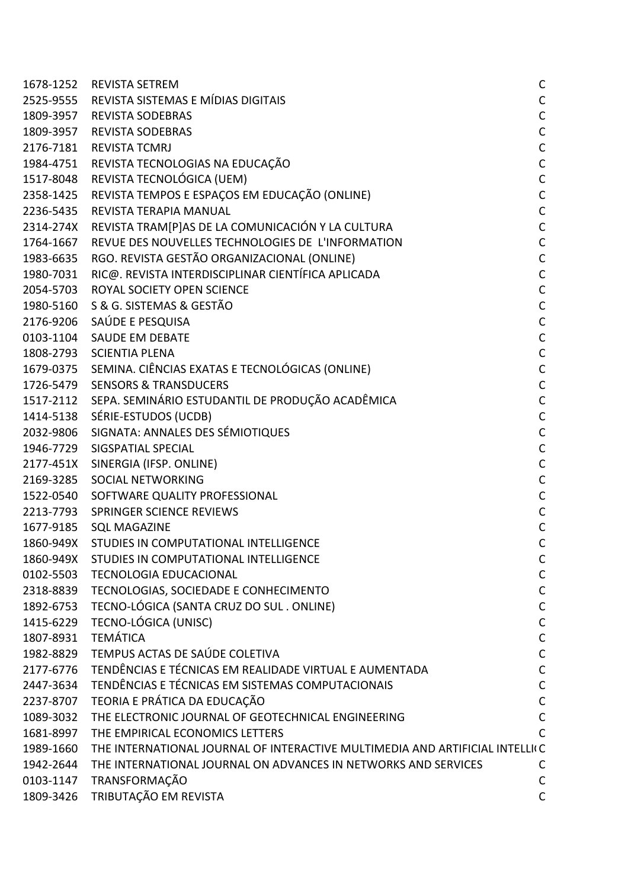| | | |
|---|---|---|
| 1678-1252 | REVISTA SETREM | C |
| 2525-9555 | REVISTA SISTEMAS E MÍDIAS DIGITAIS | C |
| 1809-3957 | REVISTA SODEBRAS | C |
| 1809-3957 | REVISTA SODEBRAS | C |
| 2176-7181 | REVISTA TCMRJ | C |
| 1984-4751 | REVISTA TECNOLOGIAS NA EDUCAÇÃO | C |
| 1517-8048 | REVISTA TECNOLÓGICA (UEM) | C |
| 2358-1425 | REVISTA TEMPOS E ESPAÇOS EM EDUCAÇÃO (ONLINE) | C |
| 2236-5435 | REVISTA TERAPIA MANUAL | C |
| 2314-274X | REVISTA TRAM[P]AS DE LA COMUNICACIÓN Y LA CULTURA | C |
| 1764-1667 | REVUE DES NOUVELLES TECHNOLOGIES DE L'INFORMATION | C |
| 1983-6635 | RGO. REVISTA GESTÃO ORGANIZACIONAL (ONLINE) | C |
| 1980-7031 | RIC@. REVISTA INTERDISCIPLINAR CIENTÍFICA APLICADA | C |
| 2054-5703 | ROYAL SOCIETY OPEN SCIENCE | C |
| 1980-5160 | S & G. SISTEMAS & GESTÃO | C |
| 2176-9206 | SAÚDE E PESQUISA | C |
| 0103-1104 | SAUDE EM DEBATE | C |
| 1808-2793 | SCIENTIA PLENA | C |
| 1679-0375 | SEMINA. CIÊNCIAS EXATAS E TECNOLÓGICAS (ONLINE) | C |
| 1726-5479 | SENSORS & TRANSDUCERS | C |
| 1517-2112 | SEPA. SEMINÁRIO ESTUDANTIL DE PRODUÇÃO ACADÊMICA | C |
| 1414-5138 | SÉRIE-ESTUDOS (UCDB) | C |
| 2032-9806 | SIGNATA: ANNALES DES SÉMIOTIQUES | C |
| 1946-7729 | SIGSPATIAL SPECIAL | C |
| 2177-451X | SINERGIA (IFSP. ONLINE) | C |
| 2169-3285 | SOCIAL NETWORKING | C |
| 1522-0540 | SOFTWARE QUALITY PROFESSIONAL | C |
| 2213-7793 | SPRINGER SCIENCE REVIEWS | C |
| 1677-9185 | SQL MAGAZINE | C |
| 1860-949X | STUDIES IN COMPUTATIONAL INTELLIGENCE | C |
| 1860-949X | STUDIES IN COMPUTATIONAL INTELLIGENCE | C |
| 0102-5503 | TECNOLOGIA EDUCACIONAL | C |
| 2318-8839 | TECNOLOGIAS, SOCIEDADE E CONHECIMENTO | C |
| 1892-6753 | TECNO-LÓGICA (SANTA CRUZ DO SUL . ONLINE) | C |
| 1415-6229 | TECNO-LÓGICA (UNISC) | C |
| 1807-8931 | TEMÁTICA | C |
| 1982-8829 | TEMPUS ACTAS DE SAÚDE COLETIVA | C |
| 2177-6776 | TENDÊNCIAS E TÉCNICAS EM REALIDADE VIRTUAL E AUMENTADA | C |
| 2447-3634 | TENDÊNCIAS E TÉCNICAS EM SISTEMAS COMPUTACIONAIS | C |
| 2237-8707 | TEORIA E PRÁTICA DA EDUCAÇÃO | C |
| 1089-3032 | THE ELECTRONIC JOURNAL OF GEOTECHNICAL ENGINEERING | C |
| 1681-8997 | THE EMPIRICAL ECONOMICS LETTERS | C |
| 1989-1660 | THE INTERNATIONAL JOURNAL OF INTERACTIVE MULTIMEDIA AND ARTIFICIAL INTELLI( | C |
| 1942-2644 | THE INTERNATIONAL JOURNAL ON ADVANCES IN NETWORKS AND SERVICES | C |
| 0103-1147 | TRANSFORMAÇÃO | C |
| 1809-3426 | TRIBUTAÇÃO EM REVISTA | C |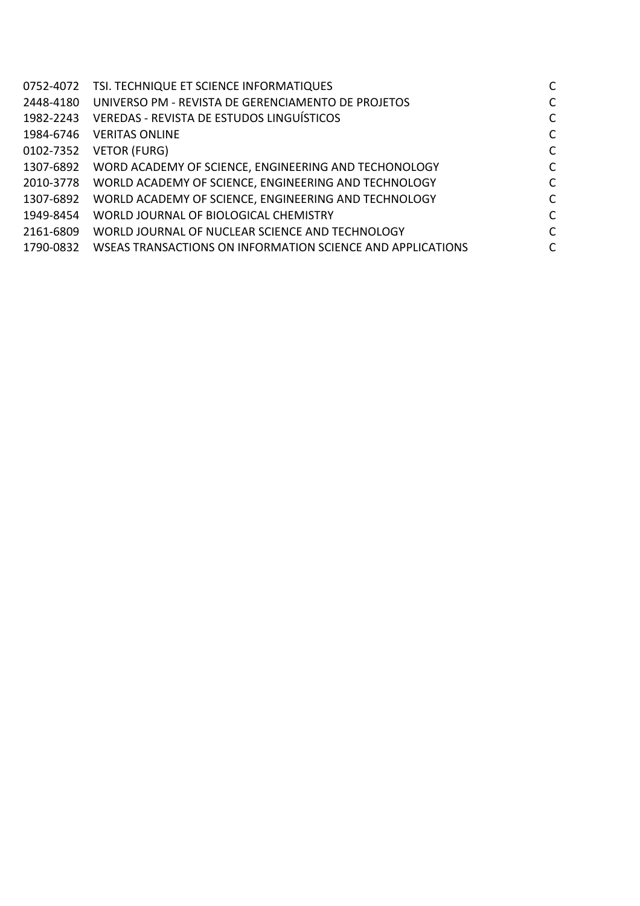| | | |
|---|---|---|
| 0752-4072 | TSI. TECHNIQUE ET SCIENCE INFORMATIQUES | C |
| 2448-4180 | UNIVERSO PM - REVISTA DE GERENCIAMENTO DE PROJETOS | C |
| 1982-2243 | VEREDAS - REVISTA DE ESTUDOS LINGUÍSTICOS | C |
| 1984-6746 | VERITAS ONLINE | C |
| 0102-7352 | VETOR (FURG) | C |
| 1307-6892 | WORD ACADEMY OF SCIENCE, ENGINEERING AND TECHONOLOGY | C |
| 2010-3778 | WORLD ACADEMY OF SCIENCE, ENGINEERING AND TECHNOLOGY | C |
| 1307-6892 | WORLD ACADEMY OF SCIENCE, ENGINEERING AND TECHNOLOGY | C |
| 1949-8454 | WORLD JOURNAL OF BIOLOGICAL CHEMISTRY | C |
| 2161-6809 | WORLD JOURNAL OF NUCLEAR SCIENCE AND TECHNOLOGY | C |
| 1790-0832 | WSEAS TRANSACTIONS ON INFORMATION SCIENCE AND APPLICATIONS | C |